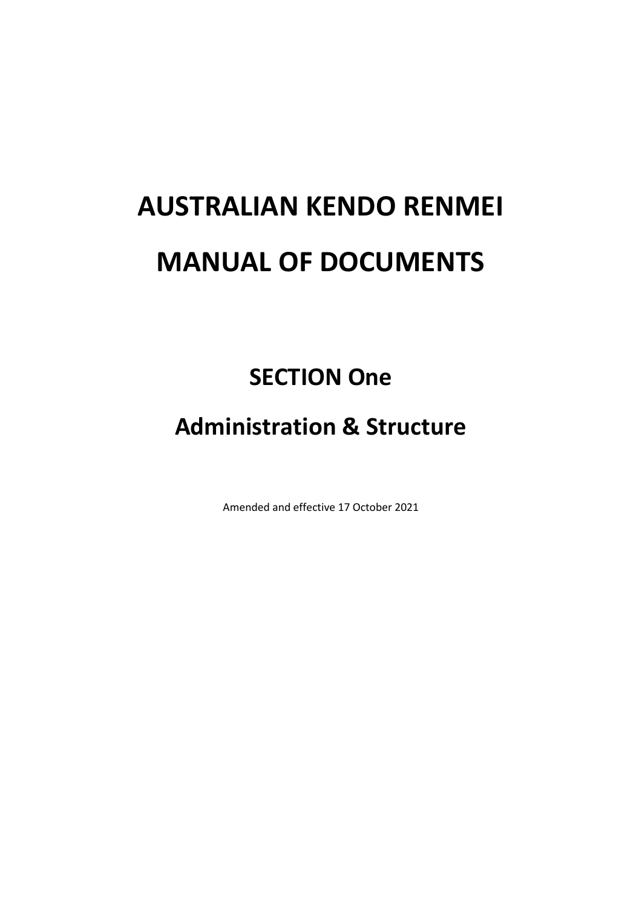# AUSTRALIAN KENDO RENMEI

# MANUAL OF DOCUMENTS

## SECTION One

## Administration & Structure

Amended and effective 17 October 2021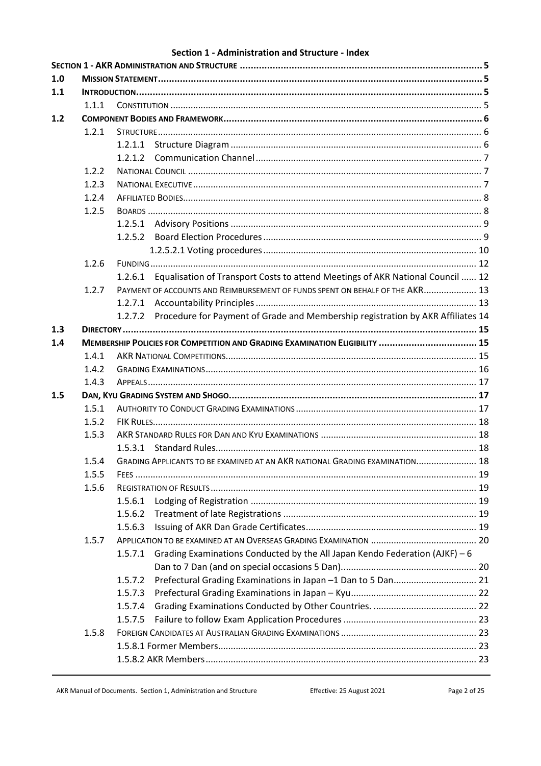**Section 1 - Administration and Structure - Index**

| | | | |
|---|---|---|---|
| **SECTION 1 - AKR ADMINISTRATION AND STRUCTURE** | | | 5 |
| **1.0** | **MISSION STATEMENT** | | 5 |
| **1.1** | **INTRODUCTION** | | 5 |
| | 1.1.1 | CONSTITUTION | 5 |
| **1.2** | **COMPONENT BODIES AND FRAMEWORK** | | 6 |
| | 1.2.1 | STRUCTURE | 6 |
| | | 1.2.1.1 Structure Diagram | 6 |
| | | 1.2.1.2 Communication Channel | 7 |
| | 1.2.2 | NATIONAL COUNCIL | 7 |
| | 1.2.3 | NATIONAL EXECUTIVE | 7 |
| | 1.2.4 | AFFILIATED BODIES | 8 |
| | 1.2.5 | BOARDS | 8 |
| | | 1.2.5.1 Advisory Positions | 9 |
| | | 1.2.5.2 Board Election Procedures | 9 |
| | | 1.2.5.2.1 Voting procedures | 10 |
| | 1.2.6 | FUNDING | 12 |
| | | 1.2.6.1 Equalisation of Transport Costs to attend Meetings of AKR National Council | 12 |
| | 1.2.7 | PAYMENT OF ACCOUNTS AND REIMBURSEMENT OF FUNDS SPENT ON BEHALF OF THE AKR | 13 |
| | | 1.2.7.1 Accountability Principles | 13 |
| | | 1.2.7.2 Procedure for Payment of Grade and Membership registration by AKR Affiliates | 14 |
| **1.3** | **DIRECTORY** | | 15 |
| **1.4** | **MEMBERSHIP POLICIES FOR COMPETITION AND GRADING EXAMINATION ELIGIBILITY** | | 15 |
| | 1.4.1 | AKR NATIONAL COMPETITIONS | 15 |
| | 1.4.2 | GRADING EXAMINATIONS | 16 |
| | 1.4.3 | APPEALS | 17 |
| **1.5** | **DAN, KYU GRADING SYSTEM AND SHOGO** | | 17 |
| | 1.5.1 | AUTHORITY TO CONDUCT GRADING EXAMINATIONS | 17 |
| | 1.5.2 | FIK RULES | 18 |
| | 1.5.3 | AKR STANDARD RULES FOR DAN AND KYU EXAMINATIONS | 18 |
| | | 1.5.3.1 Standard Rules | 18 |
| | 1.5.4 | GRADING APPLICANTS TO BE EXAMINED AT AN AKR NATIONAL GRADING EXAMINATION | 18 |
| | 1.5.5 | FEES | 19 |
| | 1.5.6 | REGISTRATION OF RESULTS | 19 |
| | | 1.5.6.1 Lodging of Registration | 19 |
| | | 1.5.6.2 Treatment of late Registrations | 19 |
| | | 1.5.6.3 Issuing of AKR Dan Grade Certificates | 19 |
| | 1.5.7 | APPLICATION TO BE EXAMINED AT AN OVERSEAS GRADING EXAMINATION | 20 |
| | | 1.5.7.1 Grading Examinations Conducted by the All Japan Kendo Federation (AJKF) – 6 Dan to 7 Dan (and on special occasions 5 Dan) | 20 |
| | | 1.5.7.2 Prefectural Grading Examinations in Japan –1 Dan to 5 Dan | 21 |
| | | 1.5.7.3 Prefectural Grading Examinations in Japan – Kyu | 22 |
| | | 1.5.7.4 Grading Examinations Conducted by Other Countries. | 22 |
| | | 1.5.7.5 Failure to follow Exam Application Procedures | 23 |
| | 1.5.8 | FOREIGN CANDIDATES AT AUSTRALIAN GRADING EXAMINATIONS | 23 |
| | | 1.5.8.1 Former Members | 23 |
| | | 1.5.8.2 AKR Members | 23 |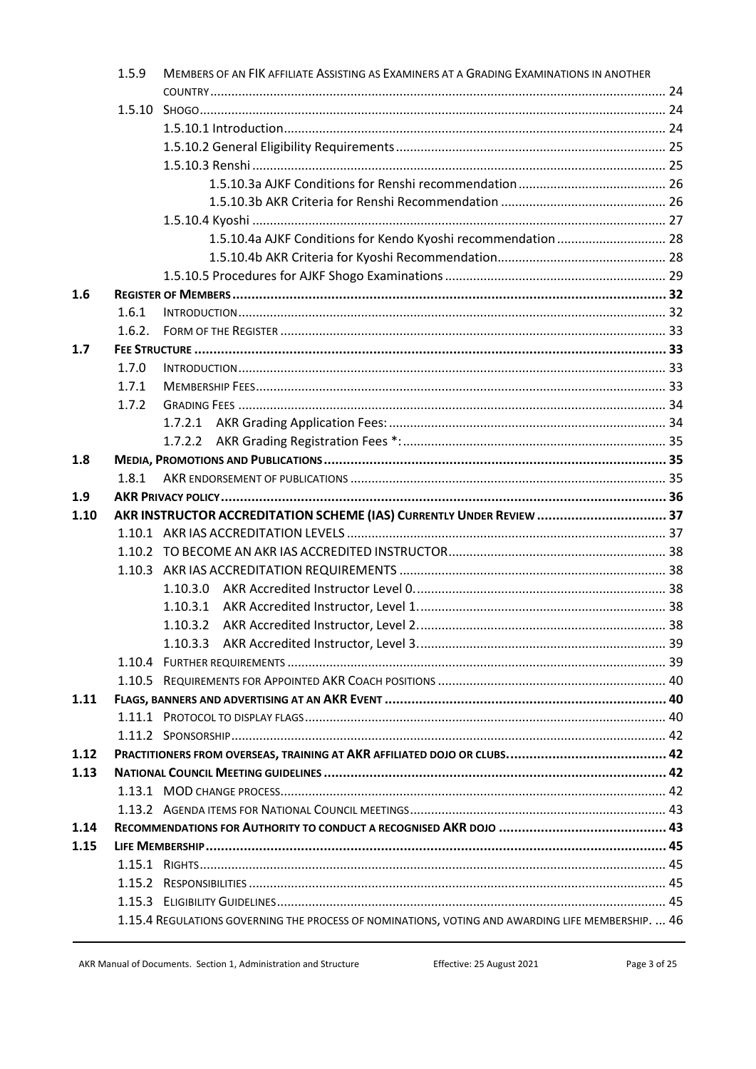| | | | |
|---|---|---|---|
| | 1.5.9 | Members of an FIK affiliate Assisting as Examiners at a Grading Examinations in another country | 24 |
| | 1.5.10 | Shogo | 24 |
| | | 1.5.10.1 Introduction | 24 |
| | | 1.5.10.2 General Eligibility Requirements | 25 |
| | | 1.5.10.3 Renshi | 25 |
| | | 1.5.10.3a AJKF Conditions for Renshi recommendation | 26 |
| | | 1.5.10.3b AKR Criteria for Renshi Recommendation | 26 |
| | | 1.5.10.4 Kyoshi | 27 |
| | | 1.5.10.4a AJKF Conditions for Kendo Kyoshi recommendation | 28 |
| | | 1.5.10.4b AKR Criteria for Kyoshi Recommendation | 28 |
| | | 1.5.10.5 Procedures for AJKF Shogo Examinations | 29 |
| **1.6** | **Register of Members** | | **32** |
| | 1.6.1 | Introduction | 32 |
| | 1.6.2. | Form of the Register | 33 |
| **1.7** | **Fee Structure** | | **33** |
| | 1.7.0 | Introduction | 33 |
| | 1.7.1 | Membership Fees | 33 |
| | 1.7.2 | Grading Fees | 34 |
| | | 1.7.2.1 AKR Grading Application Fees: | 34 |
| | | 1.7.2.2 AKR Grading Registration Fees *: | 35 |
| **1.8** | **Media, Promotions and Publications** | | **35** |
| | 1.8.1 | AKR endorsement of publications | 35 |
| **1.9** | **AKR Privacy policy** | | **36** |
| **1.10** | **AKR Instructor Accreditation Scheme (IAS) Currently Under Review** | | **37** |
| | 1.10.1 | AKR IAS Accreditation Levels | 37 |
| | 1.10.2 | To Become an AKR IAS Accredited Instructor | 38 |
| | 1.10.3 | AKR IAS Accreditation Requirements | 38 |
| | | 1.10.3.0 AKR Accredited Instructor Level 0. | 38 |
| | | 1.10.3.1 AKR Accredited Instructor, Level 1. | 38 |
| | | 1.10.3.2 AKR Accredited Instructor, Level 2. | 38 |
| | | 1.10.3.3 AKR Accredited Instructor, Level 3. | 39 |
| | 1.10.4 | Further requirements | 39 |
| | 1.10.5 | Requirements for Appointed AKR Coach positions | 40 |
| **1.11** | **Flags, banners and advertising at an AKR Event** | | **40** |
| | 1.11.1 | Protocol to display flags | 40 |
| | 1.11.2 | Sponsorship | 42 |
| **1.12** | **Practitioners from overseas, training at AKR affiliated dojo or clubs.** | | **42** |
| **1.13** | **National Council Meeting guidelines** | | **42** |
| | 1.13.1 | MOD change process | 42 |
| | 1.13.2 | Agenda items for National Council meetings | 43 |
| **1.14** | **Recommendations for Authority to conduct a recognised AKR dojo** | | **43** |
| **1.15** | **Life Membership** | | **45** |
| | 1.15.1 | Rights | 45 |
| | 1.15.2 | Responsibilities | 45 |
| | 1.15.3 | Eligibility Guidelines | 45 |
| | 1.15.4 | Regulations governing the process of nominations, voting and awarding life membership. | 46 |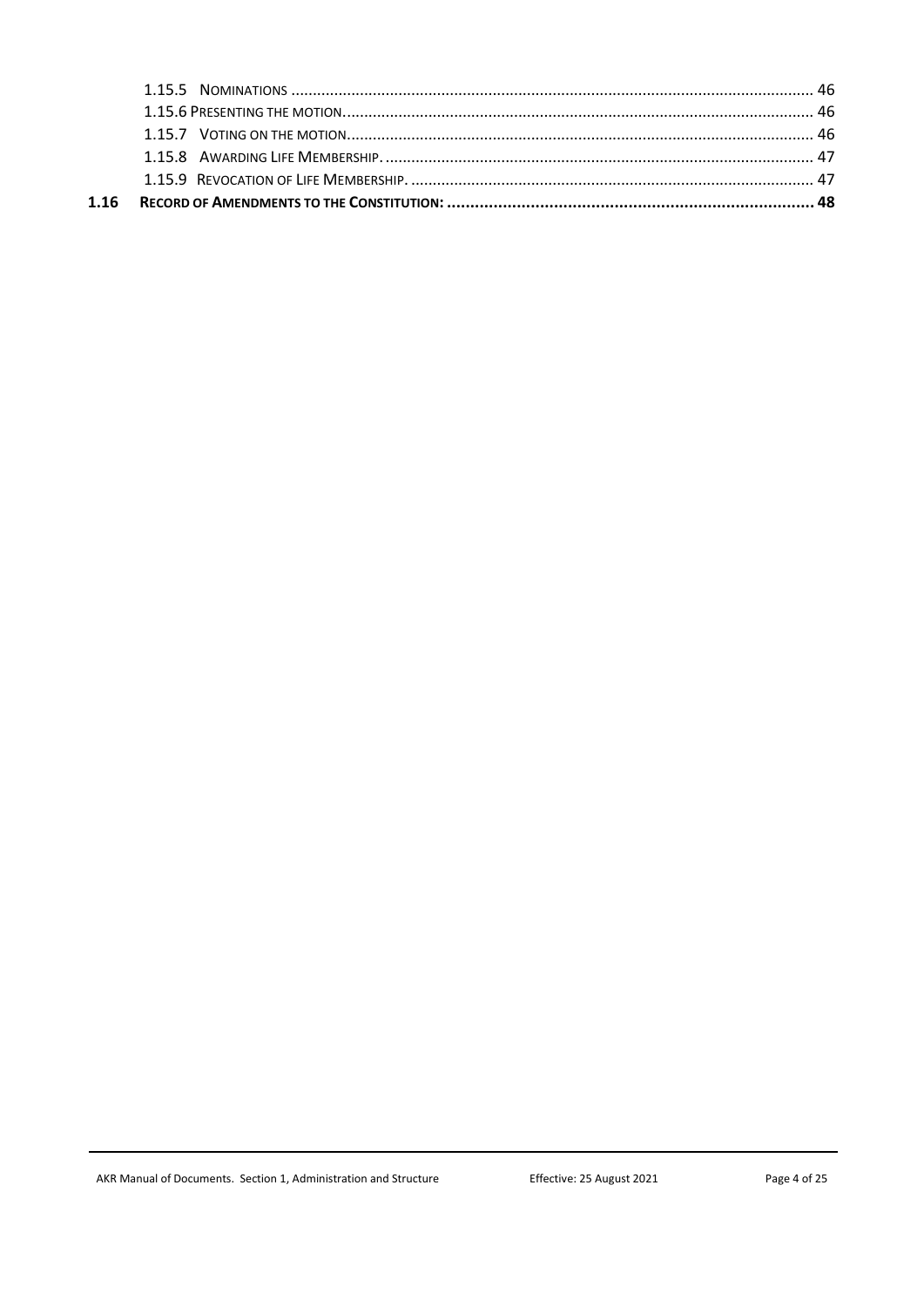1.15.5 Nominations ........................................................................................................................ 46

1.15.6 Presenting the motion............................................................................................................ 46

1.15.7 Voting on the motion........................................................................................................... 46

1.15.8 Awarding Life Membership. .................................................................................................. 47

1.15.9 Revocation of Life Membership. ............................................................................................ 47

**1.16 Record of Amendments to the Constitution: ................................................................................ 48**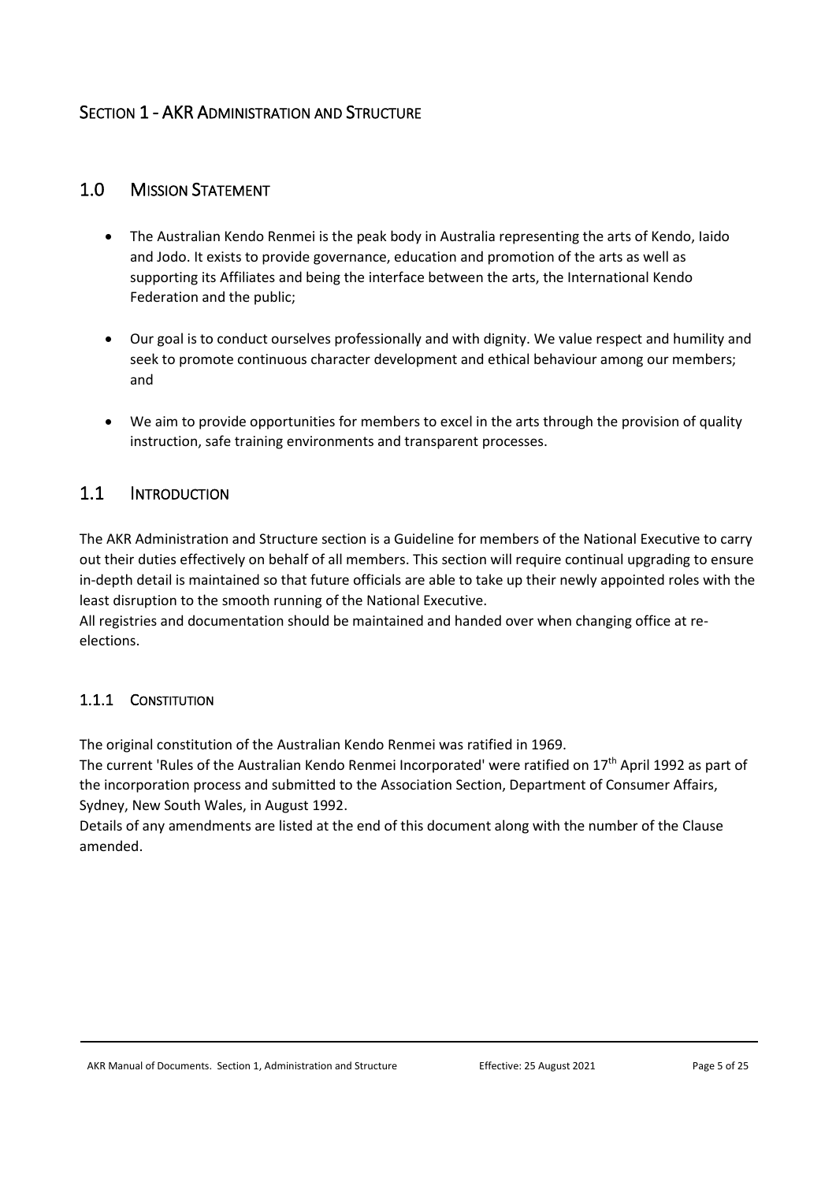# Section 1 - AKR Administration and Structure

## 1.0 Mission Statement

- The Australian Kendo Renmei is the peak body in Australia representing the arts of Kendo, Iaido and Jodo. It exists to provide governance, education and promotion of the arts as well as supporting its Affiliates and being the interface between the arts, the International Kendo Federation and the public;
- Our goal is to conduct ourselves professionally and with dignity. We value respect and humility and seek to promote continuous character development and ethical behaviour among our members; and
- We aim to provide opportunities for members to excel in the arts through the provision of quality instruction, safe training environments and transparent processes.

## 1.1 Introduction

The AKR Administration and Structure section is a Guideline for members of the National Executive to carry out their duties effectively on behalf of all members. This section will require continual upgrading to ensure in-depth detail is maintained so that future officials are able to take up their newly appointed roles with the least disruption to the smooth running of the National Executive.

All registries and documentation should be maintained and handed over when changing office at re-elections.

### 1.1.1 Constitution

The original constitution of the Australian Kendo Renmei was ratified in 1969.

The current 'Rules of the Australian Kendo Renmei Incorporated' were ratified on 17th April 1992 as part of the incorporation process and submitted to the Association Section, Department of Consumer Affairs, Sydney, New South Wales, in August 1992.

Details of any amendments are listed at the end of this document along with the number of the Clause amended.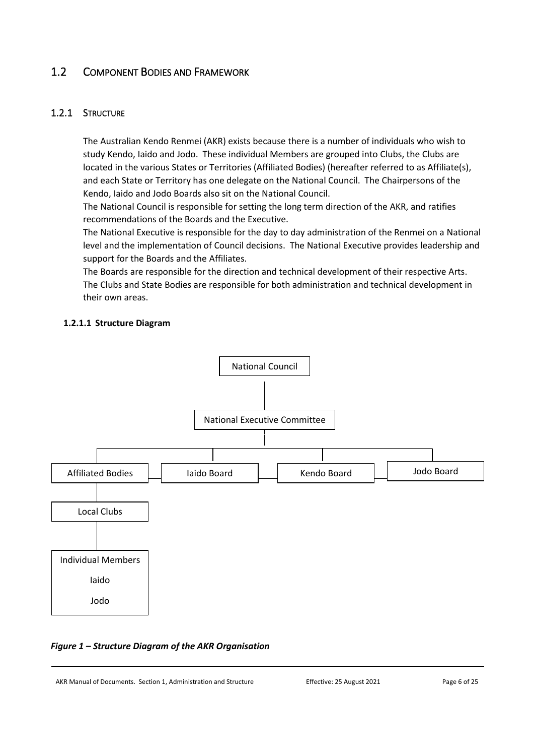## 1.2 Component Bodies and Framework

### 1.2.1 Structure

The Australian Kendo Renmei (AKR) exists because there is a number of individuals who wish to study Kendo, Iaido and Jodo. These individual Members are grouped into Clubs, the Clubs are located in the various States or Territories (Affiliated Bodies) (hereafter referred to as Affiliate(s), and each State or Territory has one delegate on the National Council. The Chairpersons of the Kendo, Iaido and Jodo Boards also sit on the National Council.

The National Council is responsible for setting the long term direction of the AKR, and ratifies recommendations of the Boards and the Executive.

The National Executive is responsible for the day to day administration of the Renmei on a National level and the implementation of Council decisions. The National Executive provides leadership and support for the Boards and the Affiliates.

The Boards are responsible for the direction and technical development of their respective Arts.

The Clubs and State Bodies are responsible for both administration and technical development in their own areas.

#### 1.2.1.1 Structure Diagram

```
                         National Council
                                |
                   National Executive Committee
                                |
     ----------------------------------------------------------
     |                   |                  |                 |
Affiliated Bodies    Iaido Board       Kendo Board       Jodo Board
     |
Local Clubs
     |
Individual Members
  Iaido
  Jodo
```

***Figure 1 – Structure Diagram of the AKR Organisation***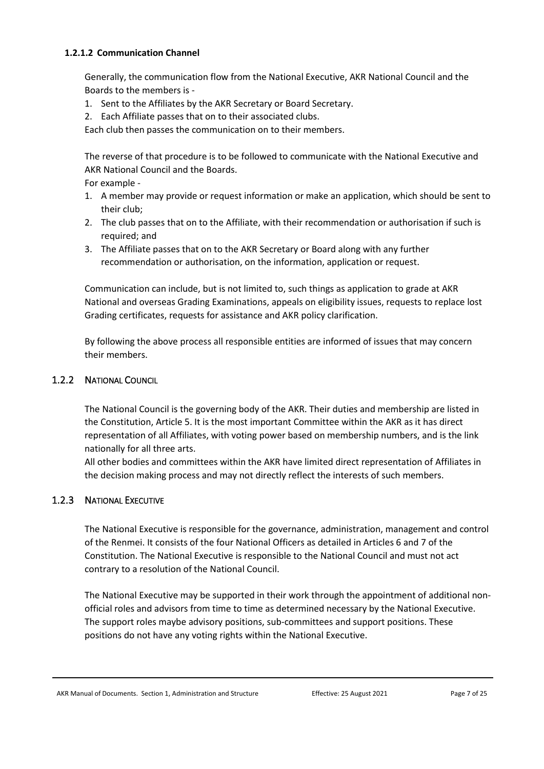#### 1.2.1.2 Communication Channel

Generally, the communication flow from the National Executive, AKR National Council and the Boards to the members is -

1. Sent to the Affiliates by the AKR Secretary or Board Secretary.
2. Each Affiliate passes that on to their associated clubs.

Each club then passes the communication on to their members.

The reverse of that procedure is to be followed to communicate with the National Executive and AKR National Council and the Boards.

For example -

1. A member may provide or request information or make an application, which should be sent to their club;
2. The club passes that on to the Affiliate, with their recommendation or authorisation if such is required; and
3. The Affiliate passes that on to the AKR Secretary or Board along with any further recommendation or authorisation, on the information, application or request.

Communication can include, but is not limited to, such things as application to grade at AKR National and overseas Grading Examinations, appeals on eligibility issues, requests to replace lost Grading certificates, requests for assistance and AKR policy clarification.

By following the above process all responsible entities are informed of issues that may concern their members.

### 1.2.2 National Council

The National Council is the governing body of the AKR. Their duties and membership are listed in the Constitution, Article 5. It is the most important Committee within the AKR as it has direct representation of all Affiliates, with voting power based on membership numbers, and is the link nationally for all three arts.

All other bodies and committees within the AKR have limited direct representation of Affiliates in the decision making process and may not directly reflect the interests of such members.

### 1.2.3 National Executive

The National Executive is responsible for the governance, administration, management and control of the Renmei. It consists of the four National Officers as detailed in Articles 6 and 7 of the Constitution. The National Executive is responsible to the National Council and must not act contrary to a resolution of the National Council.

The National Executive may be supported in their work through the appointment of additional non-official roles and advisors from time to time as determined necessary by the National Executive. The support roles maybe advisory positions, sub-committees and support positions. These positions do not have any voting rights within the National Executive.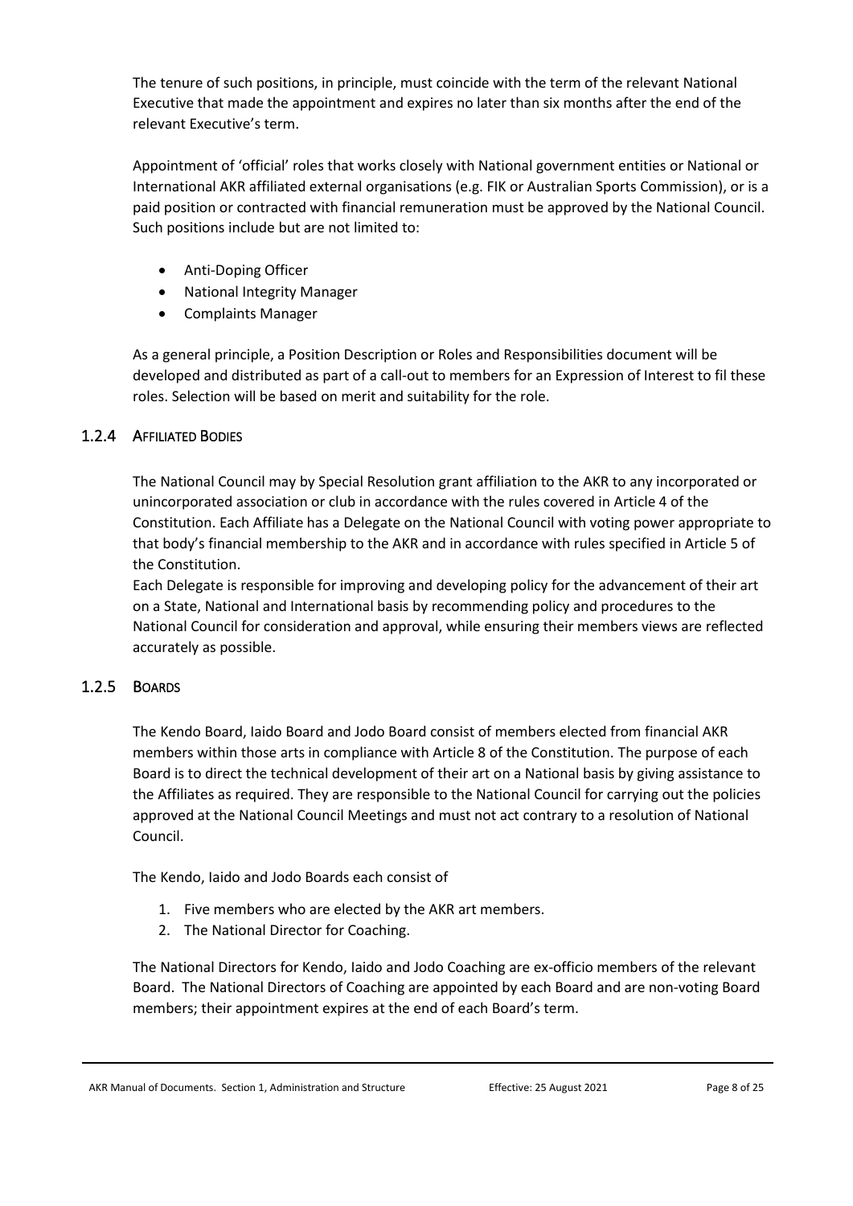The tenure of such positions, in principle, must coincide with the term of the relevant National Executive that made the appointment and expires no later than six months after the end of the relevant Executive's term.

Appointment of 'official' roles that works closely with National government entities or National or International AKR affiliated external organisations (e.g. FIK or Australian Sports Commission), or is a paid position or contracted with financial remuneration must be approved by the National Council. Such positions include but are not limited to:

- Anti-Doping Officer
- National Integrity Manager
- Complaints Manager

As a general principle, a Position Description or Roles and Responsibilities document will be developed and distributed as part of a call-out to members for an Expression of Interest to fil these roles. Selection will be based on merit and suitability for the role.

### 1.2.4 Affiliated Bodies

The National Council may by Special Resolution grant affiliation to the AKR to any incorporated or unincorporated association or club in accordance with the rules covered in Article 4 of the Constitution. Each Affiliate has a Delegate on the National Council with voting power appropriate to that body's financial membership to the AKR and in accordance with rules specified in Article 5 of the Constitution.

Each Delegate is responsible for improving and developing policy for the advancement of their art on a State, National and International basis by recommending policy and procedures to the National Council for consideration and approval, while ensuring their members views are reflected accurately as possible.

### 1.2.5 Boards

The Kendo Board, Iaido Board and Jodo Board consist of members elected from financial AKR members within those arts in compliance with Article 8 of the Constitution. The purpose of each Board is to direct the technical development of their art on a National basis by giving assistance to the Affiliates as required. They are responsible to the National Council for carrying out the policies approved at the National Council Meetings and must not act contrary to a resolution of National Council.

The Kendo, Iaido and Jodo Boards each consist of

1. Five members who are elected by the AKR art members.
2. The National Director for Coaching.

The National Directors for Kendo, Iaido and Jodo Coaching are ex-officio members of the relevant Board. The National Directors of Coaching are appointed by each Board and are non-voting Board members; their appointment expires at the end of each Board's term.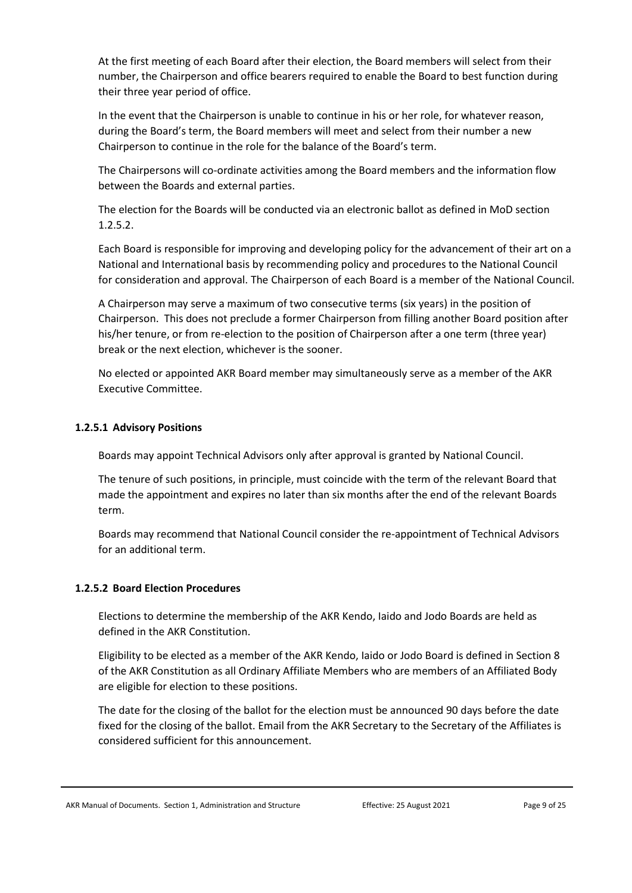At the first meeting of each Board after their election, the Board members will select from their number, the Chairperson and office bearers required to enable the Board to best function during their three year period of office.

In the event that the Chairperson is unable to continue in his or her role, for whatever reason, during the Board's term, the Board members will meet and select from their number a new Chairperson to continue in the role for the balance of the Board's term.

The Chairpersons will co-ordinate activities among the Board members and the information flow between the Boards and external parties.

The election for the Boards will be conducted via an electronic ballot as defined in MoD section 1.2.5.2.

Each Board is responsible for improving and developing policy for the advancement of their art on a National and International basis by recommending policy and procedures to the National Council for consideration and approval. The Chairperson of each Board is a member of the National Council.

A Chairperson may serve a maximum of two consecutive terms (six years) in the position of Chairperson. This does not preclude a former Chairperson from filling another Board position after his/her tenure, or from re-election to the position of Chairperson after a one term (three year) break or the next election, whichever is the sooner.

No elected or appointed AKR Board member may simultaneously serve as a member of the AKR Executive Committee.

#### 1.2.5.1 Advisory Positions

Boards may appoint Technical Advisors only after approval is granted by National Council.

The tenure of such positions, in principle, must coincide with the term of the relevant Board that made the appointment and expires no later than six months after the end of the relevant Boards term.

Boards may recommend that National Council consider the re-appointment of Technical Advisors for an additional term.

#### 1.2.5.2 Board Election Procedures

Elections to determine the membership of the AKR Kendo, Iaido and Jodo Boards are held as defined in the AKR Constitution.

Eligibility to be elected as a member of the AKR Kendo, Iaido or Jodo Board is defined in Section 8 of the AKR Constitution as all Ordinary Affiliate Members who are members of an Affiliated Body are eligible for election to these positions.

The date for the closing of the ballot for the election must be announced 90 days before the date fixed for the closing of the ballot. Email from the AKR Secretary to the Secretary of the Affiliates is considered sufficient for this announcement.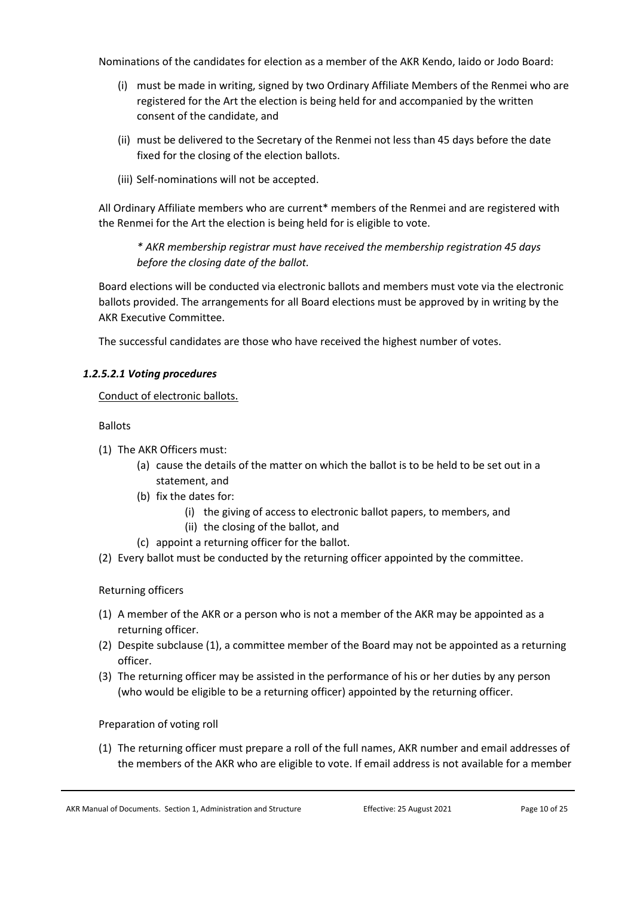Nominations of the candidates for election as a member of the AKR Kendo, Iaido or Jodo Board:

(i) must be made in writing, signed by two Ordinary Affiliate Members of the Renmei who are registered for the Art the election is being held for and accompanied by the written consent of the candidate, and

(ii) must be delivered to the Secretary of the Renmei not less than 45 days before the date fixed for the closing of the election ballots.

(iii) Self-nominations will not be accepted.

All Ordinary Affiliate members who are current* members of the Renmei and are registered with the Renmei for the Art the election is being held for is eligible to vote.

> *\* AKR membership registrar must have received the membership registration 45 days before the closing date of the ballot.*

Board elections will be conducted via electronic ballots and members must vote via the electronic ballots provided. The arrangements for all Board elections must be approved by in writing by the AKR Executive Committee.

The successful candidates are those who have received the highest number of votes.

#### *1.2.5.2.1 Voting procedures*

<u>Conduct of electronic ballots.</u>

Ballots

(1) The AKR Officers must:
   - (a) cause the details of the matter on which the ballot is to be held to be set out in a statement, and
   - (b) fix the dates for:
     - (i) the giving of access to electronic ballot papers, to members, and
     - (ii) the closing of the ballot, and
   - (c) appoint a returning officer for the ballot.

(2) Every ballot must be conducted by the returning officer appointed by the committee.

Returning officers

(1) A member of the AKR or a person who is not a member of the AKR may be appointed as a returning officer.

(2) Despite subclause (1), a committee member of the Board may not be appointed as a returning officer.

(3) The returning officer may be assisted in the performance of his or her duties by any person (who would be eligible to be a returning officer) appointed by the returning officer.

Preparation of voting roll

(1) The returning officer must prepare a roll of the full names, AKR number and email addresses of the members of the AKR who are eligible to vote. If email address is not available for a member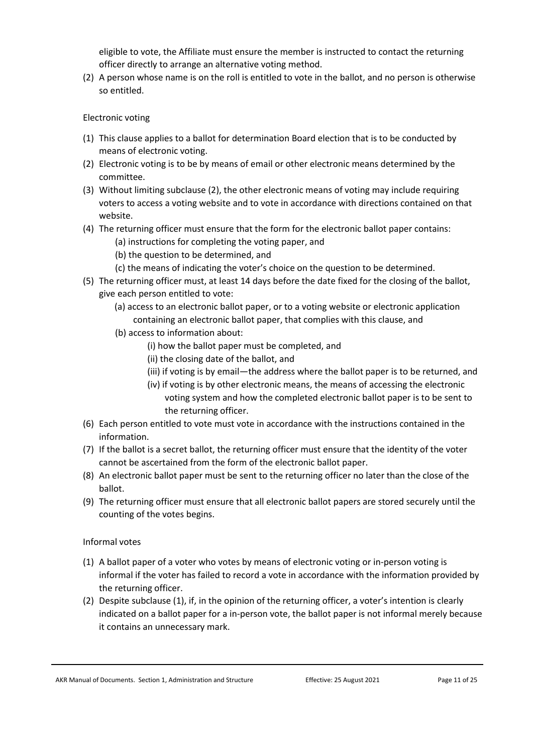eligible to vote, the Affiliate must ensure the member is instructed to contact the returning officer directly to arrange an alternative voting method.

(2) A person whose name is on the roll is entitled to vote in the ballot, and no person is otherwise so entitled.

Electronic voting

(1) This clause applies to a ballot for determination Board election that is to be conducted by means of electronic voting.
(2) Electronic voting is to be by means of email or other electronic means determined by the committee.
(3) Without limiting subclause (2), the other electronic means of voting may include requiring voters to access a voting website and to vote in accordance with directions contained on that website.
(4) The returning officer must ensure that the form for the electronic ballot paper contains:
    (a) instructions for completing the voting paper, and
    (b) the question to be determined, and
    (c) the means of indicating the voter's choice on the question to be determined.
(5) The returning officer must, at least 14 days before the date fixed for the closing of the ballot, give each person entitled to vote:
    (a) access to an electronic ballot paper, or to a voting website or electronic application containing an electronic ballot paper, that complies with this clause, and
    (b) access to information about:
        (i) how the ballot paper must be completed, and
        (ii) the closing date of the ballot, and
        (iii) if voting is by email—the address where the ballot paper is to be returned, and
        (iv) if voting is by other electronic means, the means of accessing the electronic voting system and how the completed electronic ballot paper is to be sent to the returning officer.
(6) Each person entitled to vote must vote in accordance with the instructions contained in the information.
(7) If the ballot is a secret ballot, the returning officer must ensure that the identity of the voter cannot be ascertained from the form of the electronic ballot paper.
(8) An electronic ballot paper must be sent to the returning officer no later than the close of the ballot.
(9) The returning officer must ensure that all electronic ballot papers are stored securely until the counting of the votes begins.

Informal votes

(1) A ballot paper of a voter who votes by means of electronic voting or in-person voting is informal if the voter has failed to record a vote in accordance with the information provided by the returning officer.
(2) Despite subclause (1), if, in the opinion of the returning officer, a voter's intention is clearly indicated on a ballot paper for a in-person vote, the ballot paper is not informal merely because it contains an unnecessary mark.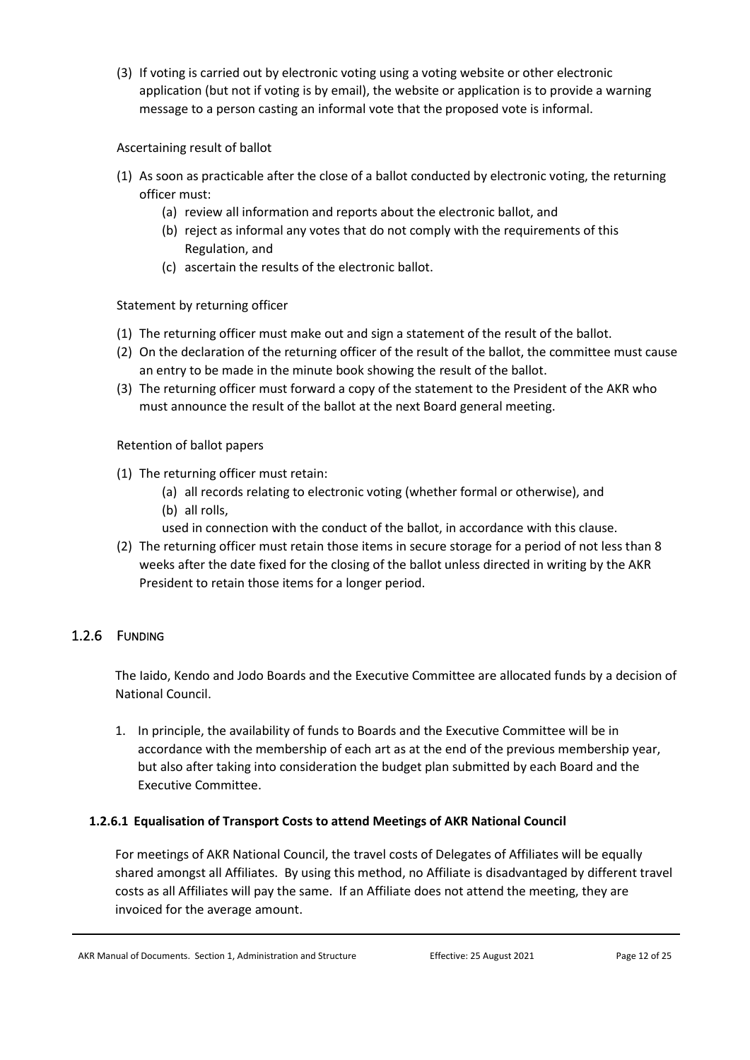(3) If voting is carried out by electronic voting using a voting website or other electronic application (but not if voting is by email), the website or application is to provide a warning message to a person casting an informal vote that the proposed vote is informal.

Ascertaining result of ballot

(1) As soon as practicable after the close of a ballot conducted by electronic voting, the returning officer must:
   (a) review all information and reports about the electronic ballot, and
   (b) reject as informal any votes that do not comply with the requirements of this Regulation, and
   (c) ascertain the results of the electronic ballot.

Statement by returning officer

(1) The returning officer must make out and sign a statement of the result of the ballot.
(2) On the declaration of the returning officer of the result of the ballot, the committee must cause an entry to be made in the minute book showing the result of the ballot.
(3) The returning officer must forward a copy of the statement to the President of the AKR who must announce the result of the ballot at the next Board general meeting.

Retention of ballot papers

(1) The returning officer must retain:
   (a) all records relating to electronic voting (whether formal or otherwise), and
   (b) all rolls,

   used in connection with the conduct of the ballot, in accordance with this clause.
(2) The returning officer must retain those items in secure storage for a period of not less than 8 weeks after the date fixed for the closing of the ballot unless directed in writing by the AKR President to retain those items for a longer period.

## 1.2.6 Funding

The Iaido, Kendo and Jodo Boards and the Executive Committee are allocated funds by a decision of National Council.

1. In principle, the availability of funds to Boards and the Executive Committee will be in accordance with the membership of each art as at the end of the previous membership year, but also after taking into consideration the budget plan submitted by each Board and the Executive Committee.

### 1.2.6.1 Equalisation of Transport Costs to attend Meetings of AKR National Council

For meetings of AKR National Council, the travel costs of Delegates of Affiliates will be equally shared amongst all Affiliates. By using this method, no Affiliate is disadvantaged by different travel costs as all Affiliates will pay the same. If an Affiliate does not attend the meeting, they are invoiced for the average amount.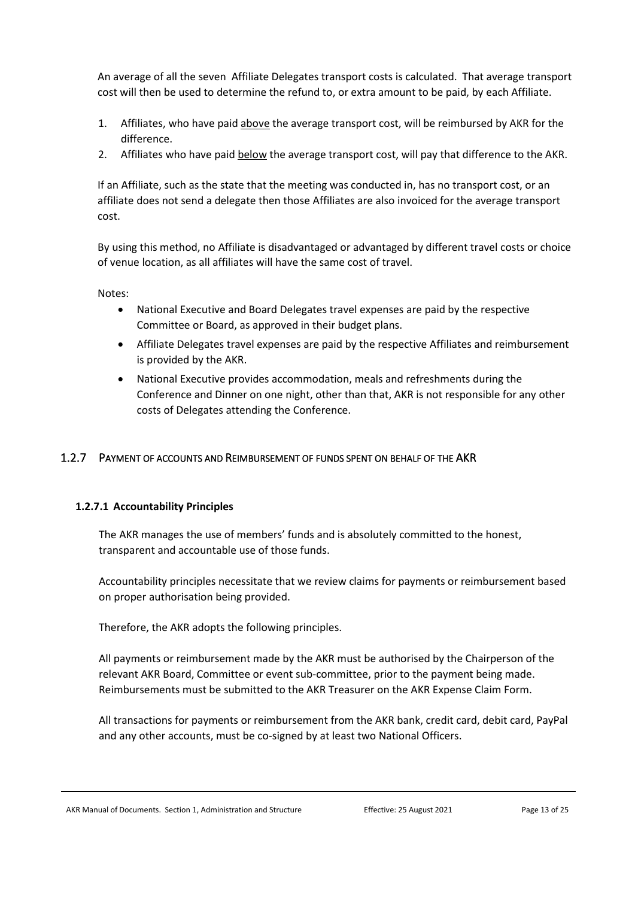An average of all the seven Affiliate Delegates transport costs is calculated. That average transport cost will then be used to determine the refund to, or extra amount to be paid, by each Affiliate.

1. Affiliates, who have paid above the average transport cost, will be reimbursed by AKR for the difference.
2. Affiliates who have paid below the average transport cost, will pay that difference to the AKR.

If an Affiliate, such as the state that the meeting was conducted in, has no transport cost, or an affiliate does not send a delegate then those Affiliates are also invoiced for the average transport cost.

By using this method, no Affiliate is disadvantaged or advantaged by different travel costs or choice of venue location, as all affiliates will have the same cost of travel.

Notes:

- National Executive and Board Delegates travel expenses are paid by the respective Committee or Board, as approved in their budget plans.
- Affiliate Delegates travel expenses are paid by the respective Affiliates and reimbursement is provided by the AKR.
- National Executive provides accommodation, meals and refreshments during the Conference and Dinner on one night, other than that, AKR is not responsible for any other costs of Delegates attending the Conference.

## 1.2.7 Payment of accounts and Reimbursement of funds spent on behalf of the AKR

### 1.2.7.1 Accountability Principles

The AKR manages the use of members' funds and is absolutely committed to the honest, transparent and accountable use of those funds.

Accountability principles necessitate that we review claims for payments or reimbursement based on proper authorisation being provided.

Therefore, the AKR adopts the following principles.

All payments or reimbursement made by the AKR must be authorised by the Chairperson of the relevant AKR Board, Committee or event sub-committee, prior to the payment being made. Reimbursements must be submitted to the AKR Treasurer on the AKR Expense Claim Form.

All transactions for payments or reimbursement from the AKR bank, credit card, debit card, PayPal and any other accounts, must be co-signed by at least two National Officers.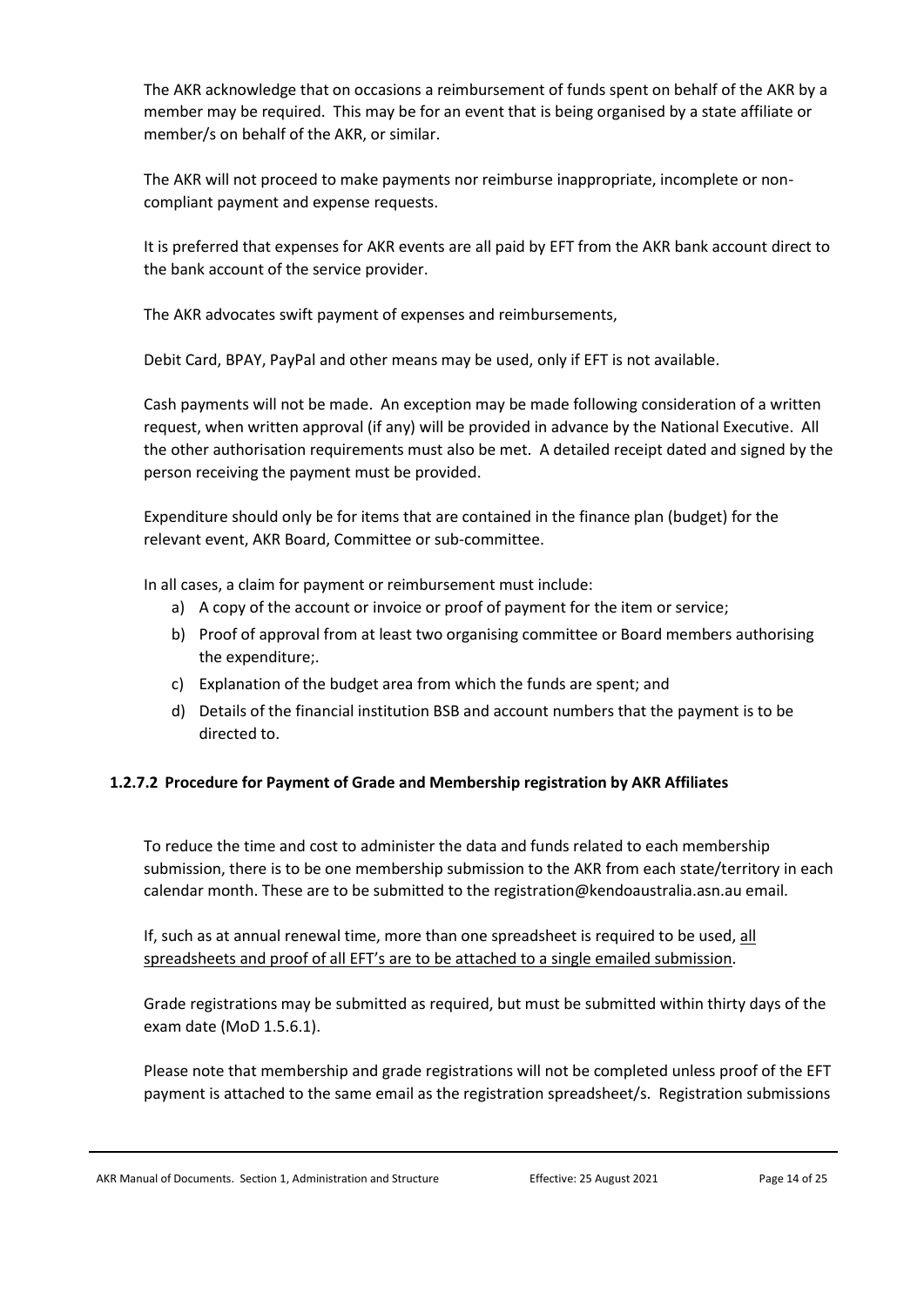The AKR acknowledge that on occasions a reimbursement of funds spent on behalf of the AKR by a member may be required. This may be for an event that is being organised by a state affiliate or member/s on behalf of the AKR, or similar.

The AKR will not proceed to make payments nor reimburse inappropriate, incomplete or non-compliant payment and expense requests.

It is preferred that expenses for AKR events are all paid by EFT from the AKR bank account direct to the bank account of the service provider.

The AKR advocates swift payment of expenses and reimbursements,

Debit Card, BPAY, PayPal and other means may be used, only if EFT is not available.

Cash payments will not be made. An exception may be made following consideration of a written request, when written approval (if any) will be provided in advance by the National Executive. All the other authorisation requirements must also be met. A detailed receipt dated and signed by the person receiving the payment must be provided.

Expenditure should only be for items that are contained in the finance plan (budget) for the relevant event, AKR Board, Committee or sub-committee.

In all cases, a claim for payment or reimbursement must include:

a) A copy of the account or invoice or proof of payment for the item or service;
b) Proof of approval from at least two organising committee or Board members authorising the expenditure;.
c) Explanation of the budget area from which the funds are spent; and
d) Details of the financial institution BSB and account numbers that the payment is to be directed to.

#### 1.2.7.2 Procedure for Payment of Grade and Membership registration by AKR Affiliates

To reduce the time and cost to administer the data and funds related to each membership submission, there is to be one membership submission to the AKR from each state/territory in each calendar month. These are to be submitted to the registration@kendoaustralia.asn.au email.

If, such as at annual renewal time, more than one spreadsheet is required to be used, <u>all spreadsheets and proof of all EFT's are to be attached to a single emailed submission</u>.

Grade registrations may be submitted as required, but must be submitted within thirty days of the exam date (MoD 1.5.6.1).

Please note that membership and grade registrations will not be completed unless proof of the EFT payment is attached to the same email as the registration spreadsheet/s. Registration submissions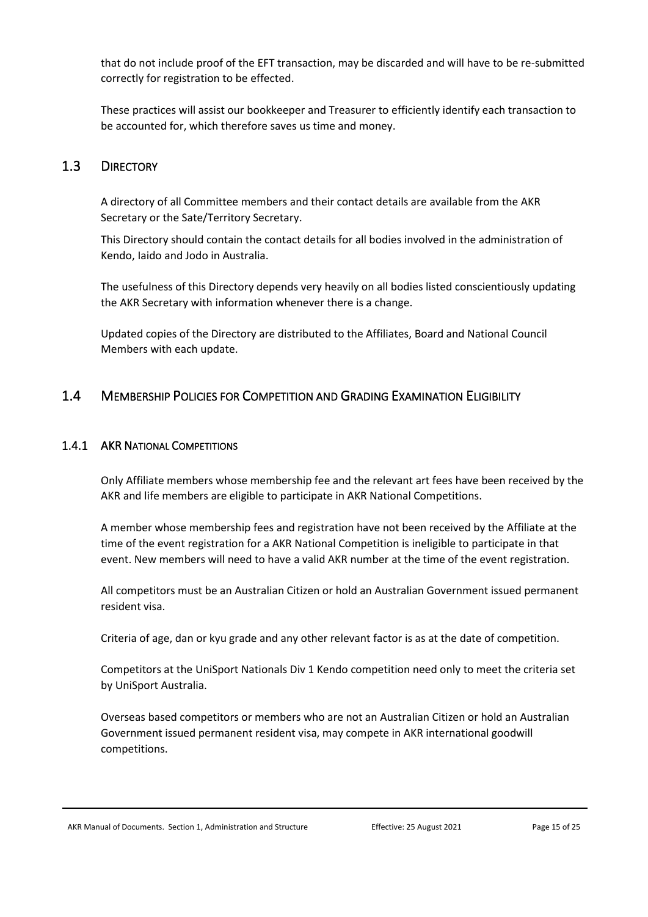that do not include proof of the EFT transaction, may be discarded and will have to be re-submitted correctly for registration to be effected.

These practices will assist our bookkeeper and Treasurer to efficiently identify each transaction to be accounted for, which therefore saves us time and money.

## 1.3 Directory

A directory of all Committee members and their contact details are available from the AKR Secretary or the Sate/Territory Secretary.

This Directory should contain the contact details for all bodies involved in the administration of Kendo, Iaido and Jodo in Australia.

The usefulness of this Directory depends very heavily on all bodies listed conscientiously updating the AKR Secretary with information whenever there is a change.

Updated copies of the Directory are distributed to the Affiliates, Board and National Council Members with each update.

## 1.4 Membership Policies for Competition and Grading Examination Eligibility

### 1.4.1 AKR National Competitions

Only Affiliate members whose membership fee and the relevant art fees have been received by the AKR and life members are eligible to participate in AKR National Competitions.

A member whose membership fees and registration have not been received by the Affiliate at the time of the event registration for a AKR National Competition is ineligible to participate in that event. New members will need to have a valid AKR number at the time of the event registration.

All competitors must be an Australian Citizen or hold an Australian Government issued permanent resident visa.

Criteria of age, dan or kyu grade and any other relevant factor is as at the date of competition.

Competitors at the UniSport Nationals Div 1 Kendo competition need only to meet the criteria set by UniSport Australia.

Overseas based competitors or members who are not an Australian Citizen or hold an Australian Government issued permanent resident visa, may compete in AKR international goodwill competitions.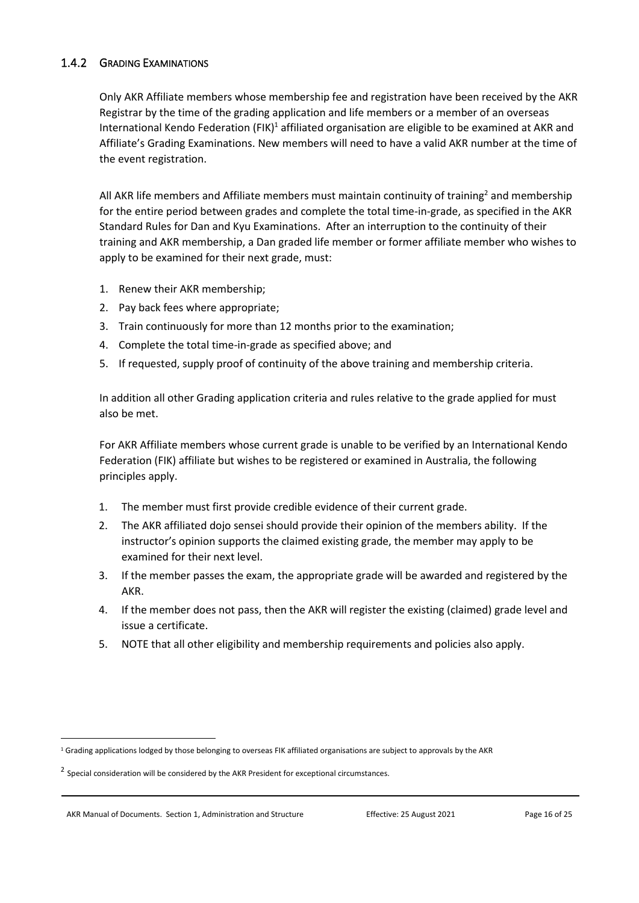### 1.4.2 Grading Examinations

Only AKR Affiliate members whose membership fee and registration have been received by the AKR Registrar by the time of the grading application and life members or a member of an overseas International Kendo Federation (FIK)[1] affiliated organisation are eligible to be examined at AKR and Affiliate's Grading Examinations. New members will need to have a valid AKR number at the time of the event registration.

All AKR life members and Affiliate members must maintain continuity of training[2] and membership for the entire period between grades and complete the total time-in-grade, as specified in the AKR Standard Rules for Dan and Kyu Examinations. After an interruption to the continuity of their training and AKR membership, a Dan graded life member or former affiliate member who wishes to apply to be examined for their next grade, must:

1. Renew their AKR membership;
2. Pay back fees where appropriate;
3. Train continuously for more than 12 months prior to the examination;
4. Complete the total time-in-grade as specified above; and
5. If requested, supply proof of continuity of the above training and membership criteria.

In addition all other Grading application criteria and rules relative to the grade applied for must also be met.

For AKR Affiliate members whose current grade is unable to be verified by an International Kendo Federation (FIK) affiliate but wishes to be registered or examined in Australia, the following principles apply.

1. The member must first provide credible evidence of their current grade.
2. The AKR affiliated dojo sensei should provide their opinion of the members ability. If the instructor's opinion supports the claimed existing grade, the member may apply to be examined for their next level.
3. If the member passes the exam, the appropriate grade will be awarded and registered by the AKR.
4. If the member does not pass, then the AKR will register the existing (claimed) grade level and issue a certificate.
5. NOTE that all other eligibility and membership requirements and policies also apply.

---

[1] Grading applications lodged by those belonging to overseas FIK affiliated organisations are subject to approvals by the AKR

[2] Special consideration will be considered by the AKR President for exceptional circumstances.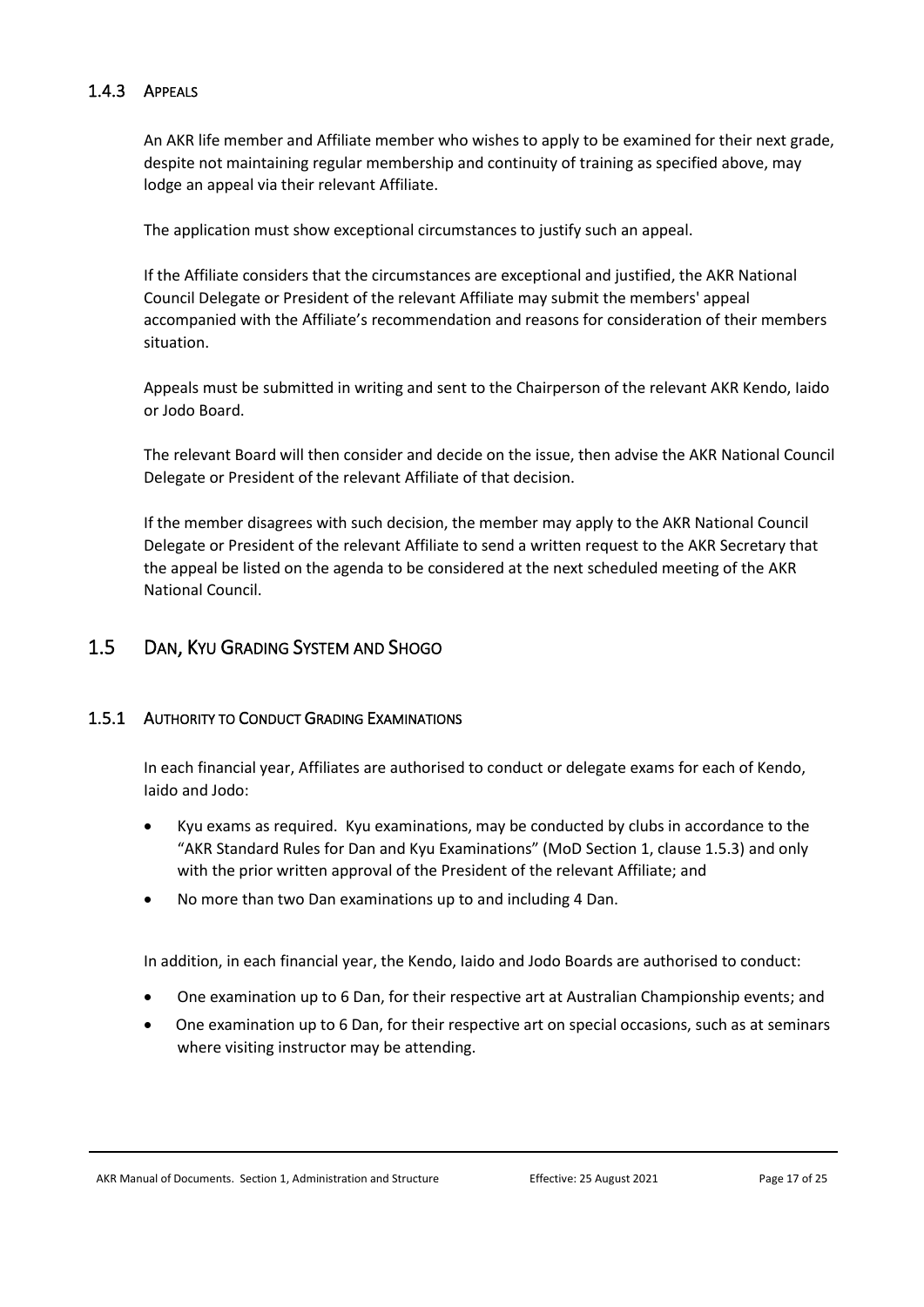### 1.4.3 Appeals

An AKR life member and Affiliate member who wishes to apply to be examined for their next grade, despite not maintaining regular membership and continuity of training as specified above, may lodge an appeal via their relevant Affiliate.

The application must show exceptional circumstances to justify such an appeal.

If the Affiliate considers that the circumstances are exceptional and justified, the AKR National Council Delegate or President of the relevant Affiliate may submit the members' appeal accompanied with the Affiliate's recommendation and reasons for consideration of their members situation.

Appeals must be submitted in writing and sent to the Chairperson of the relevant AKR Kendo, Iaido or Jodo Board.

The relevant Board will then consider and decide on the issue, then advise the AKR National Council Delegate or President of the relevant Affiliate of that decision.

If the member disagrees with such decision, the member may apply to the AKR National Council Delegate or President of the relevant Affiliate to send a written request to the AKR Secretary that the appeal be listed on the agenda to be considered at the next scheduled meeting of the AKR National Council.

## 1.5 Dan, Kyu Grading System and Shogo

### 1.5.1 Authority to Conduct Grading Examinations

In each financial year, Affiliates are authorised to conduct or delegate exams for each of Kendo, Iaido and Jodo:

- Kyu exams as required. Kyu examinations, may be conducted by clubs in accordance to the "AKR Standard Rules for Dan and Kyu Examinations" (MoD Section 1, clause 1.5.3) and only with the prior written approval of the President of the relevant Affiliate; and
- No more than two Dan examinations up to and including 4 Dan.

In addition, in each financial year, the Kendo, Iaido and Jodo Boards are authorised to conduct:

- One examination up to 6 Dan, for their respective art at Australian Championship events; and
- One examination up to 6 Dan, for their respective art on special occasions, such as at seminars where visiting instructor may be attending.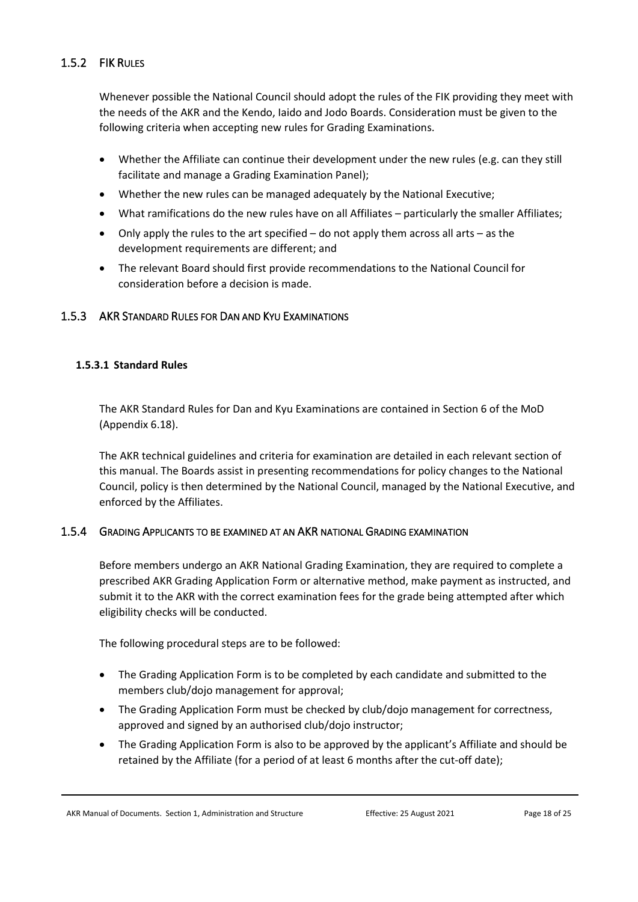### 1.5.2 FIK Rules

Whenever possible the National Council should adopt the rules of the FIK providing they meet with the needs of the AKR and the Kendo, Iaido and Jodo Boards. Consideration must be given to the following criteria when accepting new rules for Grading Examinations.

- Whether the Affiliate can continue their development under the new rules (e.g. can they still facilitate and manage a Grading Examination Panel);
- Whether the new rules can be managed adequately by the National Executive;
- What ramifications do the new rules have on all Affiliates – particularly the smaller Affiliates;
- Only apply the rules to the art specified – do not apply them across all arts – as the development requirements are different; and
- The relevant Board should first provide recommendations to the National Council for consideration before a decision is made.

### 1.5.3 AKR Standard Rules for Dan and Kyu Examinations

#### 1.5.3.1 Standard Rules

The AKR Standard Rules for Dan and Kyu Examinations are contained in Section 6 of the MoD (Appendix 6.18).

The AKR technical guidelines and criteria for examination are detailed in each relevant section of this manual. The Boards assist in presenting recommendations for policy changes to the National Council, policy is then determined by the National Council, managed by the National Executive, and enforced by the Affiliates.

### 1.5.4 Grading Applicants to be examined at an AKR national Grading examination

Before members undergo an AKR National Grading Examination, they are required to complete a prescribed AKR Grading Application Form or alternative method, make payment as instructed, and submit it to the AKR with the correct examination fees for the grade being attempted after which eligibility checks will be conducted.

The following procedural steps are to be followed:

- The Grading Application Form is to be completed by each candidate and submitted to the members club/dojo management for approval;
- The Grading Application Form must be checked by club/dojo management for correctness, approved and signed by an authorised club/dojo instructor;
- The Grading Application Form is also to be approved by the applicant's Affiliate and should be retained by the Affiliate (for a period of at least 6 months after the cut-off date);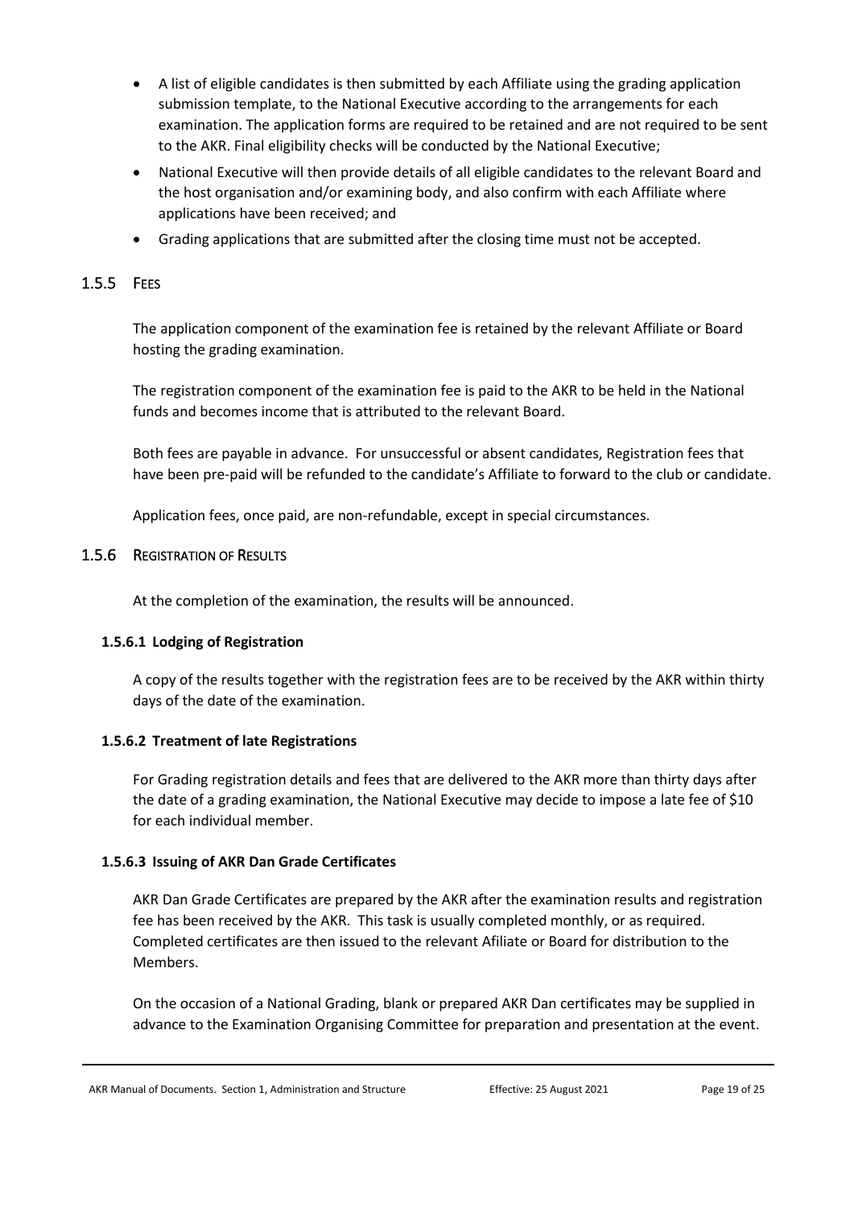- A list of eligible candidates is then submitted by each Affiliate using the grading application submission template, to the National Executive according to the arrangements for each examination. The application forms are required to be retained and are not required to be sent to the AKR. Final eligibility checks will be conducted by the National Executive;
- National Executive will then provide details of all eligible candidates to the relevant Board and the host organisation and/or examining body, and also confirm with each Affiliate where applications have been received; and
- Grading applications that are submitted after the closing time must not be accepted.

### 1.5.5 Fees

The application component of the examination fee is retained by the relevant Affiliate or Board hosting the grading examination.

The registration component of the examination fee is paid to the AKR to be held in the National funds and becomes income that is attributed to the relevant Board.

Both fees are payable in advance. For unsuccessful or absent candidates, Registration fees that have been pre-paid will be refunded to the candidate's Affiliate to forward to the club or candidate.

Application fees, once paid, are non-refundable, except in special circumstances.

### 1.5.6 Registration of Results

At the completion of the examination, the results will be announced.

#### 1.5.6.1 Lodging of Registration

A copy of the results together with the registration fees are to be received by the AKR within thirty days of the date of the examination.

#### 1.5.6.2 Treatment of late Registrations

For Grading registration details and fees that are delivered to the AKR more than thirty days after the date of a grading examination, the National Executive may decide to impose a late fee of $10 for each individual member.

#### 1.5.6.3 Issuing of AKR Dan Grade Certificates

AKR Dan Grade Certificates are prepared by the AKR after the examination results and registration fee has been received by the AKR. This task is usually completed monthly, or as required. Completed certificates are then issued to the relevant Afiliate or Board for distribution to the Members.

On the occasion of a National Grading, blank or prepared AKR Dan certificates may be supplied in advance to the Examination Organising Committee for preparation and presentation at the event.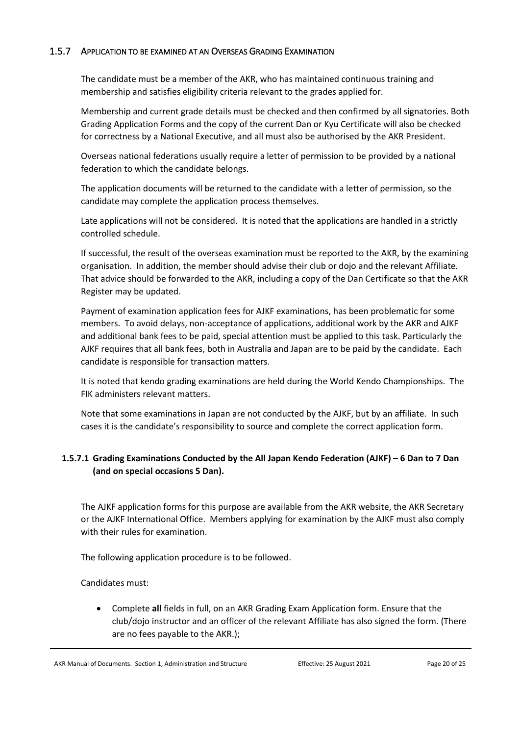### 1.5.7 Application to be examined at an Overseas Grading Examination

The candidate must be a member of the AKR, who has maintained continuous training and membership and satisfies eligibility criteria relevant to the grades applied for.

Membership and current grade details must be checked and then confirmed by all signatories. Both Grading Application Forms and the copy of the current Dan or Kyu Certificate will also be checked for correctness by a National Executive, and all must also be authorised by the AKR President.

Overseas national federations usually require a letter of permission to be provided by a national federation to which the candidate belongs.

The application documents will be returned to the candidate with a letter of permission, so the candidate may complete the application process themselves.

Late applications will not be considered. It is noted that the applications are handled in a strictly controlled schedule.

If successful, the result of the overseas examination must be reported to the AKR, by the examining organisation. In addition, the member should advise their club or dojo and the relevant Affiliate. That advice should be forwarded to the AKR, including a copy of the Dan Certificate so that the AKR Register may be updated.

Payment of examination application fees for AJKF examinations, has been problematic for some members. To avoid delays, non-acceptance of applications, additional work by the AKR and AJKF and additional bank fees to be paid, special attention must be applied to this task. Particularly the AJKF requires that all bank fees, both in Australia and Japan are to be paid by the candidate. Each candidate is responsible for transaction matters.

It is noted that kendo grading examinations are held during the World Kendo Championships. The FIK administers relevant matters.

Note that some examinations in Japan are not conducted by the AJKF, but by an affiliate. In such cases it is the candidate's responsibility to source and complete the correct application form.

#### 1.5.7.1 Grading Examinations Conducted by the All Japan Kendo Federation (AJKF) – 6 Dan to 7 Dan (and on special occasions 5 Dan).

The AJKF application forms for this purpose are available from the AKR website, the AKR Secretary or the AJKF International Office. Members applying for examination by the AJKF must also comply with their rules for examination.

The following application procedure is to be followed.

Candidates must:

- Complete **all** fields in full, on an AKR Grading Exam Application form. Ensure that the club/dojo instructor and an officer of the relevant Affiliate has also signed the form. (There are no fees payable to the AKR.);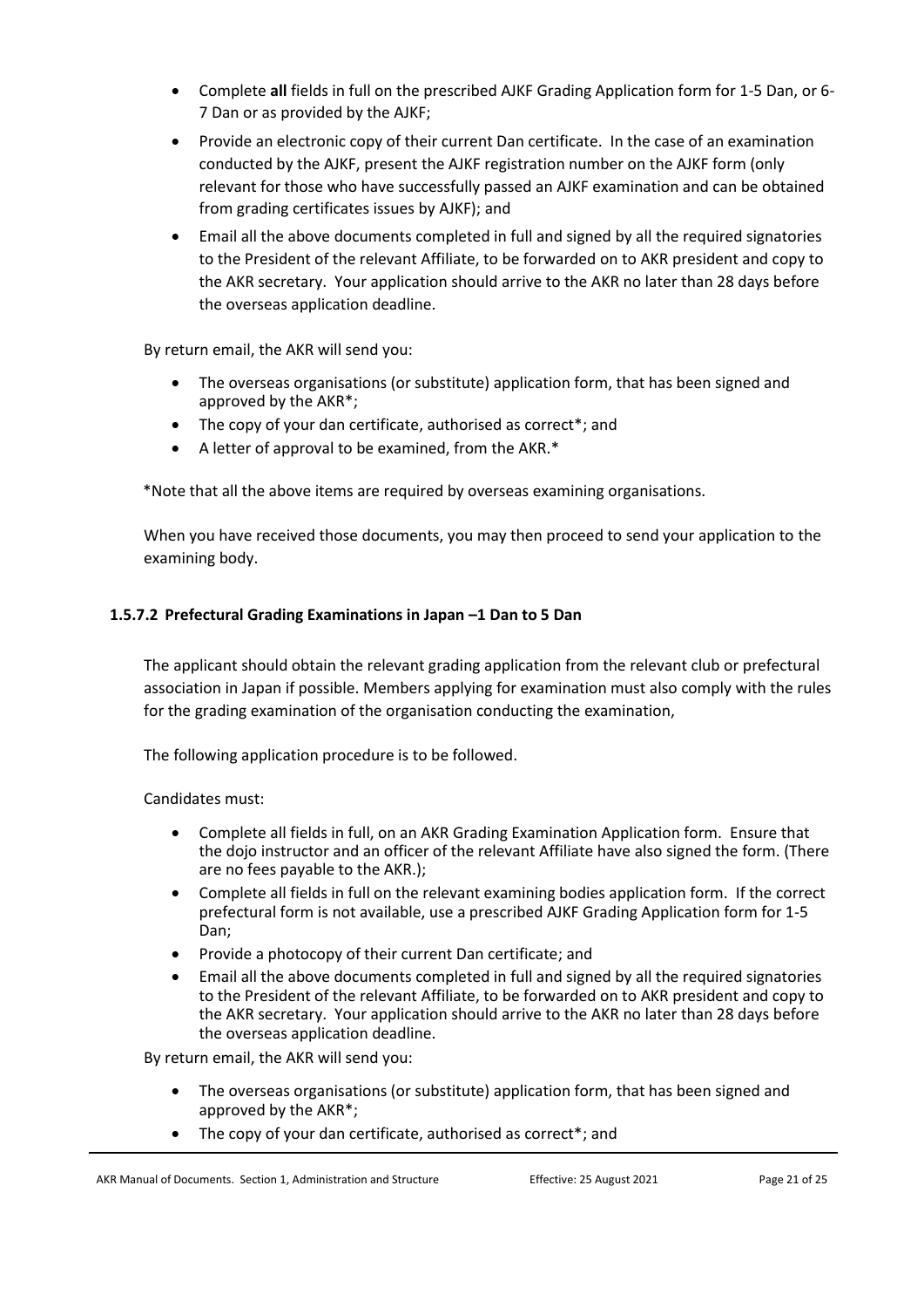- Complete **all** fields in full on the prescribed AJKF Grading Application form for 1-5 Dan, or 6-7 Dan or as provided by the AJKF;
- Provide an electronic copy of their current Dan certificate. In the case of an examination conducted by the AJKF, present the AJKF registration number on the AJKF form (only relevant for those who have successfully passed an AJKF examination and can be obtained from grading certificates issues by AJKF); and
- Email all the above documents completed in full and signed by all the required signatories to the President of the relevant Affiliate, to be forwarded on to AKR president and copy to the AKR secretary. Your application should arrive to the AKR no later than 28 days before the overseas application deadline.

By return email, the AKR will send you:

- The overseas organisations (or substitute) application form, that has been signed and approved by the AKR*;
- The copy of your dan certificate, authorised as correct*; and
- A letter of approval to be examined, from the AKR.*

*Note that all the above items are required by overseas examining organisations.

When you have received those documents, you may then proceed to send your application to the examining body.

#### 1.5.7.2 Prefectural Grading Examinations in Japan –1 Dan to 5 Dan

The applicant should obtain the relevant grading application from the relevant club or prefectural association in Japan if possible. Members applying for examination must also comply with the rules for the grading examination of the organisation conducting the examination,

The following application procedure is to be followed.

Candidates must:

- Complete all fields in full, on an AKR Grading Examination Application form. Ensure that the dojo instructor and an officer of the relevant Affiliate have also signed the form. (There are no fees payable to the AKR.);
- Complete all fields in full on the relevant examining bodies application form. If the correct prefectural form is not available, use a prescribed AJKF Grading Application form for 1-5 Dan;
- Provide a photocopy of their current Dan certificate; and
- Email all the above documents completed in full and signed by all the required signatories to the President of the relevant Affiliate, to be forwarded on to AKR president and copy to the AKR secretary. Your application should arrive to the AKR no later than 28 days before the overseas application deadline.

By return email, the AKR will send you:

- The overseas organisations (or substitute) application form, that has been signed and approved by the AKR*;
- The copy of your dan certificate, authorised as correct*; and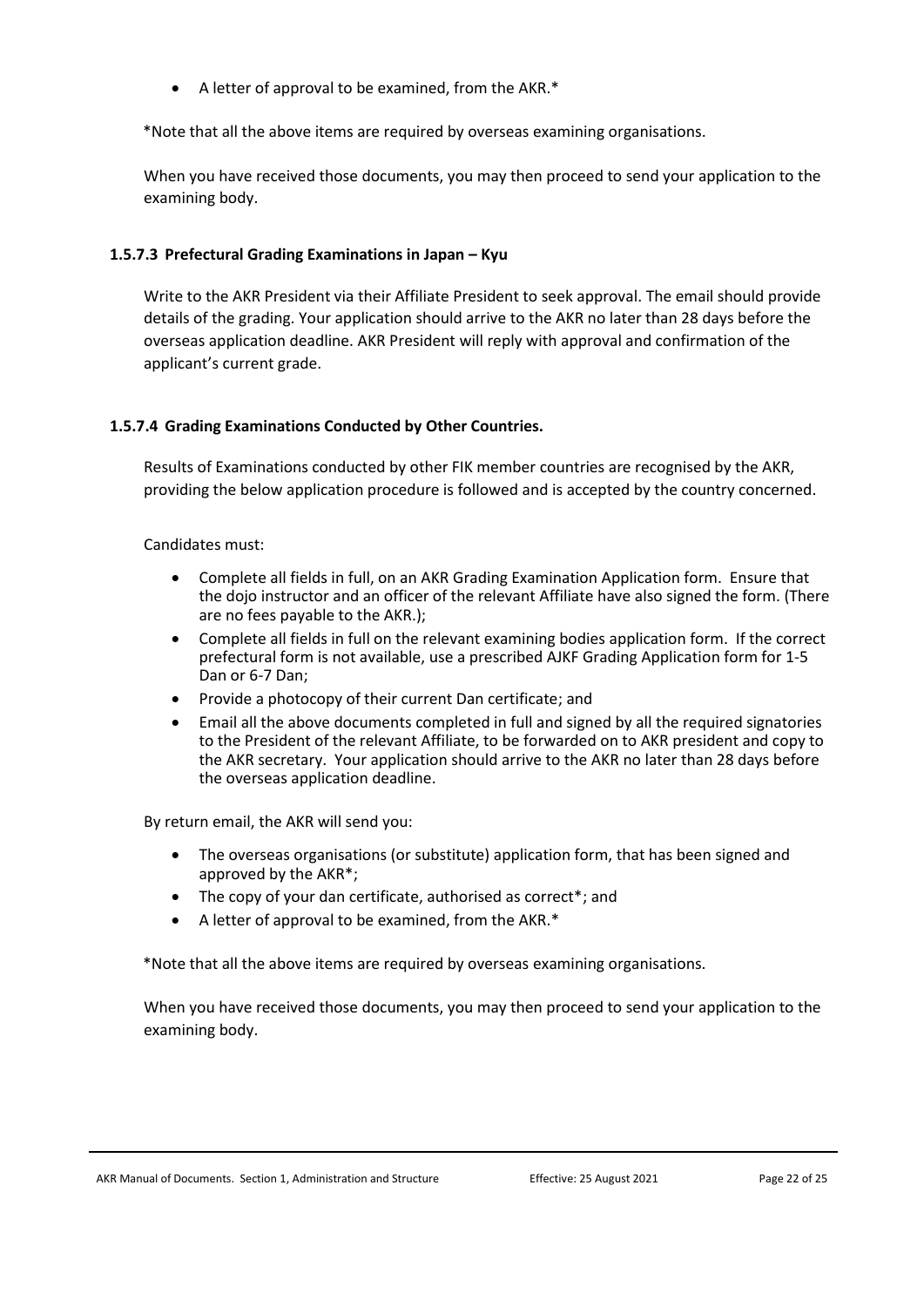- A letter of approval to be examined, from the AKR.*

*Note that all the above items are required by overseas examining organisations.

When you have received those documents, you may then proceed to send your application to the examining body.

#### 1.5.7.3 Prefectural Grading Examinations in Japan – Kyu

Write to the AKR President via their Affiliate President to seek approval. The email should provide details of the grading. Your application should arrive to the AKR no later than 28 days before the overseas application deadline. AKR President will reply with approval and confirmation of the applicant's current grade.

#### 1.5.7.4 Grading Examinations Conducted by Other Countries.

Results of Examinations conducted by other FIK member countries are recognised by the AKR, providing the below application procedure is followed and is accepted by the country concerned.

Candidates must:

- Complete all fields in full, on an AKR Grading Examination Application form. Ensure that the dojo instructor and an officer of the relevant Affiliate have also signed the form. (There are no fees payable to the AKR.);
- Complete all fields in full on the relevant examining bodies application form. If the correct prefectural form is not available, use a prescribed AJKF Grading Application form for 1-5 Dan or 6-7 Dan;
- Provide a photocopy of their current Dan certificate; and
- Email all the above documents completed in full and signed by all the required signatories to the President of the relevant Affiliate, to be forwarded on to AKR president and copy to the AKR secretary. Your application should arrive to the AKR no later than 28 days before the overseas application deadline.

By return email, the AKR will send you:

- The overseas organisations (or substitute) application form, that has been signed and approved by the AKR*;
- The copy of your dan certificate, authorised as correct*; and
- A letter of approval to be examined, from the AKR.*

*Note that all the above items are required by overseas examining organisations.

When you have received those documents, you may then proceed to send your application to the examining body.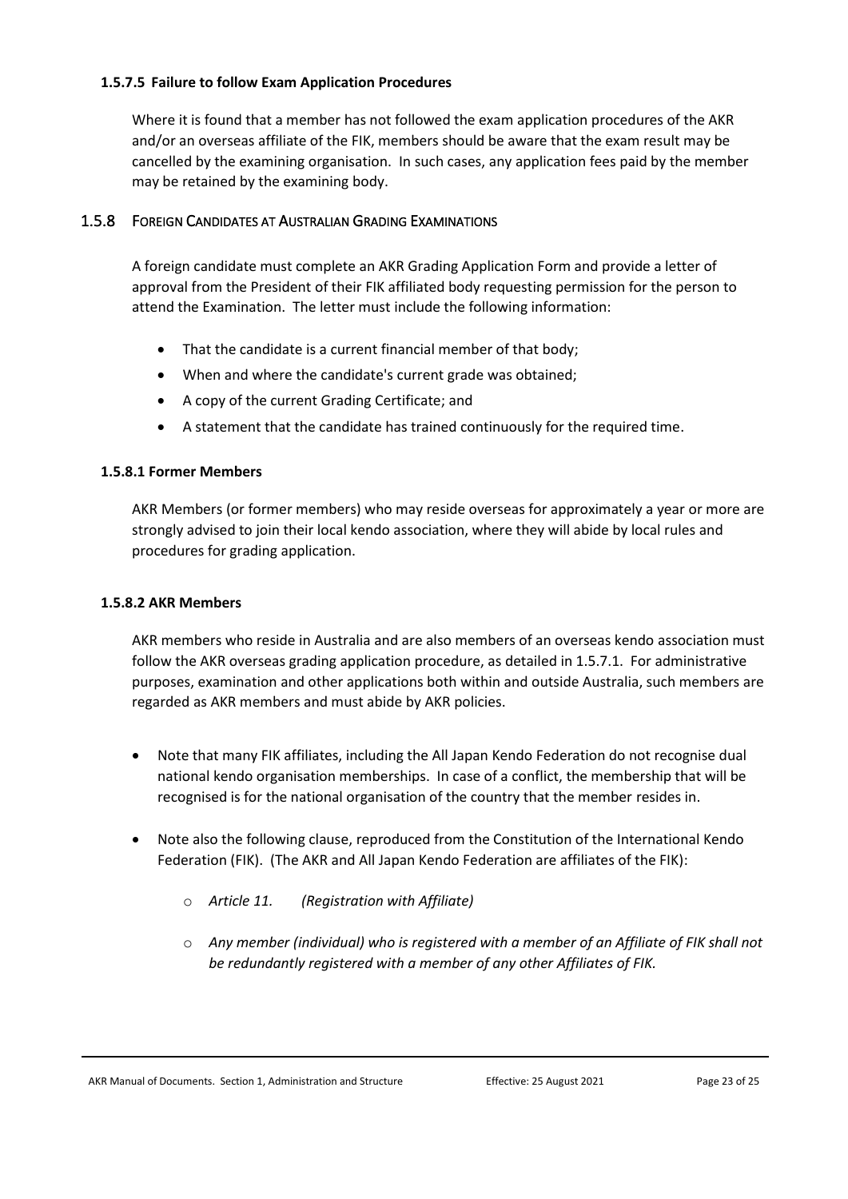#### 1.5.7.5 Failure to follow Exam Application Procedures

Where it is found that a member has not followed the exam application procedures of the AKR and/or an overseas affiliate of the FIK, members should be aware that the exam result may be cancelled by the examining organisation. In such cases, any application fees paid by the member may be retained by the examining body.

### 1.5.8 Foreign Candidates at Australian Grading Examinations

A foreign candidate must complete an AKR Grading Application Form and provide a letter of approval from the President of their FIK affiliated body requesting permission for the person to attend the Examination. The letter must include the following information:

- That the candidate is a current financial member of that body;
- When and where the candidate's current grade was obtained;
- A copy of the current Grading Certificate; and
- A statement that the candidate has trained continuously for the required time.

#### 1.5.8.1 Former Members

AKR Members (or former members) who may reside overseas for approximately a year or more are strongly advised to join their local kendo association, where they will abide by local rules and procedures for grading application.

#### 1.5.8.2 AKR Members

AKR members who reside in Australia and are also members of an overseas kendo association must follow the AKR overseas grading application procedure, as detailed in 1.5.7.1. For administrative purposes, examination and other applications both within and outside Australia, such members are regarded as AKR members and must abide by AKR policies.

- Note that many FIK affiliates, including the All Japan Kendo Federation do not recognise dual national kendo organisation memberships. In case of a conflict, the membership that will be recognised is for the national organisation of the country that the member resides in.
- Note also the following clause, reproduced from the Constitution of the International Kendo Federation (FIK). (The AKR and All Japan Kendo Federation are affiliates of the FIK):
  - *Article 11. (Registration with Affiliate)*
  - *Any member (individual) who is registered with a member of an Affiliate of FIK shall not be redundantly registered with a member of any other Affiliates of FIK.*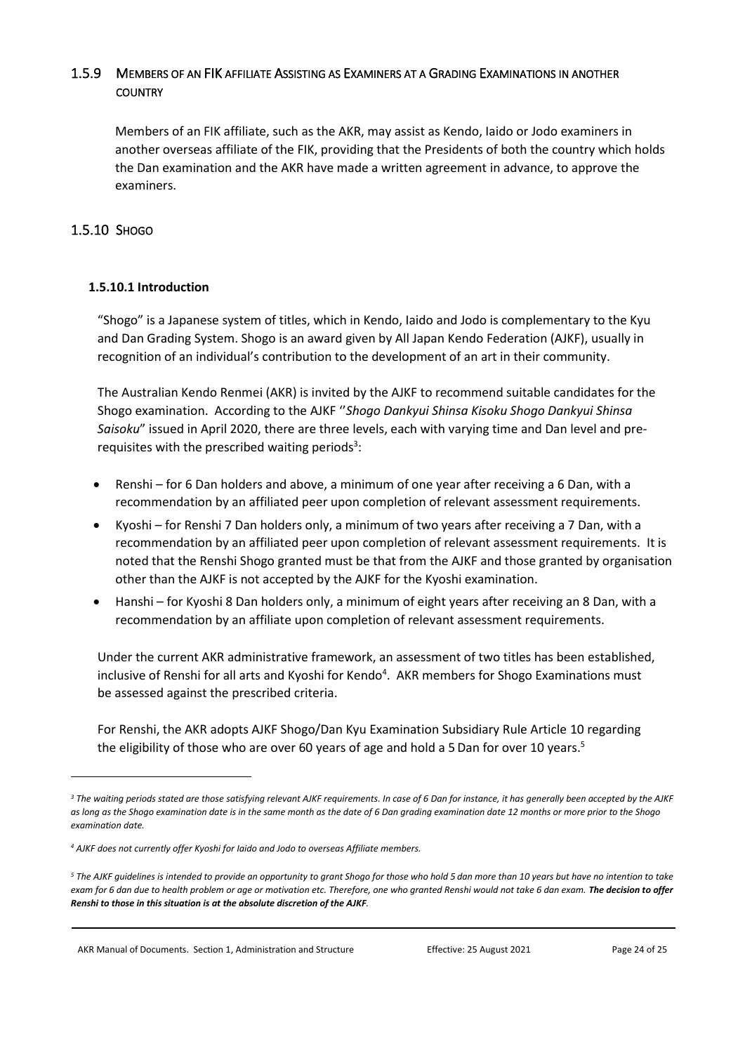### 1.5.9 Members of an FIK affiliate Assisting as Examiners at a Grading Examinations in another country

Members of an FIK affiliate, such as the AKR, may assist as Kendo, Iaido or Jodo examiners in another overseas affiliate of the FIK, providing that the Presidents of both the country which holds the Dan examination and the AKR have made a written agreement in advance, to approve the examiners.

### 1.5.10 Shogo

#### 1.5.10.1 Introduction

"Shogo" is a Japanese system of titles, which in Kendo, Iaido and Jodo is complementary to the Kyu and Dan Grading System. Shogo is an award given by All Japan Kendo Federation (AJKF), usually in recognition of an individual's contribution to the development of an art in their community.

The Australian Kendo Renmei (AKR) is invited by the AJKF to recommend suitable candidates for the Shogo examination. According to the AJKF ''*Shogo Dankyui Shinsa Kisoku Shogo Dankyui Shinsa Saisoku*" issued in April 2020, there are three levels, each with varying time and Dan level and pre-requisites with the prescribed waiting periods[3]:

- Renshi – for 6 Dan holders and above, a minimum of one year after receiving a 6 Dan, with a recommendation by an affiliated peer upon completion of relevant assessment requirements.
- Kyoshi – for Renshi 7 Dan holders only, a minimum of two years after receiving a 7 Dan, with a recommendation by an affiliated peer upon completion of relevant assessment requirements. It is noted that the Renshi Shogo granted must be that from the AJKF and those granted by organisation other than the AJKF is not accepted by the AJKF for the Kyoshi examination.
- Hanshi – for Kyoshi 8 Dan holders only, a minimum of eight years after receiving an 8 Dan, with a recommendation by an affiliate upon completion of relevant assessment requirements.

Under the current AKR administrative framework, an assessment of two titles has been established, inclusive of Renshi for all arts and Kyoshi for Kendo[4]. AKR members for Shogo Examinations must be assessed against the prescribed criteria.

For Renshi, the AKR adopts AJKF Shogo/Dan Kyu Examination Subsidiary Rule Article 10 regarding the eligibility of those who are over 60 years of age and hold a 5 Dan for over 10 years.[5]

---

*[3] The waiting periods stated are those satisfying relevant AJKF requirements. In case of 6 Dan for instance, it has generally been accepted by the AJKF as long as the Shogo examination date is in the same month as the date of 6 Dan grading examination date 12 months or more prior to the Shogo examination date.*

*[4] AJKF does not currently offer Kyoshi for Iaido and Jodo to overseas Affiliate members.*

*[5] The AJKF guidelines is intended to provide an opportunity to grant Shogo for those who hold 5 dan more than 10 years but have no intention to take exam for 6 dan due to health problem or age or motivation etc. Therefore, one who granted Renshi would not take 6 dan exam.* ***The decision to offer Renshi to those in this situation is at the absolute discretion of the AJKF****.*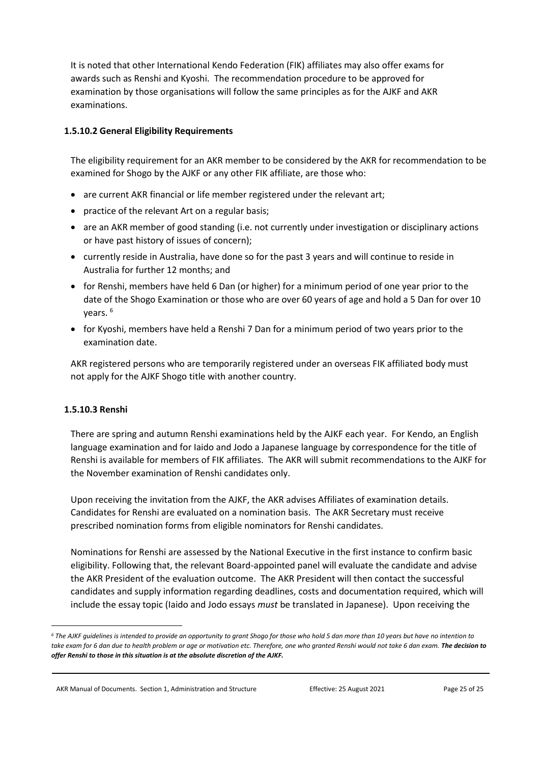It is noted that other International Kendo Federation (FIK) affiliates may also offer exams for awards such as Renshi and Kyoshi. The recommendation procedure to be approved for examination by those organisations will follow the same principles as for the AJKF and AKR examinations.

#### 1.5.10.2 General Eligibility Requirements

The eligibility requirement for an AKR member to be considered by the AKR for recommendation to be examined for Shogo by the AJKF or any other FIK affiliate, are those who:

- are current AKR financial or life member registered under the relevant art;
- practice of the relevant Art on a regular basis;
- are an AKR member of good standing (i.e. not currently under investigation or disciplinary actions or have past history of issues of concern);
- currently reside in Australia, have done so for the past 3 years and will continue to reside in Australia for further 12 months; and
- for Renshi, members have held 6 Dan (or higher) for a minimum period of one year prior to the date of the Shogo Examination or those who are over 60 years of age and hold a 5 Dan for over 10 years. [6]
- for Kyoshi, members have held a Renshi 7 Dan for a minimum period of two years prior to the examination date.

AKR registered persons who are temporarily registered under an overseas FIK affiliated body must not apply for the AJKF Shogo title with another country.

#### 1.5.10.3 Renshi

There are spring and autumn Renshi examinations held by the AJKF each year. For Kendo, an English language examination and for Iaido and Jodo a Japanese language by correspondence for the title of Renshi is available for members of FIK affiliates. The AKR will submit recommendations to the AJKF for the November examination of Renshi candidates only.

Upon receiving the invitation from the AJKF, the AKR advises Affiliates of examination details. Candidates for Renshi are evaluated on a nomination basis. The AKR Secretary must receive prescribed nomination forms from eligible nominators for Renshi candidates.

Nominations for Renshi are assessed by the National Executive in the first instance to confirm basic eligibility. Following that, the relevant Board-appointed panel will evaluate the candidate and advise the AKR President of the evaluation outcome. The AKR President will then contact the successful candidates and supply information regarding deadlines, costs and documentation required, which will include the essay topic (Iaido and Jodo essays *must* be translated in Japanese). Upon receiving the

---

[6] *The AJKF guidelines is intended to provide an opportunity to grant Shogo for those who hold 5 dan more than 10 years but have no intention to take exam for 6 dan due to health problem or age or motivation etc. Therefore, one who granted Renshi would not take 6 dan exam.* ***The decision to offer Renshi to those in this situation is at the absolute discretion of the AJKF.***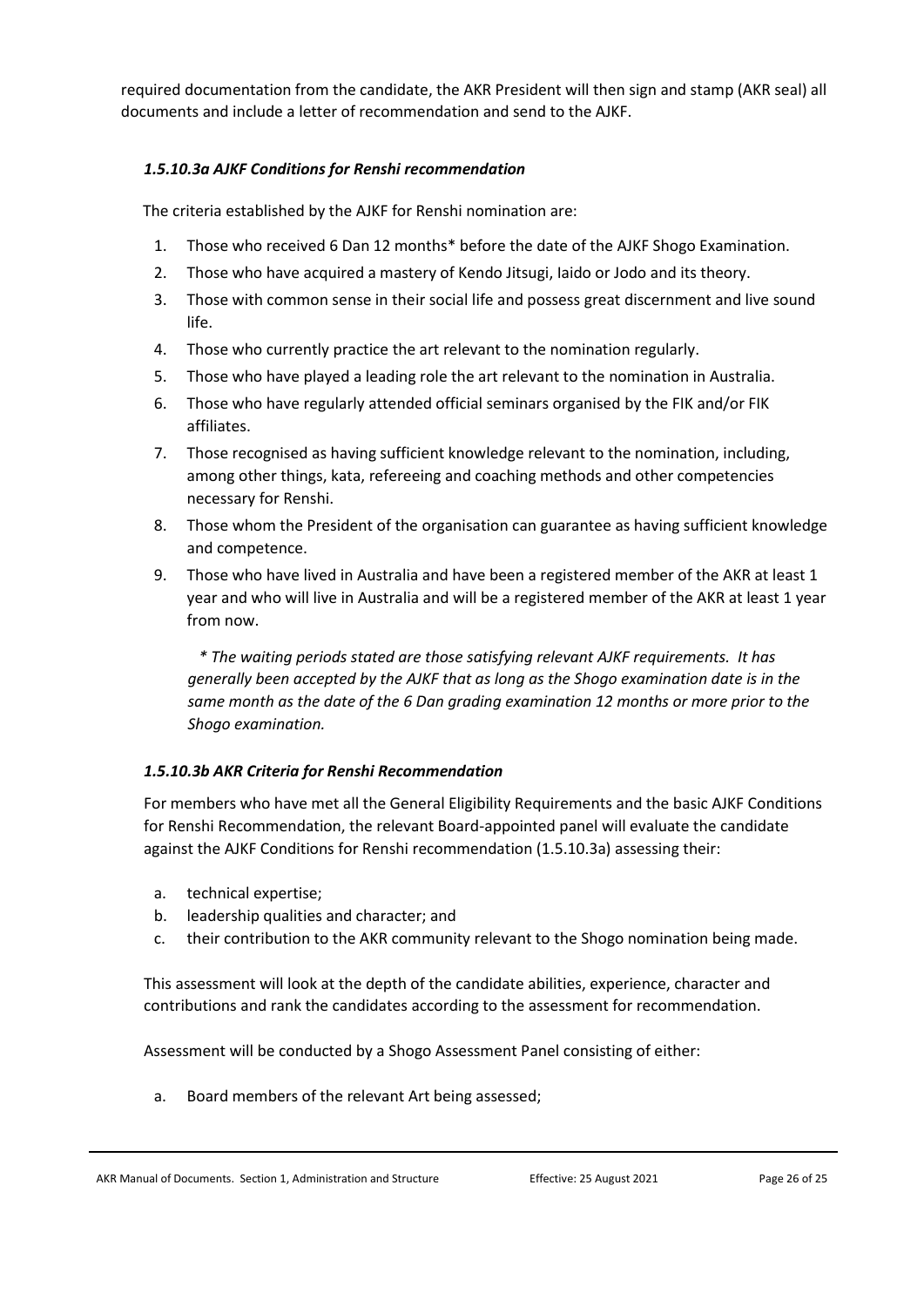required documentation from the candidate, the AKR President will then sign and stamp (AKR seal) all documents and include a letter of recommendation and send to the AJKF.

#### *1.5.10.3a AJKF Conditions for Renshi recommendation*

The criteria established by the AJKF for Renshi nomination are:

1. Those who received 6 Dan 12 months* before the date of the AJKF Shogo Examination.
2. Those who have acquired a mastery of Kendo Jitsugi, Iaido or Jodo and its theory.
3. Those with common sense in their social life and possess great discernment and live sound life.
4. Those who currently practice the art relevant to the nomination regularly.
5. Those who have played a leading role the art relevant to the nomination in Australia.
6. Those who have regularly attended official seminars organised by the FIK and/or FIK affiliates.
7. Those recognised as having sufficient knowledge relevant to the nomination, including, among other things, kata, refereeing and coaching methods and other competencies necessary for Renshi.
8. Those whom the President of the organisation can guarantee as having sufficient knowledge and competence.
9. Those who have lived in Australia and have been a registered member of the AKR at least 1 year and who will live in Australia and will be a registered member of the AKR at least 1 year from now.

*\* The waiting periods stated are those satisfying relevant AJKF requirements. It has generally been accepted by the AJKF that as long as the Shogo examination date is in the same month as the date of the 6 Dan grading examination 12 months or more prior to the Shogo examination.*

#### *1.5.10.3b AKR Criteria for Renshi Recommendation*

For members who have met all the General Eligibility Requirements and the basic AJKF Conditions for Renshi Recommendation, the relevant Board-appointed panel will evaluate the candidate against the AJKF Conditions for Renshi recommendation (1.5.10.3a) assessing their:

a. technical expertise;
b. leadership qualities and character; and
c. their contribution to the AKR community relevant to the Shogo nomination being made.

This assessment will look at the depth of the candidate abilities, experience, character and contributions and rank the candidates according to the assessment for recommendation.

Assessment will be conducted by a Shogo Assessment Panel consisting of either:

a. Board members of the relevant Art being assessed;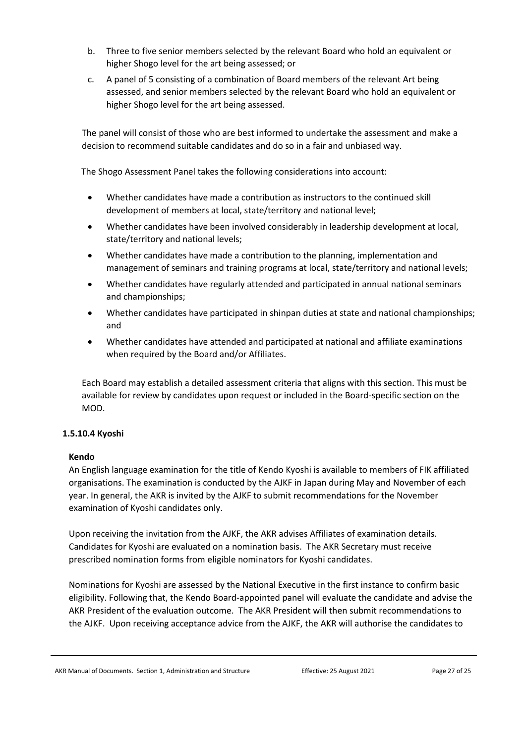b. Three to five senior members selected by the relevant Board who hold an equivalent or higher Shogo level for the art being assessed; or

c. A panel of 5 consisting of a combination of Board members of the relevant Art being assessed, and senior members selected by the relevant Board who hold an equivalent or higher Shogo level for the art being assessed.

The panel will consist of those who are best informed to undertake the assessment and make a decision to recommend suitable candidates and do so in a fair and unbiased way.

The Shogo Assessment Panel takes the following considerations into account:

- Whether candidates have made a contribution as instructors to the continued skill development of members at local, state/territory and national level;
- Whether candidates have been involved considerably in leadership development at local, state/territory and national levels;
- Whether candidates have made a contribution to the planning, implementation and management of seminars and training programs at local, state/territory and national levels;
- Whether candidates have regularly attended and participated in annual national seminars and championships;
- Whether candidates have participated in shinpan duties at state and national championships; and
- Whether candidates have attended and participated at national and affiliate examinations when required by the Board and/or Affiliates.

Each Board may establish a detailed assessment criteria that aligns with this section. This must be available for review by candidates upon request or included in the Board-specific section on the MOD.

### 1.5.10.4 Kyoshi

**Kendo**

An English language examination for the title of Kendo Kyoshi is available to members of FIK affiliated organisations. The examination is conducted by the AJKF in Japan during May and November of each year. In general, the AKR is invited by the AJKF to submit recommendations for the November examination of Kyoshi candidates only.

Upon receiving the invitation from the AJKF, the AKR advises Affiliates of examination details. Candidates for Kyoshi are evaluated on a nomination basis. The AKR Secretary must receive prescribed nomination forms from eligible nominators for Kyoshi candidates.

Nominations for Kyoshi are assessed by the National Executive in the first instance to confirm basic eligibility. Following that, the Kendo Board-appointed panel will evaluate the candidate and advise the AKR President of the evaluation outcome. The AKR President will then submit recommendations to the AJKF. Upon receiving acceptance advice from the AJKF, the AKR will authorise the candidates to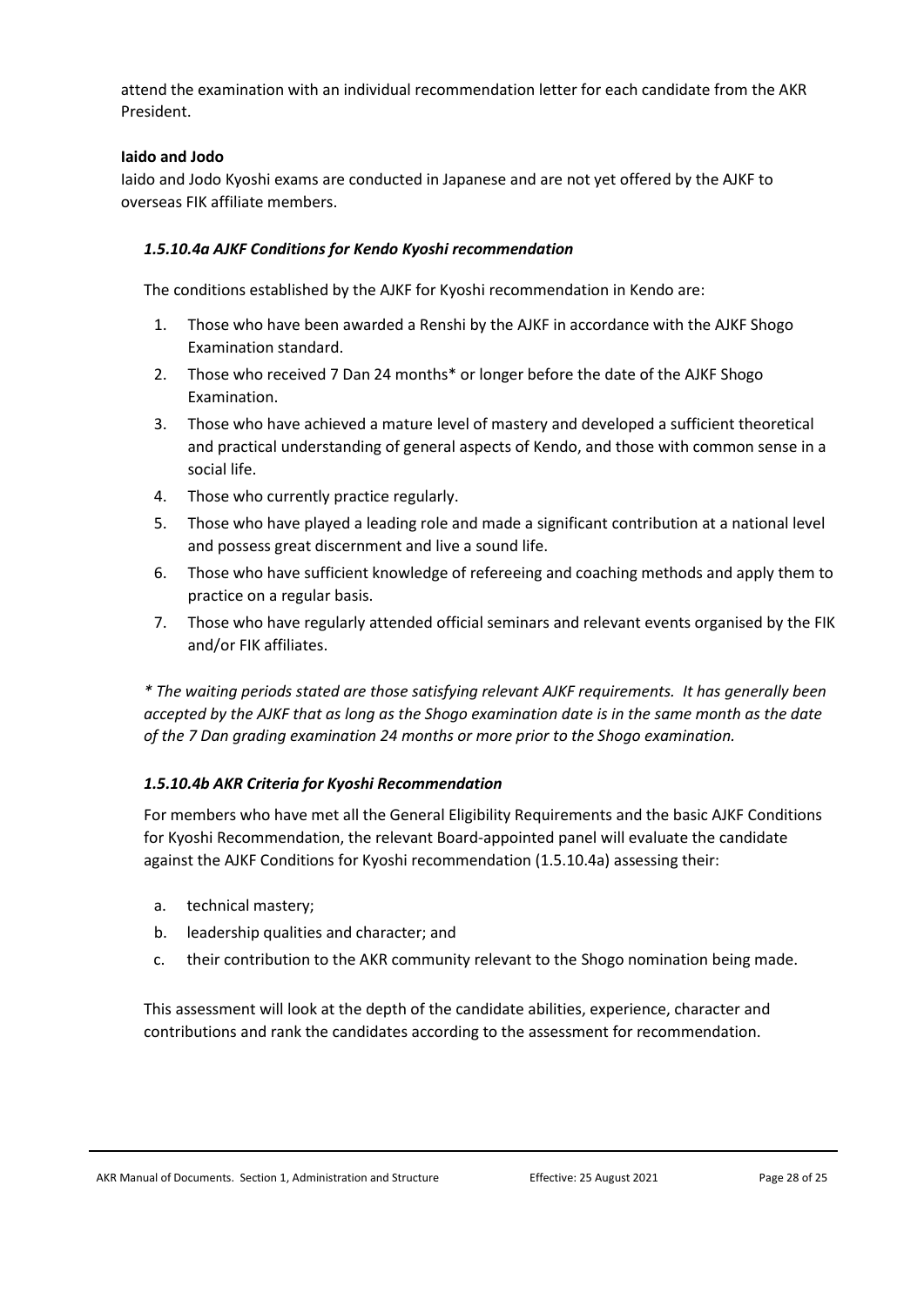attend the examination with an individual recommendation letter for each candidate from the AKR President.

**Iaido and Jodo**

Iaido and Jodo Kyoshi exams are conducted in Japanese and are not yet offered by the AJKF to overseas FIK affiliate members.

#### *1.5.10.4a AJKF Conditions for Kendo Kyoshi recommendation*

The conditions established by the AJKF for Kyoshi recommendation in Kendo are:

1. Those who have been awarded a Renshi by the AJKF in accordance with the AJKF Shogo Examination standard.
2. Those who received 7 Dan 24 months* or longer before the date of the AJKF Shogo Examination.
3. Those who have achieved a mature level of mastery and developed a sufficient theoretical and practical understanding of general aspects of Kendo, and those with common sense in a social life.
4. Those who currently practice regularly.
5. Those who have played a leading role and made a significant contribution at a national level and possess great discernment and live a sound life.
6. Those who have sufficient knowledge of refereeing and coaching methods and apply them to practice on a regular basis.
7. Those who have regularly attended official seminars and relevant events organised by the FIK and/or FIK affiliates.

*\* The waiting periods stated are those satisfying relevant AJKF requirements. It has generally been accepted by the AJKF that as long as the Shogo examination date is in the same month as the date of the 7 Dan grading examination 24 months or more prior to the Shogo examination.*

#### *1.5.10.4b AKR Criteria for Kyoshi Recommendation*

For members who have met all the General Eligibility Requirements and the basic AJKF Conditions for Kyoshi Recommendation, the relevant Board-appointed panel will evaluate the candidate against the AJKF Conditions for Kyoshi recommendation (1.5.10.4a) assessing their:

a. technical mastery;
b. leadership qualities and character; and
c. their contribution to the AKR community relevant to the Shogo nomination being made.

This assessment will look at the depth of the candidate abilities, experience, character and contributions and rank the candidates according to the assessment for recommendation.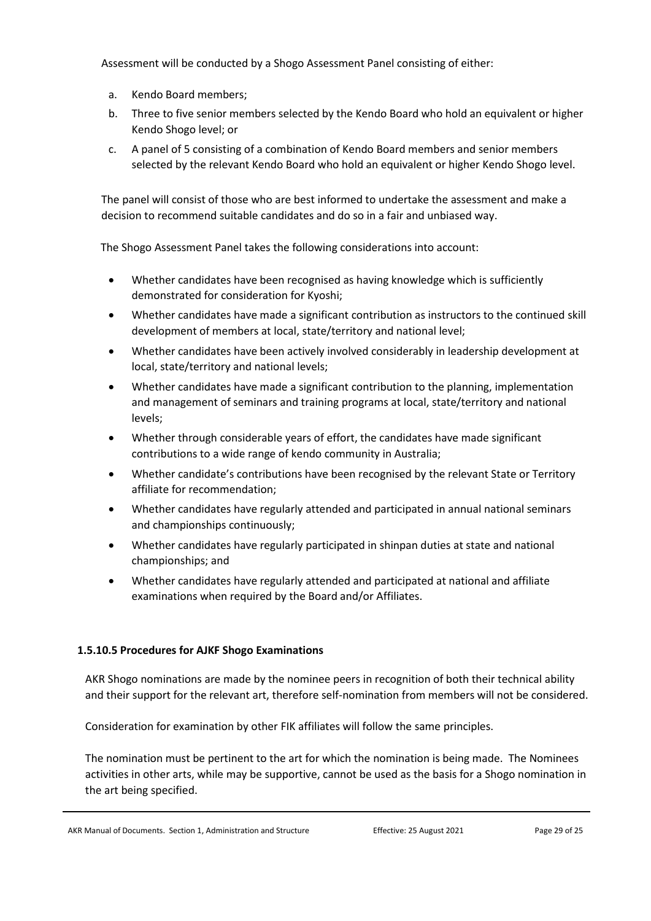Assessment will be conducted by a Shogo Assessment Panel consisting of either:

a. Kendo Board members;
b. Three to five senior members selected by the Kendo Board who hold an equivalent or higher Kendo Shogo level; or
c. A panel of 5 consisting of a combination of Kendo Board members and senior members selected by the relevant Kendo Board who hold an equivalent or higher Kendo Shogo level.

The panel will consist of those who are best informed to undertake the assessment and make a decision to recommend suitable candidates and do so in a fair and unbiased way.

The Shogo Assessment Panel takes the following considerations into account:

- Whether candidates have been recognised as having knowledge which is sufficiently demonstrated for consideration for Kyoshi;
- Whether candidates have made a significant contribution as instructors to the continued skill development of members at local, state/territory and national level;
- Whether candidates have been actively involved considerably in leadership development at local, state/territory and national levels;
- Whether candidates have made a significant contribution to the planning, implementation and management of seminars and training programs at local, state/territory and national levels;
- Whether through considerable years of effort, the candidates have made significant contributions to a wide range of kendo community in Australia;
- Whether candidate's contributions have been recognised by the relevant State or Territory affiliate for recommendation;
- Whether candidates have regularly attended and participated in annual national seminars and championships continuously;
- Whether candidates have regularly participated in shinpan duties at state and national championships; and
- Whether candidates have regularly attended and participated at national and affiliate examinations when required by the Board and/or Affiliates.

#### 1.5.10.5 Procedures for AJKF Shogo Examinations

AKR Shogo nominations are made by the nominee peers in recognition of both their technical ability and their support for the relevant art, therefore self-nomination from members will not be considered.

Consideration for examination by other FIK affiliates will follow the same principles.

The nomination must be pertinent to the art for which the nomination is being made. The Nominees activities in other arts, while may be supportive, cannot be used as the basis for a Shogo nomination in the art being specified.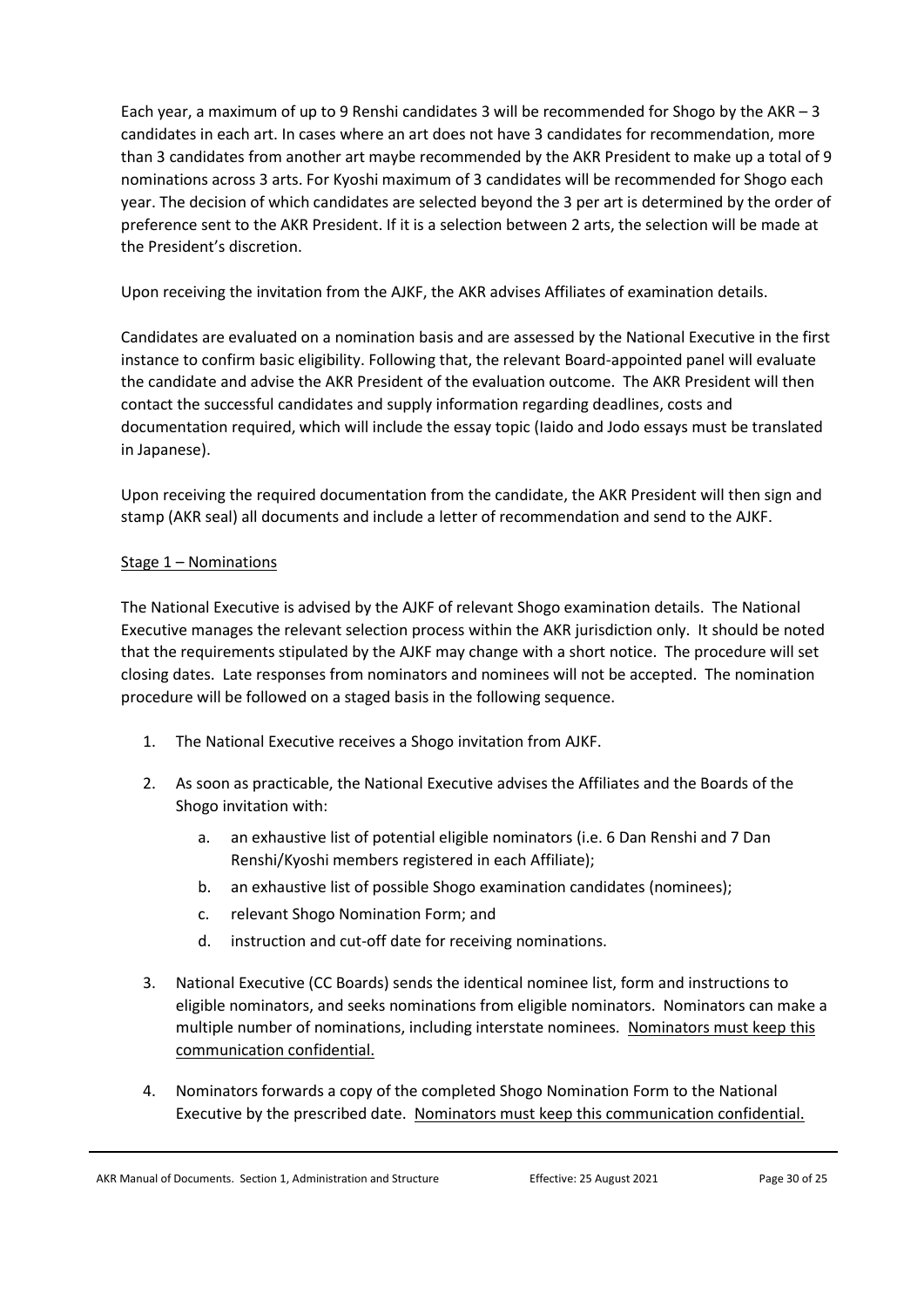Each year, a maximum of up to 9 Renshi candidates 3 will be recommended for Shogo by the AKR – 3 candidates in each art. In cases where an art does not have 3 candidates for recommendation, more than 3 candidates from another art maybe recommended by the AKR President to make up a total of 9 nominations across 3 arts. For Kyoshi maximum of 3 candidates will be recommended for Shogo each year. The decision of which candidates are selected beyond the 3 per art is determined by the order of preference sent to the AKR President. If it is a selection between 2 arts, the selection will be made at the President's discretion.

Upon receiving the invitation from the AJKF, the AKR advises Affiliates of examination details.

Candidates are evaluated on a nomination basis and are assessed by the National Executive in the first instance to confirm basic eligibility. Following that, the relevant Board-appointed panel will evaluate the candidate and advise the AKR President of the evaluation outcome. The AKR President will then contact the successful candidates and supply information regarding deadlines, costs and documentation required, which will include the essay topic (Iaido and Jodo essays must be translated in Japanese).

Upon receiving the required documentation from the candidate, the AKR President will then sign and stamp (AKR seal) all documents and include a letter of recommendation and send to the AJKF.

<u>Stage 1 – Nominations</u>

The National Executive is advised by the AJKF of relevant Shogo examination details. The National Executive manages the relevant selection process within the AKR jurisdiction only. It should be noted that the requirements stipulated by the AJKF may change with a short notice. The procedure will set closing dates. Late responses from nominators and nominees will not be accepted. The nomination procedure will be followed on a staged basis in the following sequence.

1. The National Executive receives a Shogo invitation from AJKF.

2. As soon as practicable, the National Executive advises the Affiliates and the Boards of the Shogo invitation with:

   a. an exhaustive list of potential eligible nominators (i.e. 6 Dan Renshi and 7 Dan Renshi/Kyoshi members registered in each Affiliate);

   b. an exhaustive list of possible Shogo examination candidates (nominees);

   c. relevant Shogo Nomination Form; and

   d. instruction and cut-off date for receiving nominations.

3. National Executive (CC Boards) sends the identical nominee list, form and instructions to eligible nominators, and seeks nominations from eligible nominators. Nominators can make a multiple number of nominations, including interstate nominees. <u>Nominators must keep this communication confidential.</u>

4. Nominators forwards a copy of the completed Shogo Nomination Form to the National Executive by the prescribed date. <u>Nominators must keep this communication confidential.</u>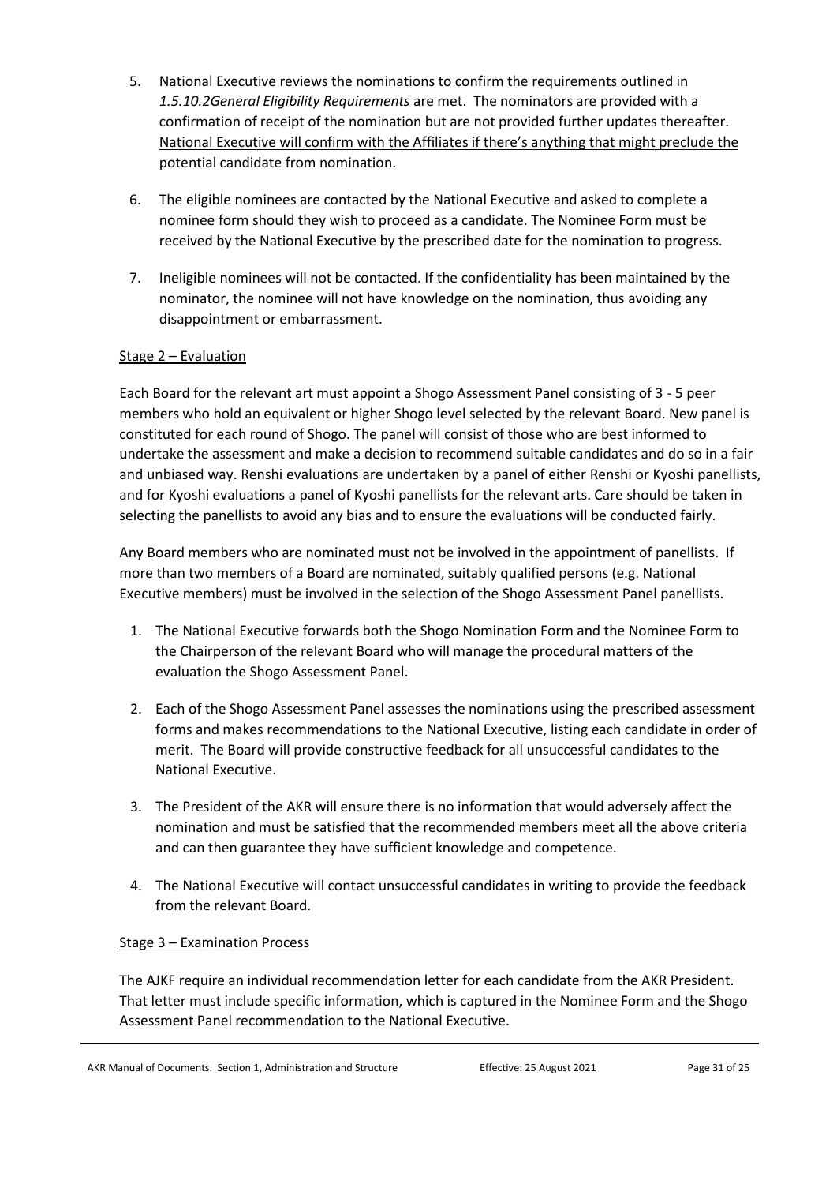5. National Executive reviews the nominations to confirm the requirements outlined in *1.5.10.2General Eligibility Requirements* are met. The nominators are provided with a confirmation of receipt of the nomination but are not provided further updates thereafter. <u>National Executive will confirm with the Affiliates if there's anything that might preclude the potential candidate from nomination.</u>

6. The eligible nominees are contacted by the National Executive and asked to complete a nominee form should they wish to proceed as a candidate. The Nominee Form must be received by the National Executive by the prescribed date for the nomination to progress.

7. Ineligible nominees will not be contacted. If the confidentiality has been maintained by the nominator, the nominee will not have knowledge on the nomination, thus avoiding any disappointment or embarrassment.

<u>Stage 2 – Evaluation</u>

Each Board for the relevant art must appoint a Shogo Assessment Panel consisting of 3 - 5 peer members who hold an equivalent or higher Shogo level selected by the relevant Board. New panel is constituted for each round of Shogo. The panel will consist of those who are best informed to undertake the assessment and make a decision to recommend suitable candidates and do so in a fair and unbiased way. Renshi evaluations are undertaken by a panel of either Renshi or Kyoshi panellists, and for Kyoshi evaluations a panel of Kyoshi panellists for the relevant arts. Care should be taken in selecting the panellists to avoid any bias and to ensure the evaluations will be conducted fairly.

Any Board members who are nominated must not be involved in the appointment of panellists. If more than two members of a Board are nominated, suitably qualified persons (e.g. National Executive members) must be involved in the selection of the Shogo Assessment Panel panellists.

1. The National Executive forwards both the Shogo Nomination Form and the Nominee Form to the Chairperson of the relevant Board who will manage the procedural matters of the evaluation the Shogo Assessment Panel.

2. Each of the Shogo Assessment Panel assesses the nominations using the prescribed assessment forms and makes recommendations to the National Executive, listing each candidate in order of merit. The Board will provide constructive feedback for all unsuccessful candidates to the National Executive.

3. The President of the AKR will ensure there is no information that would adversely affect the nomination and must be satisfied that the recommended members meet all the above criteria and can then guarantee they have sufficient knowledge and competence.

4. The National Executive will contact unsuccessful candidates in writing to provide the feedback from the relevant Board.

<u>Stage 3 – Examination Process</u>

The AJKF require an individual recommendation letter for each candidate from the AKR President. That letter must include specific information, which is captured in the Nominee Form and the Shogo Assessment Panel recommendation to the National Executive.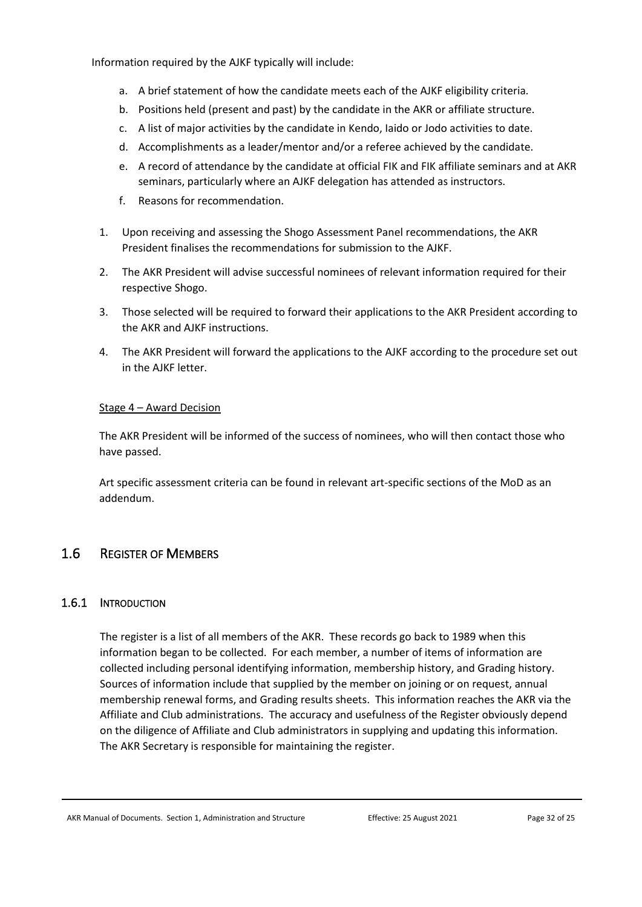Information required by the AJKF typically will include:

a. A brief statement of how the candidate meets each of the AJKF eligibility criteria.
b. Positions held (present and past) by the candidate in the AKR or affiliate structure.
c. A list of major activities by the candidate in Kendo, Iaido or Jodo activities to date.
d. Accomplishments as a leader/mentor and/or a referee achieved by the candidate.
e. A record of attendance by the candidate at official FIK and FIK affiliate seminars and at AKR seminars, particularly where an AJKF delegation has attended as instructors.
f. Reasons for recommendation.

1. Upon receiving and assessing the Shogo Assessment Panel recommendations, the AKR President finalises the recommendations for submission to the AJKF.
2. The AKR President will advise successful nominees of relevant information required for their respective Shogo.
3. Those selected will be required to forward their applications to the AKR President according to the AKR and AJKF instructions.
4. The AKR President will forward the applications to the AJKF according to the procedure set out in the AJKF letter.

<u>Stage 4 – Award Decision</u>

The AKR President will be informed of the success of nominees, who will then contact those who have passed.

Art specific assessment criteria can be found in relevant art-specific sections of the MoD as an addendum.

## 1.6 Register of Members

### 1.6.1 Introduction

The register is a list of all members of the AKR. These records go back to 1989 when this information began to be collected. For each member, a number of items of information are collected including personal identifying information, membership history, and Grading history. Sources of information include that supplied by the member on joining or on request, annual membership renewal forms, and Grading results sheets. This information reaches the AKR via the Affiliate and Club administrations. The accuracy and usefulness of the Register obviously depend on the diligence of Affiliate and Club administrators in supplying and updating this information. The AKR Secretary is responsible for maintaining the register.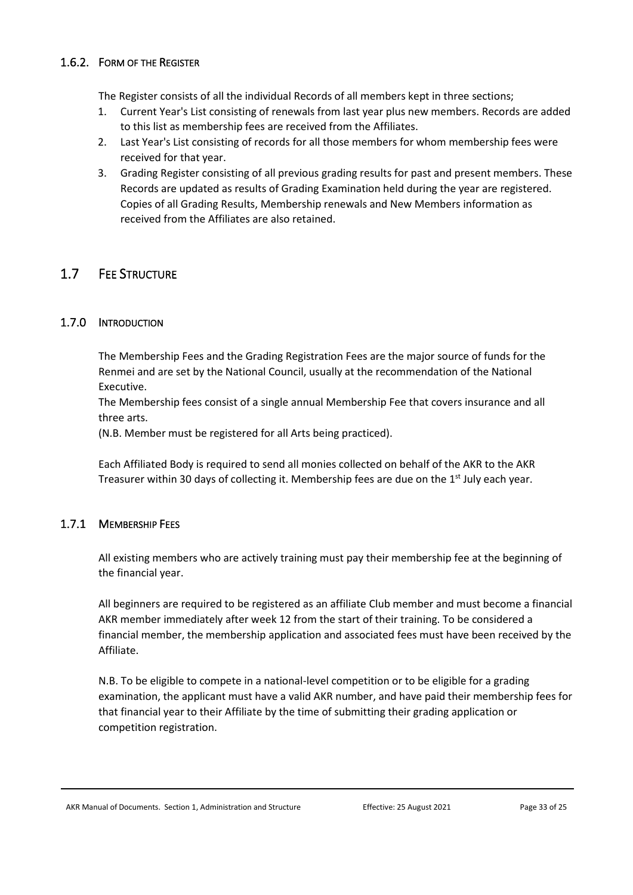### 1.6.2. Form of the Register

The Register consists of all the individual Records of all members kept in three sections;

1. Current Year's List consisting of renewals from last year plus new members. Records are added to this list as membership fees are received from the Affiliates.
2. Last Year's List consisting of records for all those members for whom membership fees were received for that year.
3. Grading Register consisting of all previous grading results for past and present members. These Records are updated as results of Grading Examination held during the year are registered. Copies of all Grading Results, Membership renewals and New Members information as received from the Affiliates are also retained.

## 1.7 Fee Structure

### 1.7.0 Introduction

The Membership Fees and the Grading Registration Fees are the major source of funds for the Renmei and are set by the National Council, usually at the recommendation of the National Executive.

The Membership fees consist of a single annual Membership Fee that covers insurance and all three arts.

(N.B. Member must be registered for all Arts being practiced).

Each Affiliated Body is required to send all monies collected on behalf of the AKR to the AKR Treasurer within 30 days of collecting it. Membership fees are due on the 1st July each year.

### 1.7.1 Membership Fees

All existing members who are actively training must pay their membership fee at the beginning of the financial year.

All beginners are required to be registered as an affiliate Club member and must become a financial AKR member immediately after week 12 from the start of their training. To be considered a financial member, the membership application and associated fees must have been received by the Affiliate.

N.B. To be eligible to compete in a national-level competition or to be eligible for a grading examination, the applicant must have a valid AKR number, and have paid their membership fees for that financial year to their Affiliate by the time of submitting their grading application or competition registration.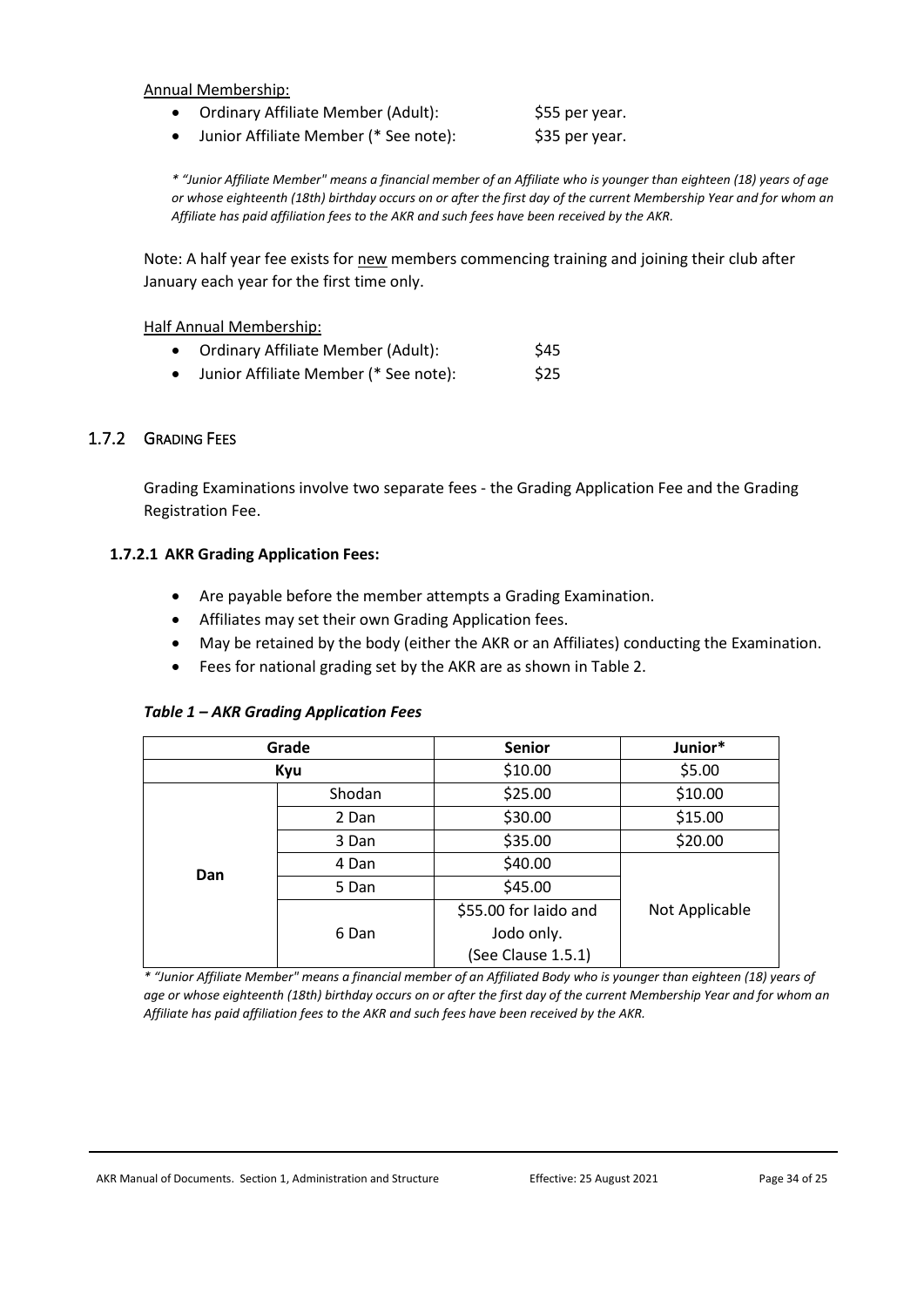Annual Membership:

- Ordinary Affiliate Member (Adult): $55 per year.
- Junior Affiliate Member (* See note): $35 per year.

*\* "Junior Affiliate Member" means a financial member of an Affiliate who is younger than eighteen (18) years of age or whose eighteenth (18th) birthday occurs on or after the first day of the current Membership Year and for whom an Affiliate has paid affiliation fees to the AKR and such fees have been received by the AKR.*

Note: A half year fee exists for new members commencing training and joining their club after January each year for the first time only.

Half Annual Membership:

- Ordinary Affiliate Member (Adult): $45
- Junior Affiliate Member (* See note): $25

### 1.7.2 GRADING FEES

Grading Examinations involve two separate fees - the Grading Application Fee and the Grading Registration Fee.

#### 1.7.2.1 AKR Grading Application Fees:

- Are payable before the member attempts a Grading Examination.
- Affiliates may set their own Grading Application fees.
- May be retained by the body (either the AKR or an Affiliates) conducting the Examination.
- Fees for national grading set by the AKR are as shown in Table 2.

***Table 1 – AKR Grading Application Fees***

| Grade | | Senior | Junior* |
|---|---|---|---|
| Kyu | | $10.00 | $5.00 |
| Dan | Shodan | $25.00 | $10.00 |
| | 2 Dan | $30.00 | $15.00 |
| | 3 Dan | $35.00 | $20.00 |
| | 4 Dan | $40.00 | Not Applicable |
| | 5 Dan | $45.00 | |
| | 6 Dan | $55.00 for Iaido and Jodo only. (See Clause 1.5.1) | |

*\* "Junior Affiliate Member" means a financial member of an Affiliated Body who is younger than eighteen (18) years of age or whose eighteenth (18th) birthday occurs on or after the first day of the current Membership Year and for whom an Affiliate has paid affiliation fees to the AKR and such fees have been received by the AKR.*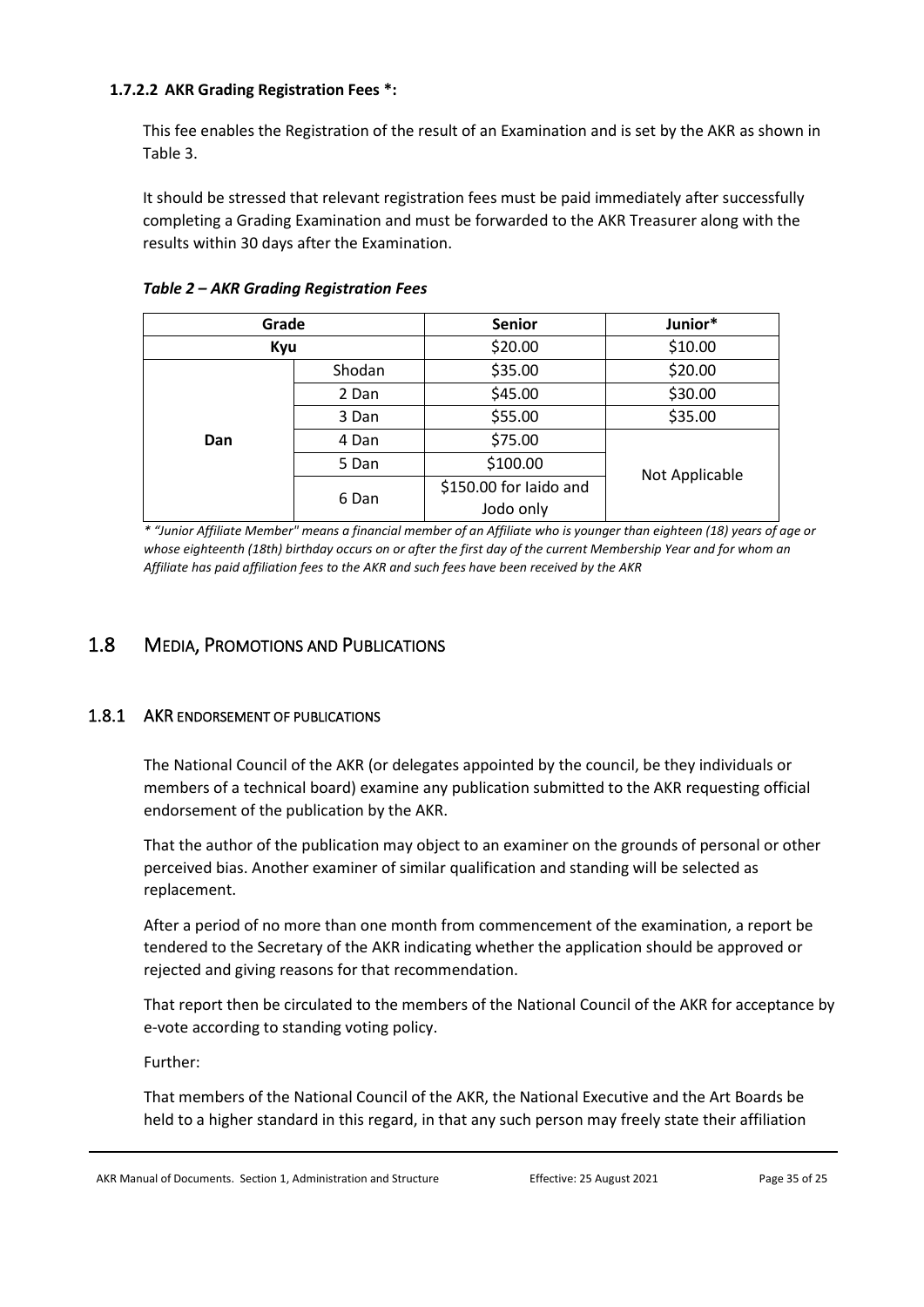#### 1.7.2.2 AKR Grading Registration Fees *:

This fee enables the Registration of the result of an Examination and is set by the AKR as shown in Table 3.

It should be stressed that relevant registration fees must be paid immediately after successfully completing a Grading Examination and must be forwarded to the AKR Treasurer along with the results within 30 days after the Examination.

***Table 2 – AKR Grading Registration Fees***

| Grade | | Senior | Junior* |
|---|---|---|---|
| Kyu | | $20.00 | $10.00 |
| Dan | Shodan | $35.00 | $20.00 |
| | 2 Dan | $45.00 | $30.00 |
| | 3 Dan | $55.00 | $35.00 |
| | 4 Dan | $75.00 | Not Applicable |
| | 5 Dan | $100.00 | |
| | 6 Dan | $150.00 for Iaido and Jodo only | |

*\* "Junior Affiliate Member" means a financial member of an Affiliate who is younger than eighteen (18) years of age or whose eighteenth (18th) birthday occurs on or after the first day of the current Membership Year and for whom an Affiliate has paid affiliation fees to the AKR and such fees have been received by the AKR*

## 1.8 MEDIA, PROMOTIONS AND PUBLICATIONS

### 1.8.1 AKR ENDORSEMENT OF PUBLICATIONS

The National Council of the AKR (or delegates appointed by the council, be they individuals or members of a technical board) examine any publication submitted to the AKR requesting official endorsement of the publication by the AKR.

That the author of the publication may object to an examiner on the grounds of personal or other perceived bias. Another examiner of similar qualification and standing will be selected as replacement.

After a period of no more than one month from commencement of the examination, a report be tendered to the Secretary of the AKR indicating whether the application should be approved or rejected and giving reasons for that recommendation.

That report then be circulated to the members of the National Council of the AKR for acceptance by e-vote according to standing voting policy.

Further:

That members of the National Council of the AKR, the National Executive and the Art Boards be held to a higher standard in this regard, in that any such person may freely state their affiliation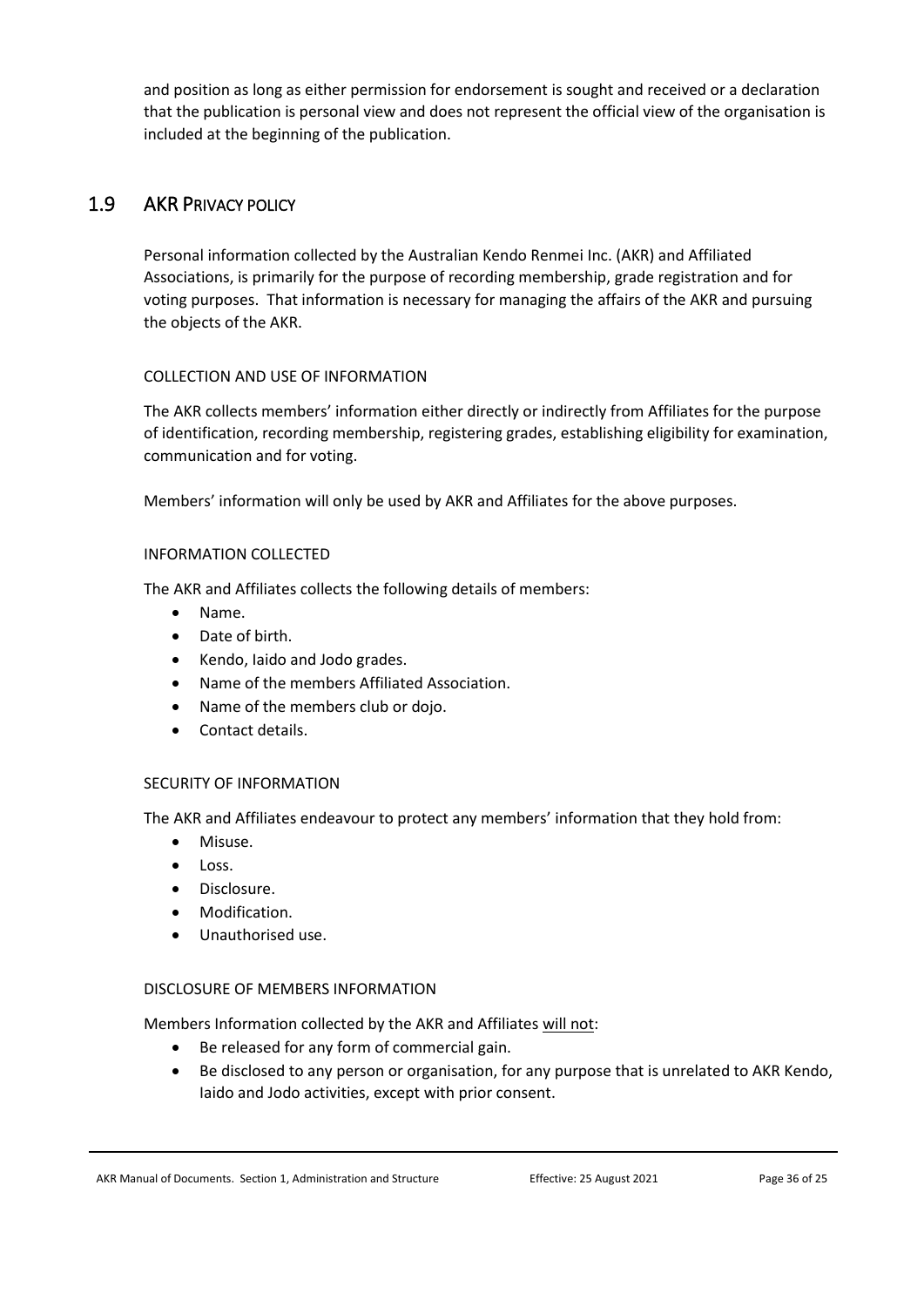and position as long as either permission for endorsement is sought and received or a declaration that the publication is personal view and does not represent the official view of the organisation is included at the beginning of the publication.

## 1.9 AKR Privacy policy

Personal information collected by the Australian Kendo Renmei Inc. (AKR) and Affiliated Associations, is primarily for the purpose of recording membership, grade registration and for voting purposes. That information is necessary for managing the affairs of the AKR and pursuing the objects of the AKR.

COLLECTION AND USE OF INFORMATION

The AKR collects members' information either directly or indirectly from Affiliates for the purpose of identification, recording membership, registering grades, establishing eligibility for examination, communication and for voting.

Members' information will only be used by AKR and Affiliates for the above purposes.

INFORMATION COLLECTED

The AKR and Affiliates collects the following details of members:

- Name.
- Date of birth.
- Kendo, Iaido and Jodo grades.
- Name of the members Affiliated Association.
- Name of the members club or dojo.
- Contact details.

SECURITY OF INFORMATION

The AKR and Affiliates endeavour to protect any members' information that they hold from:

- Misuse.
- Loss.
- Disclosure.
- Modification.
- Unauthorised use.

DISCLOSURE OF MEMBERS INFORMATION

Members Information collected by the AKR and Affiliates <u>will not</u>:

- Be released for any form of commercial gain.
- Be disclosed to any person or organisation, for any purpose that is unrelated to AKR Kendo, Iaido and Jodo activities, except with prior consent.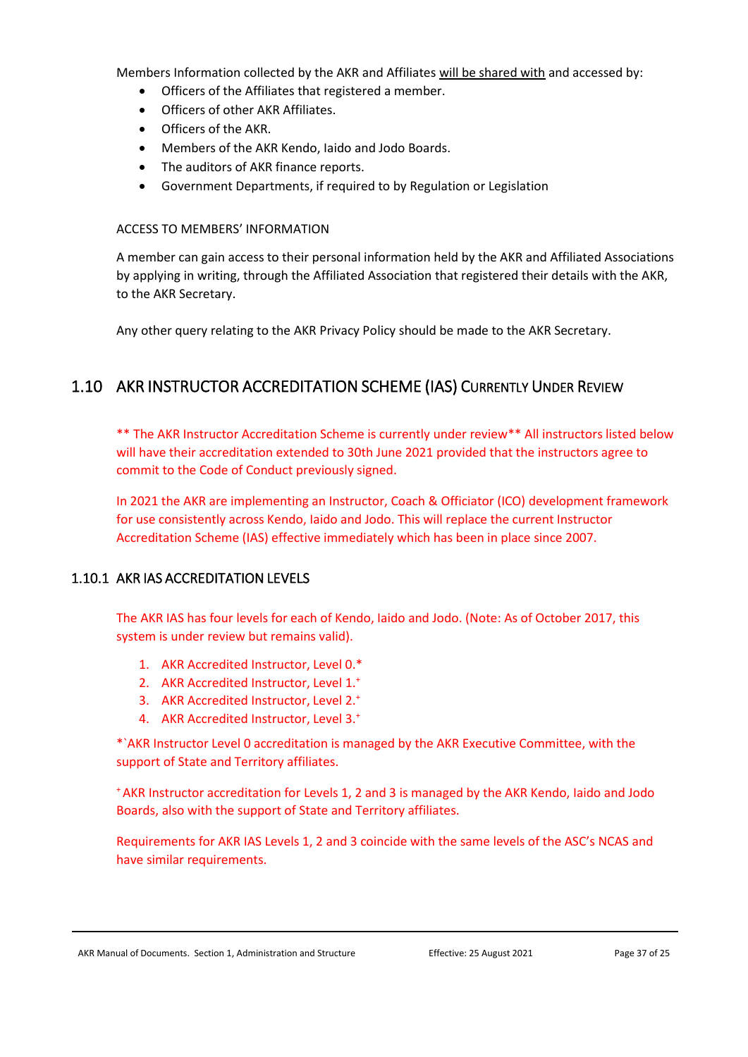Members Information collected by the AKR and Affiliates <u>will be shared with</u> and accessed by:

- Officers of the Affiliates that registered a member.
- Officers of other AKR Affiliates.
- Officers of the AKR.
- Members of the AKR Kendo, Iaido and Jodo Boards.
- The auditors of AKR finance reports.
- Government Departments, if required to by Regulation or Legislation

ACCESS TO MEMBERS' INFORMATION

A member can gain access to their personal information held by the AKR and Affiliated Associations by applying in writing, through the Affiliated Association that registered their details with the AKR, to the AKR Secretary.

Any other query relating to the AKR Privacy Policy should be made to the AKR Secretary.

## 1.10 AKR INSTRUCTOR ACCREDITATION SCHEME (IAS) CURRENTLY UNDER REVIEW

** The AKR Instructor Accreditation Scheme is currently under review** All instructors listed below will have their accreditation extended to 30th June 2021 provided that the instructors agree to commit to the Code of Conduct previously signed.

In 2021 the AKR are implementing an Instructor, Coach & Officiator (ICO) development framework for use consistently across Kendo, Iaido and Jodo. This will replace the current Instructor Accreditation Scheme (IAS) effective immediately which has been in place since 2007.

### 1.10.1 AKR IAS ACCREDITATION LEVELS

The AKR IAS has four levels for each of Kendo, Iaido and Jodo. (Note: As of October 2017, this system is under review but remains valid).

1. AKR Accredited Instructor, Level 0.*
2. AKR Accredited Instructor, Level 1.+
3. AKR Accredited Instructor, Level 2.+
4. AKR Accredited Instructor, Level 3.+

*`AKR Instructor Level 0 accreditation is managed by the AKR Executive Committee, with the support of State and Territory affiliates.

+ AKR Instructor accreditation for Levels 1, 2 and 3 is managed by the AKR Kendo, Iaido and Jodo Boards, also with the support of State and Territory affiliates.

Requirements for AKR IAS Levels 1, 2 and 3 coincide with the same levels of the ASC's NCAS and have similar requirements.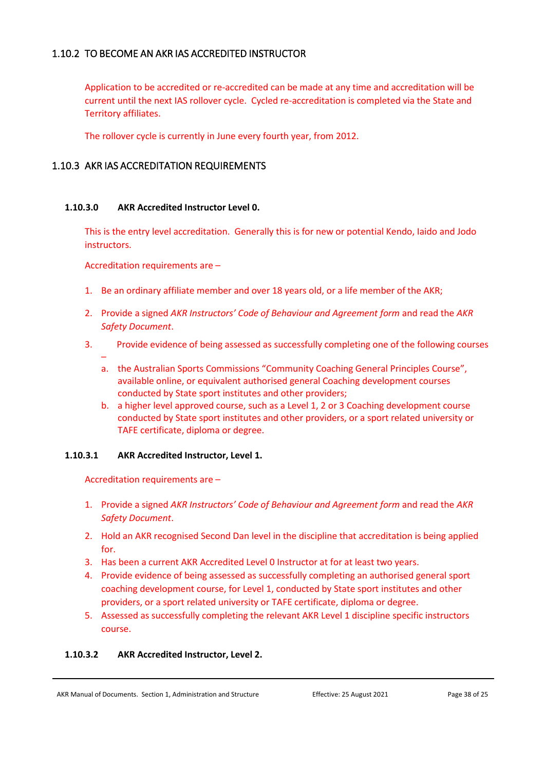## 1.10.2 TO BECOME AN AKR IAS ACCREDITED INSTRUCTOR

Application to be accredited or re-accredited can be made at any time and accreditation will be current until the next IAS rollover cycle. Cycled re-accreditation is completed via the State and Territory affiliates.

The rollover cycle is currently in June every fourth year, from 2012.

## 1.10.3 AKR IAS ACCREDITATION REQUIREMENTS

### 1.10.3.0 AKR Accredited Instructor Level 0.

This is the entry level accreditation. Generally this is for new or potential Kendo, Iaido and Jodo instructors.

Accreditation requirements are –

1. Be an ordinary affiliate member and over 18 years old, or a life member of the AKR;
2. Provide a signed *AKR Instructors' Code of Behaviour and Agreement form* and read the *AKR Safety Document*.
3. Provide evidence of being assessed as successfully completing one of the following courses –
   a. the Australian Sports Commissions "Community Coaching General Principles Course", available online, or equivalent authorised general Coaching development courses conducted by State sport institutes and other providers;
   b. a higher level approved course, such as a Level 1, 2 or 3 Coaching development course conducted by State sport institutes and other providers, or a sport related university or TAFE certificate, diploma or degree.

### 1.10.3.1 AKR Accredited Instructor, Level 1.

Accreditation requirements are –

1. Provide a signed *AKR Instructors' Code of Behaviour and Agreement form* and read the *AKR Safety Document*.
2. Hold an AKR recognised Second Dan level in the discipline that accreditation is being applied for.
3. Has been a current AKR Accredited Level 0 Instructor at for at least two years.
4. Provide evidence of being assessed as successfully completing an authorised general sport coaching development course, for Level 1, conducted by State sport institutes and other providers, or a sport related university or TAFE certificate, diploma or degree.
5. Assessed as successfully completing the relevant AKR Level 1 discipline specific instructors course.

### 1.10.3.2 AKR Accredited Instructor, Level 2.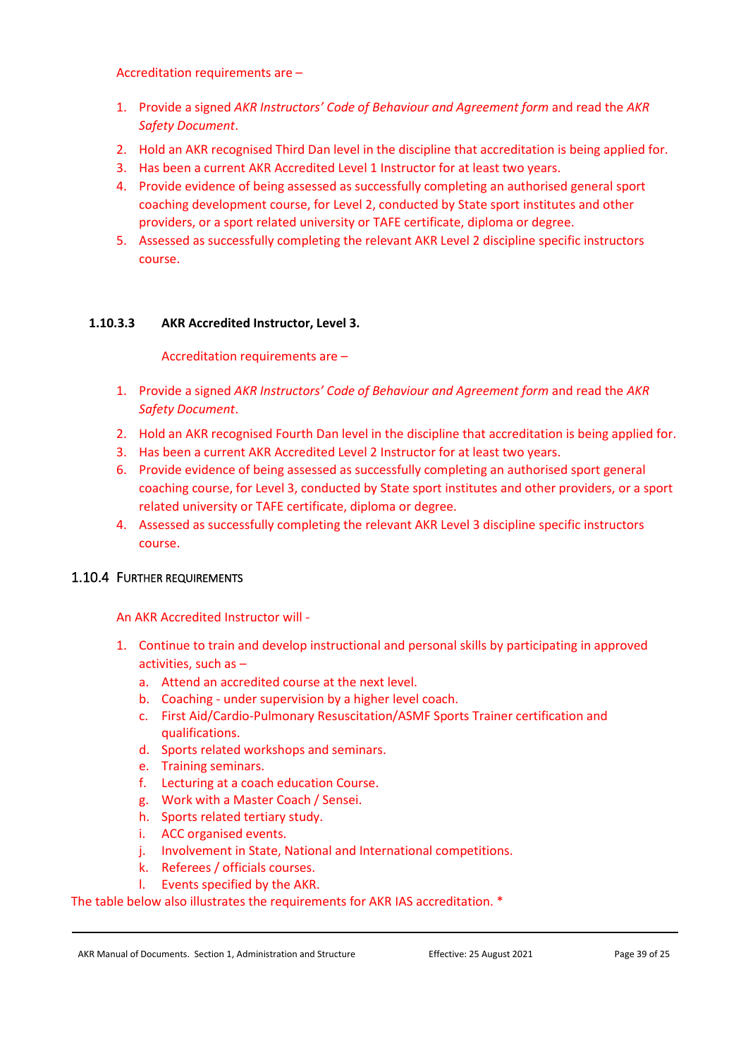Accreditation requirements are –

1. Provide a signed *AKR Instructors' Code of Behaviour and Agreement form* and read the *AKR Safety Document*.
2. Hold an AKR recognised Third Dan level in the discipline that accreditation is being applied for.
3. Has been a current AKR Accredited Level 1 Instructor for at least two years.
4. Provide evidence of being assessed as successfully completing an authorised general sport coaching development course, for Level 2, conducted by State sport institutes and other providers, or a sport related university or TAFE certificate, diploma or degree.
5. Assessed as successfully completing the relevant AKR Level 2 discipline specific instructors course.

#### 1.10.3.3 AKR Accredited Instructor, Level 3.

Accreditation requirements are –

1. Provide a signed *AKR Instructors' Code of Behaviour and Agreement form* and read the *AKR Safety Document*.
2. Hold an AKR recognised Fourth Dan level in the discipline that accreditation is being applied for.
3. Has been a current AKR Accredited Level 2 Instructor for at least two years.
6. Provide evidence of being assessed as successfully completing an authorised sport general coaching course, for Level 3, conducted by State sport institutes and other providers, or a sport related university or TAFE certificate, diploma or degree.
4. Assessed as successfully completing the relevant AKR Level 3 discipline specific instructors course.

### 1.10.4 Further Requirements

An AKR Accredited Instructor will -

1. Continue to train and develop instructional and personal skills by participating in approved activities, such as –
   a. Attend an accredited course at the next level.
   b. Coaching - under supervision by a higher level coach.
   c. First Aid/Cardio-Pulmonary Resuscitation/ASMF Sports Trainer certification and qualifications.
   d. Sports related workshops and seminars.
   e. Training seminars.
   f. Lecturing at a coach education Course.
   g. Work with a Master Coach / Sensei.
   h. Sports related tertiary study.
   i. ACC organised events.
   j. Involvement in State, National and International competitions.
   k. Referees / officials courses.
   l. Events specified by the AKR.

The table below also illustrates the requirements for AKR IAS accreditation. *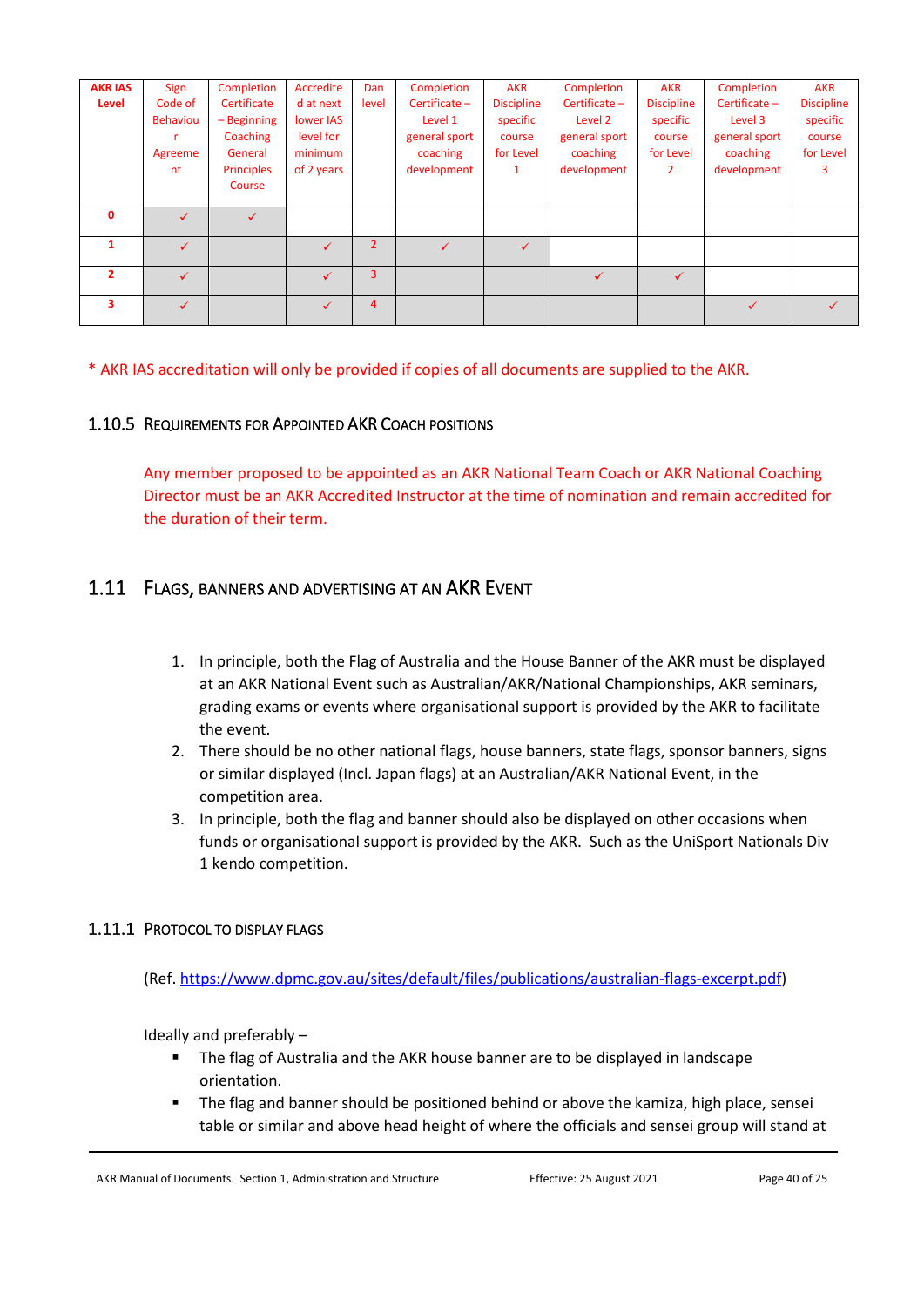| AKR IAS Level | Sign Code of Behaviour Agreement | Completion Certificate – Beginning Coaching General Principles Course | Accredited at next lower IAS level for minimum of 2 years | Dan level | Completion Certificate – Level 1 general sport coaching development | AKR Discipline specific course for Level 1 | Completion Certificate – Level 2 general sport coaching development | AKR Discipline specific course for Level 2 | Completion Certificate – Level 3 general sport coaching development | AKR Discipline specific course for Level 3 |
|---|---|---|---|---|---|---|---|---|---|---|
| 0 | ✓ | ✓ | | | | | | | | |
| 1 | ✓ | | ✓ | 2 | ✓ | ✓ | | | | |
| 2 | ✓ | | ✓ | 3 | | | ✓ | ✓ | | |
| 3 | ✓ | | ✓ | 4 | | | | | ✓ | ✓ |

* AKR IAS accreditation will only be provided if copies of all documents are supplied to the AKR.

### 1.10.5 Requirements for Appointed AKR Coach Positions

Any member proposed to be appointed as an AKR National Team Coach or AKR National Coaching Director must be an AKR Accredited Instructor at the time of nomination and remain accredited for the duration of their term.

## 1.11 Flags, Banners and Advertising at an AKR Event

1. In principle, both the Flag of Australia and the House Banner of the AKR must be displayed at an AKR National Event such as Australian/AKR/National Championships, AKR seminars, grading exams or events where organisational support is provided by the AKR to facilitate the event.
2. There should be no other national flags, house banners, state flags, sponsor banners, signs or similar displayed (Incl. Japan flags) at an Australian/AKR National Event, in the competition area.
3. In principle, both the flag and banner should also be displayed on other occasions when funds or organisational support is provided by the AKR. Such as the UniSport Nationals Div 1 kendo competition.

### 1.11.1 Protocol to Display Flags

(Ref. https://www.dpmc.gov.au/sites/default/files/publications/australian-flags-excerpt.pdf)

Ideally and preferably –

- The flag of Australia and the AKR house banner are to be displayed in landscape orientation.
- The flag and banner should be positioned behind or above the kamiza, high place, sensei table or similar and above head height of where the officials and sensei group will stand at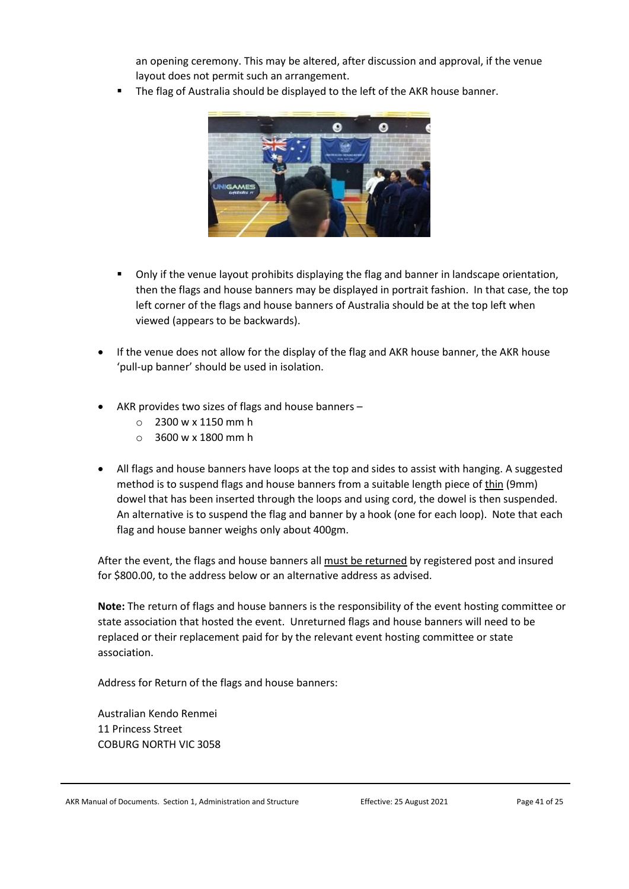an opening ceremony. This may be altered, after discussion and approval, if the venue layout does not permit such an arrangement.

- The flag of Australia should be displayed to the left of the AKR house banner.

- Only if the venue layout prohibits displaying the flag and banner in landscape orientation, then the flags and house banners may be displayed in portrait fashion. In that case, the top left corner of the flags and house banners of Australia should be at the top left when viewed (appears to be backwards).

- If the venue does not allow for the display of the flag and AKR house banner, the AKR house 'pull-up banner' should be used in isolation.

- AKR provides two sizes of flags and house banners –
  - 2300 w x 1150 mm h
  - 3600 w x 1800 mm h

- All flags and house banners have loops at the top and sides to assist with hanging. A suggested method is to suspend flags and house banners from a suitable length piece of thin (9mm) dowel that has been inserted through the loops and using cord, the dowel is then suspended. An alternative is to suspend the flag and banner by a hook (one for each loop). Note that each flag and house banner weighs only about 400gm.

After the event, the flags and house banners all must be returned by registered post and insured for $800.00, to the address below or an alternative address as advised.

**Note:** The return of flags and house banners is the responsibility of the event hosting committee or state association that hosted the event. Unreturned flags and house banners will need to be replaced or their replacement paid for by the relevant event hosting committee or state association.

Address for Return of the flags and house banners:

Australian Kendo Renmei
11 Princess Street
COBURG NORTH VIC 3058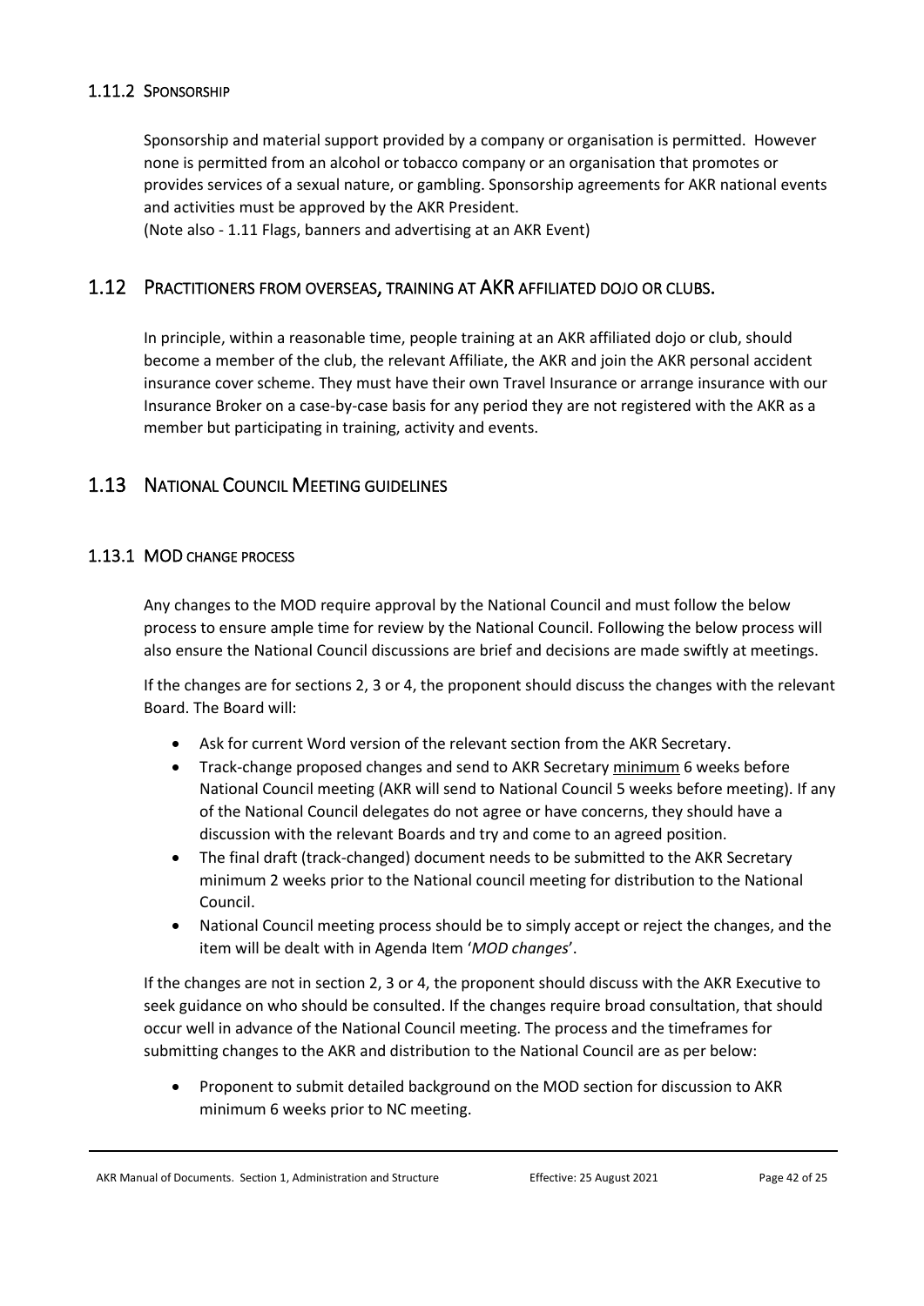### 1.11.2 SPONSORSHIP

Sponsorship and material support provided by a company or organisation is permitted. However none is permitted from an alcohol or tobacco company or an organisation that promotes or provides services of a sexual nature, or gambling. Sponsorship agreements for AKR national events and activities must be approved by the AKR President.
(Note also - 1.11 Flags, banners and advertising at an AKR Event)

## 1.12 PRACTITIONERS FROM OVERSEAS, TRAINING AT AKR AFFILIATED DOJO OR CLUBS.

In principle, within a reasonable time, people training at an AKR affiliated dojo or club, should become a member of the club, the relevant Affiliate, the AKR and join the AKR personal accident insurance cover scheme. They must have their own Travel Insurance or arrange insurance with our Insurance Broker on a case-by-case basis for any period they are not registered with the AKR as a member but participating in training, activity and events.

## 1.13 NATIONAL COUNCIL MEETING GUIDELINES

### 1.13.1 MOD CHANGE PROCESS

Any changes to the MOD require approval by the National Council and must follow the below process to ensure ample time for review by the National Council. Following the below process will also ensure the National Council discussions are brief and decisions are made swiftly at meetings.

If the changes are for sections 2, 3 or 4, the proponent should discuss the changes with the relevant Board. The Board will:

- Ask for current Word version of the relevant section from the AKR Secretary.
- Track-change proposed changes and send to AKR Secretary <u>minimum</u> 6 weeks before National Council meeting (AKR will send to National Council 5 weeks before meeting). If any of the National Council delegates do not agree or have concerns, they should have a discussion with the relevant Boards and try and come to an agreed position.
- The final draft (track-changed) document needs to be submitted to the AKR Secretary minimum 2 weeks prior to the National council meeting for distribution to the National Council.
- National Council meeting process should be to simply accept or reject the changes, and the item will be dealt with in Agenda Item '*MOD changes*'.

If the changes are not in section 2, 3 or 4, the proponent should discuss with the AKR Executive to seek guidance on who should be consulted. If the changes require broad consultation, that should occur well in advance of the National Council meeting. The process and the timeframes for submitting changes to the AKR and distribution to the National Council are as per below:

- Proponent to submit detailed background on the MOD section for discussion to AKR minimum 6 weeks prior to NC meeting.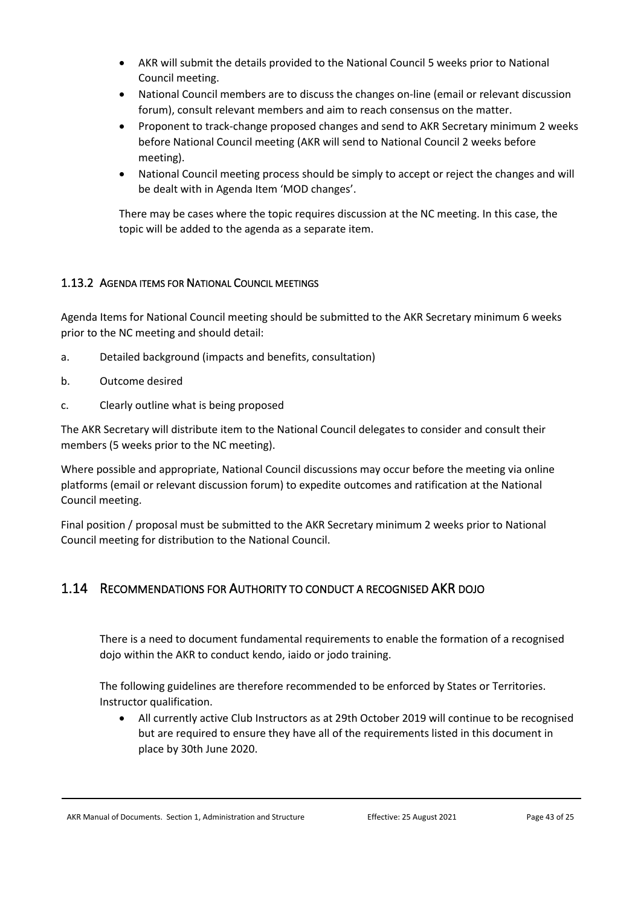- AKR will submit the details provided to the National Council 5 weeks prior to National Council meeting.
- National Council members are to discuss the changes on-line (email or relevant discussion forum), consult relevant members and aim to reach consensus on the matter.
- Proponent to track-change proposed changes and send to AKR Secretary minimum 2 weeks before National Council meeting (AKR will send to National Council 2 weeks before meeting).
- National Council meeting process should be simply to accept or reject the changes and will be dealt with in Agenda Item 'MOD changes'.

There may be cases where the topic requires discussion at the NC meeting. In this case, the topic will be added to the agenda as a separate item.

### 1.13.2 Agenda items for National Council meetings

Agenda Items for National Council meeting should be submitted to the AKR Secretary minimum 6 weeks prior to the NC meeting and should detail:

a. Detailed background (impacts and benefits, consultation)

b. Outcome desired

c. Clearly outline what is being proposed

The AKR Secretary will distribute item to the National Council delegates to consider and consult their members (5 weeks prior to the NC meeting).

Where possible and appropriate, National Council discussions may occur before the meeting via online platforms (email or relevant discussion forum) to expedite outcomes and ratification at the National Council meeting.

Final position / proposal must be submitted to the AKR Secretary minimum 2 weeks prior to National Council meeting for distribution to the National Council.

## 1.14 Recommendations for Authority to conduct a recognised AKR dojo

There is a need to document fundamental requirements to enable the formation of a recognised dojo within the AKR to conduct kendo, iaido or jodo training.

The following guidelines are therefore recommended to be enforced by States or Territories. Instructor qualification.

- All currently active Club Instructors as at 29th October 2019 will continue to be recognised but are required to ensure they have all of the requirements listed in this document in place by 30th June 2020.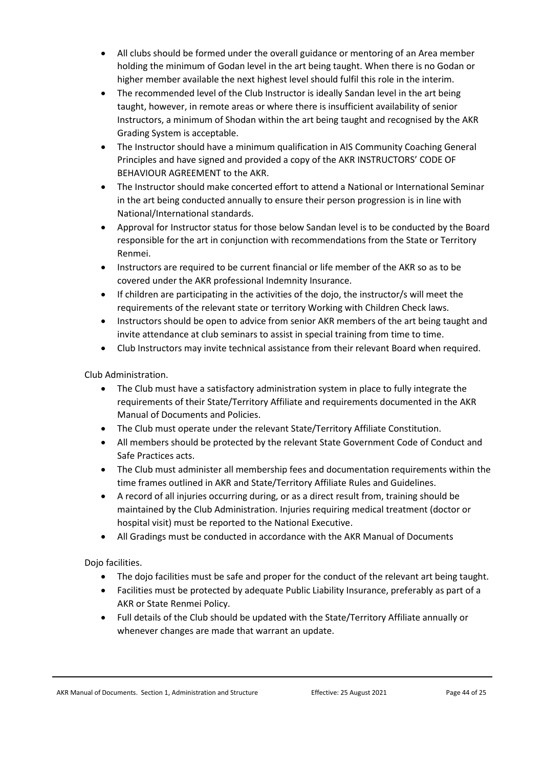- All clubs should be formed under the overall guidance or mentoring of an Area member holding the minimum of Godan level in the art being taught. When there is no Godan or higher member available the next highest level should fulfil this role in the interim.
- The recommended level of the Club Instructor is ideally Sandan level in the art being taught, however, in remote areas or where there is insufficient availability of senior Instructors, a minimum of Shodan within the art being taught and recognised by the AKR Grading System is acceptable.
- The Instructor should have a minimum qualification in AIS Community Coaching General Principles and have signed and provided a copy of the AKR INSTRUCTORS' CODE OF BEHAVIOUR AGREEMENT to the AKR.
- The Instructor should make concerted effort to attend a National or International Seminar in the art being conducted annually to ensure their person progression is in line with National/International standards.
- Approval for Instructor status for those below Sandan level is to be conducted by the Board responsible for the art in conjunction with recommendations from the State or Territory Renmei.
- Instructors are required to be current financial or life member of the AKR so as to be covered under the AKR professional Indemnity Insurance.
- If children are participating in the activities of the dojo, the instructor/s will meet the requirements of the relevant state or territory Working with Children Check laws.
- Instructors should be open to advice from senior AKR members of the art being taught and invite attendance at club seminars to assist in special training from time to time.
- Club Instructors may invite technical assistance from their relevant Board when required.

Club Administration.

- The Club must have a satisfactory administration system in place to fully integrate the requirements of their State/Territory Affiliate and requirements documented in the AKR Manual of Documents and Policies.
- The Club must operate under the relevant State/Territory Affiliate Constitution.
- All members should be protected by the relevant State Government Code of Conduct and Safe Practices acts.
- The Club must administer all membership fees and documentation requirements within the time frames outlined in AKR and State/Territory Affiliate Rules and Guidelines.
- A record of all injuries occurring during, or as a direct result from, training should be maintained by the Club Administration. Injuries requiring medical treatment (doctor or hospital visit) must be reported to the National Executive.
- All Gradings must be conducted in accordance with the AKR Manual of Documents

Dojo facilities.

- The dojo facilities must be safe and proper for the conduct of the relevant art being taught.
- Facilities must be protected by adequate Public Liability Insurance, preferably as part of a AKR or State Renmei Policy.
- Full details of the Club should be updated with the State/Territory Affiliate annually or whenever changes are made that warrant an update.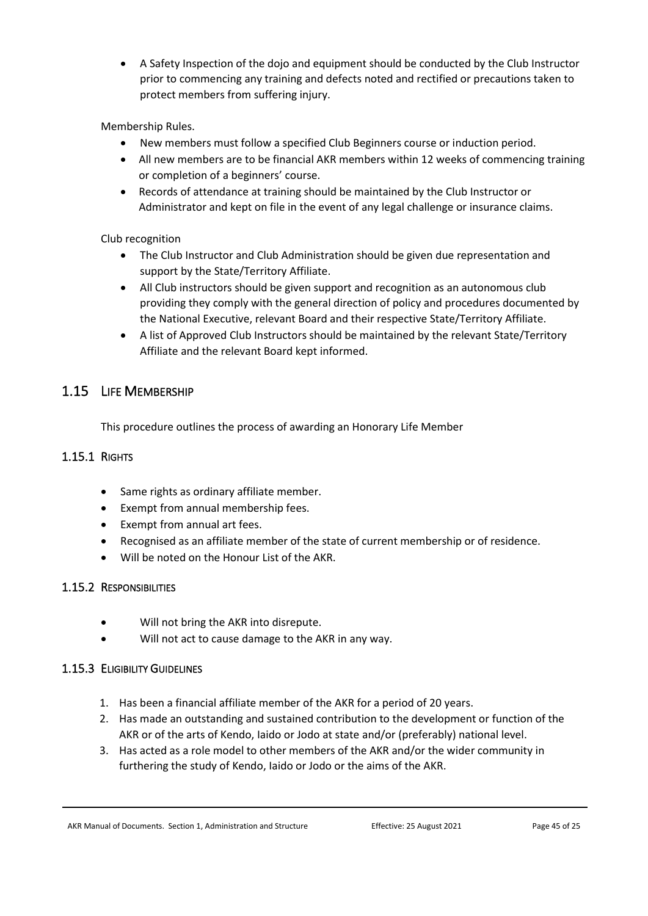- A Safety Inspection of the dojo and equipment should be conducted by the Club Instructor prior to commencing any training and defects noted and rectified or precautions taken to protect members from suffering injury.

Membership Rules.

- New members must follow a specified Club Beginners course or induction period.
- All new members are to be financial AKR members within 12 weeks of commencing training or completion of a beginners' course.
- Records of attendance at training should be maintained by the Club Instructor or Administrator and kept on file in the event of any legal challenge or insurance claims.

Club recognition

- The Club Instructor and Club Administration should be given due representation and support by the State/Territory Affiliate.
- All Club instructors should be given support and recognition as an autonomous club providing they comply with the general direction of policy and procedures documented by the National Executive, relevant Board and their respective State/Territory Affiliate.
- A list of Approved Club Instructors should be maintained by the relevant State/Territory Affiliate and the relevant Board kept informed.

## 1.15 Life Membership

This procedure outlines the process of awarding an Honorary Life Member

### 1.15.1 Rights

- Same rights as ordinary affiliate member.
- Exempt from annual membership fees.
- Exempt from annual art fees.
- Recognised as an affiliate member of the state of current membership or of residence.
- Will be noted on the Honour List of the AKR.

### 1.15.2 Responsibilities

- Will not bring the AKR into disrepute.
- Will not act to cause damage to the AKR in any way.

### 1.15.3 Eligibility Guidelines

1. Has been a financial affiliate member of the AKR for a period of 20 years.
2. Has made an outstanding and sustained contribution to the development or function of the AKR or of the arts of Kendo, Iaido or Jodo at state and/or (preferably) national level.
3. Has acted as a role model to other members of the AKR and/or the wider community in furthering the study of Kendo, Iaido or Jodo or the aims of the AKR.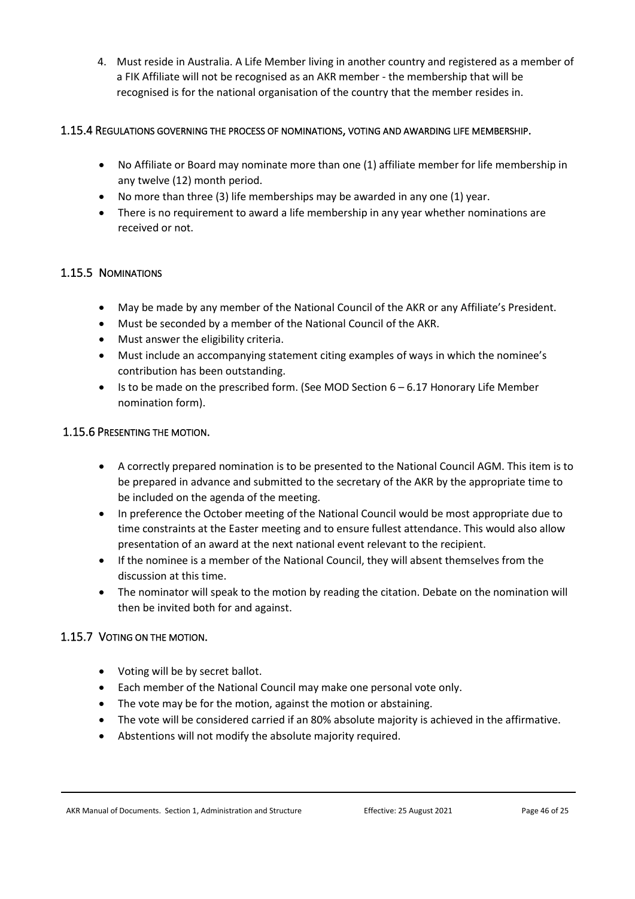4. Must reside in Australia. A Life Member living in another country and registered as a member of a FIK Affiliate will not be recognised as an AKR member - the membership that will be recognised is for the national organisation of the country that the member resides in.

### 1.15.4 Regulations governing the process of nominations, voting and awarding life membership.

- No Affiliate or Board may nominate more than one (1) affiliate member for life membership in any twelve (12) month period.
- No more than three (3) life memberships may be awarded in any one (1) year.
- There is no requirement to award a life membership in any year whether nominations are received or not.

### 1.15.5 Nominations

- May be made by any member of the National Council of the AKR or any Affiliate's President.
- Must be seconded by a member of the National Council of the AKR.
- Must answer the eligibility criteria.
- Must include an accompanying statement citing examples of ways in which the nominee's contribution has been outstanding.
- Is to be made on the prescribed form. (See MOD Section 6 – 6.17 Honorary Life Member nomination form).

### 1.15.6 Presenting the motion.

- A correctly prepared nomination is to be presented to the National Council AGM. This item is to be prepared in advance and submitted to the secretary of the AKR by the appropriate time to be included on the agenda of the meeting.
- In preference the October meeting of the National Council would be most appropriate due to time constraints at the Easter meeting and to ensure fullest attendance. This would also allow presentation of an award at the next national event relevant to the recipient.
- If the nominee is a member of the National Council, they will absent themselves from the discussion at this time.
- The nominator will speak to the motion by reading the citation. Debate on the nomination will then be invited both for and against.

### 1.15.7 Voting on the motion.

- Voting will be by secret ballot.
- Each member of the National Council may make one personal vote only.
- The vote may be for the motion, against the motion or abstaining.
- The vote will be considered carried if an 80% absolute majority is achieved in the affirmative.
- Abstentions will not modify the absolute majority required.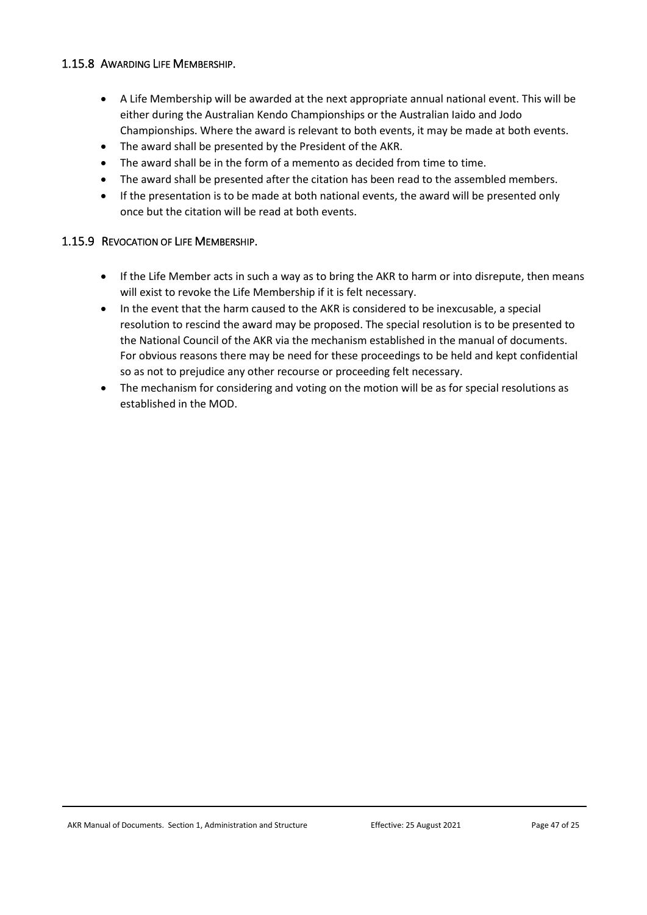### 1.15.8 Awarding Life Membership.

- A Life Membership will be awarded at the next appropriate annual national event. This will be either during the Australian Kendo Championships or the Australian Iaido and Jodo Championships. Where the award is relevant to both events, it may be made at both events.
- The award shall be presented by the President of the AKR.
- The award shall be in the form of a memento as decided from time to time.
- The award shall be presented after the citation has been read to the assembled members.
- If the presentation is to be made at both national events, the award will be presented only once but the citation will be read at both events.

### 1.15.9 Revocation of Life Membership.

- If the Life Member acts in such a way as to bring the AKR to harm or into disrepute, then means will exist to revoke the Life Membership if it is felt necessary.
- In the event that the harm caused to the AKR is considered to be inexcusable, a special resolution to rescind the award may be proposed. The special resolution is to be presented to the National Council of the AKR via the mechanism established in the manual of documents. For obvious reasons there may be need for these proceedings to be held and kept confidential so as not to prejudice any other recourse or proceeding felt necessary.
- The mechanism for considering and voting on the motion will be as for special resolutions as established in the MOD.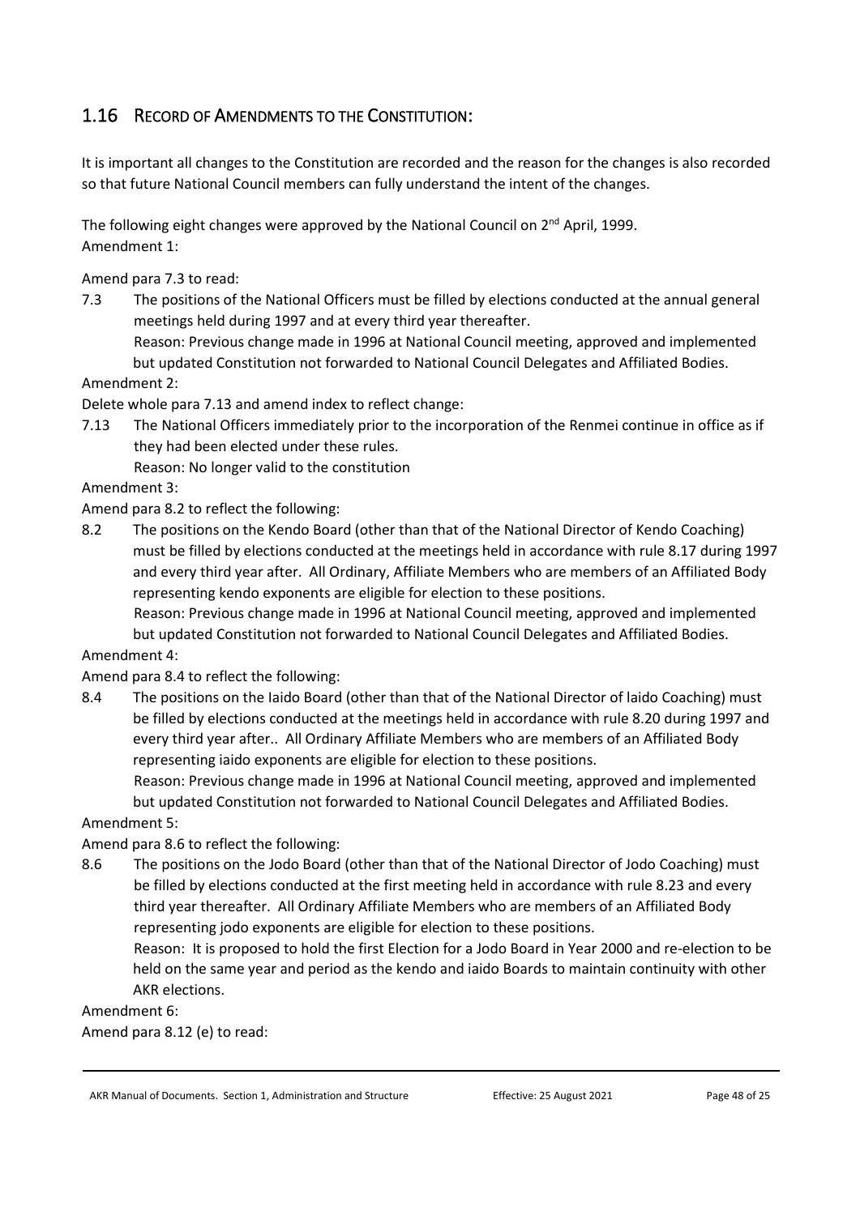## 1.16 RECORD OF AMENDMENTS TO THE CONSTITUTION:

It is important all changes to the Constitution are recorded and the reason for the changes is also recorded so that future National Council members can fully understand the intent of the changes.

The following eight changes were approved by the National Council on 2nd April, 1999.

Amendment 1:

Amend para 7.3 to read:

7.3 The positions of the National Officers must be filled by elections conducted at the annual general meetings held during 1997 and at every third year thereafter.
Reason: Previous change made in 1996 at National Council meeting, approved and implemented but updated Constitution not forwarded to National Council Delegates and Affiliated Bodies.

Amendment 2:

Delete whole para 7.13 and amend index to reflect change:

7.13 The National Officers immediately prior to the incorporation of the Renmei continue in office as if they had been elected under these rules.
Reason: No longer valid to the constitution

Amendment 3:

Amend para 8.2 to reflect the following:

8.2 The positions on the Kendo Board (other than that of the National Director of Kendo Coaching) must be filled by elections conducted at the meetings held in accordance with rule 8.17 during 1997 and every third year after. All Ordinary, Affiliate Members who are members of an Affiliated Body representing kendo exponents are eligible for election to these positions.
Reason: Previous change made in 1996 at National Council meeting, approved and implemented but updated Constitution not forwarded to National Council Delegates and Affiliated Bodies.

Amendment 4:

Amend para 8.4 to reflect the following:

8.4 The positions on the Iaido Board (other than that of the National Director of laido Coaching) must be filled by elections conducted at the meetings held in accordance with rule 8.20 during 1997 and every third year after.. All Ordinary Affiliate Members who are members of an Affiliated Body representing iaido exponents are eligible for election to these positions.
Reason: Previous change made in 1996 at National Council meeting, approved and implemented but updated Constitution not forwarded to National Council Delegates and Affiliated Bodies.

Amendment 5:

Amend para 8.6 to reflect the following:

8.6 The positions on the Jodo Board (other than that of the National Director of Jodo Coaching) must be filled by elections conducted at the first meeting held in accordance with rule 8.23 and every third year thereafter. All Ordinary Affiliate Members who are members of an Affiliated Body representing jodo exponents are eligible for election to these positions.
Reason: It is proposed to hold the first Election for a Jodo Board in Year 2000 and re-election to be held on the same year and period as the kendo and iaido Boards to maintain continuity with other AKR elections.

Amendment 6:

Amend para 8.12 (e) to read: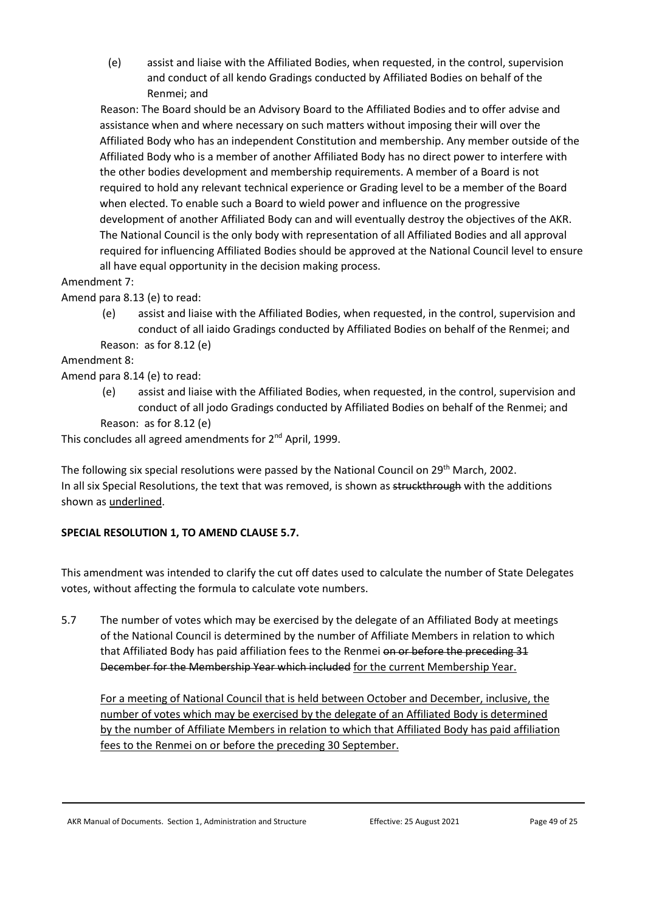(e) assist and liaise with the Affiliated Bodies, when requested, in the control, supervision and conduct of all kendo Gradings conducted by Affiliated Bodies on behalf of the Renmei; and

Reason: The Board should be an Advisory Board to the Affiliated Bodies and to offer advise and assistance when and where necessary on such matters without imposing their will over the Affiliated Body who has an independent Constitution and membership. Any member outside of the Affiliated Body who is a member of another Affiliated Body has no direct power to interfere with the other bodies development and membership requirements. A member of a Board is not required to hold any relevant technical experience or Grading level to be a member of the Board when elected. To enable such a Board to wield power and influence on the progressive development of another Affiliated Body can and will eventually destroy the objectives of the AKR. The National Council is the only body with representation of all Affiliated Bodies and all approval required for influencing Affiliated Bodies should be approved at the National Council level to ensure all have equal opportunity in the decision making process.

Amendment 7:

Amend para 8.13 (e) to read:

(e) assist and liaise with the Affiliated Bodies, when requested, in the control, supervision and conduct of all iaido Gradings conducted by Affiliated Bodies on behalf of the Renmei; and

Reason: as for 8.12 (e)

Amendment 8:

Amend para 8.14 (e) to read:

(e) assist and liaise with the Affiliated Bodies, when requested, in the control, supervision and conduct of all jodo Gradings conducted by Affiliated Bodies on behalf of the Renmei; and

Reason: as for 8.12 (e)

This concludes all agreed amendments for 2nd April, 1999.

The following six special resolutions were passed by the National Council on 29th March, 2002.
In all six Special Resolutions, the text that was removed, is shown as ~~struckthrough~~ with the additions shown as <u>underlined</u>.

**SPECIAL RESOLUTION 1, TO AMEND CLAUSE 5.7.**

This amendment was intended to clarify the cut off dates used to calculate the number of State Delegates votes, without affecting the formula to calculate vote numbers.

5.7 The number of votes which may be exercised by the delegate of an Affiliated Body at meetings of the National Council is determined by the number of Affiliate Members in relation to which that Affiliated Body has paid affiliation fees to the Renmei ~~on or before the preceding 31 December for the Membership Year which included~~ <u>for the current Membership Year.</u>

<u>For a meeting of National Council that is held between October and December, inclusive, the number of votes which may be exercised by the delegate of an Affiliated Body is determined by the number of Affiliate Members in relation to which that Affiliated Body has paid affiliation fees to the Renmei on or before the preceding 30 September.</u>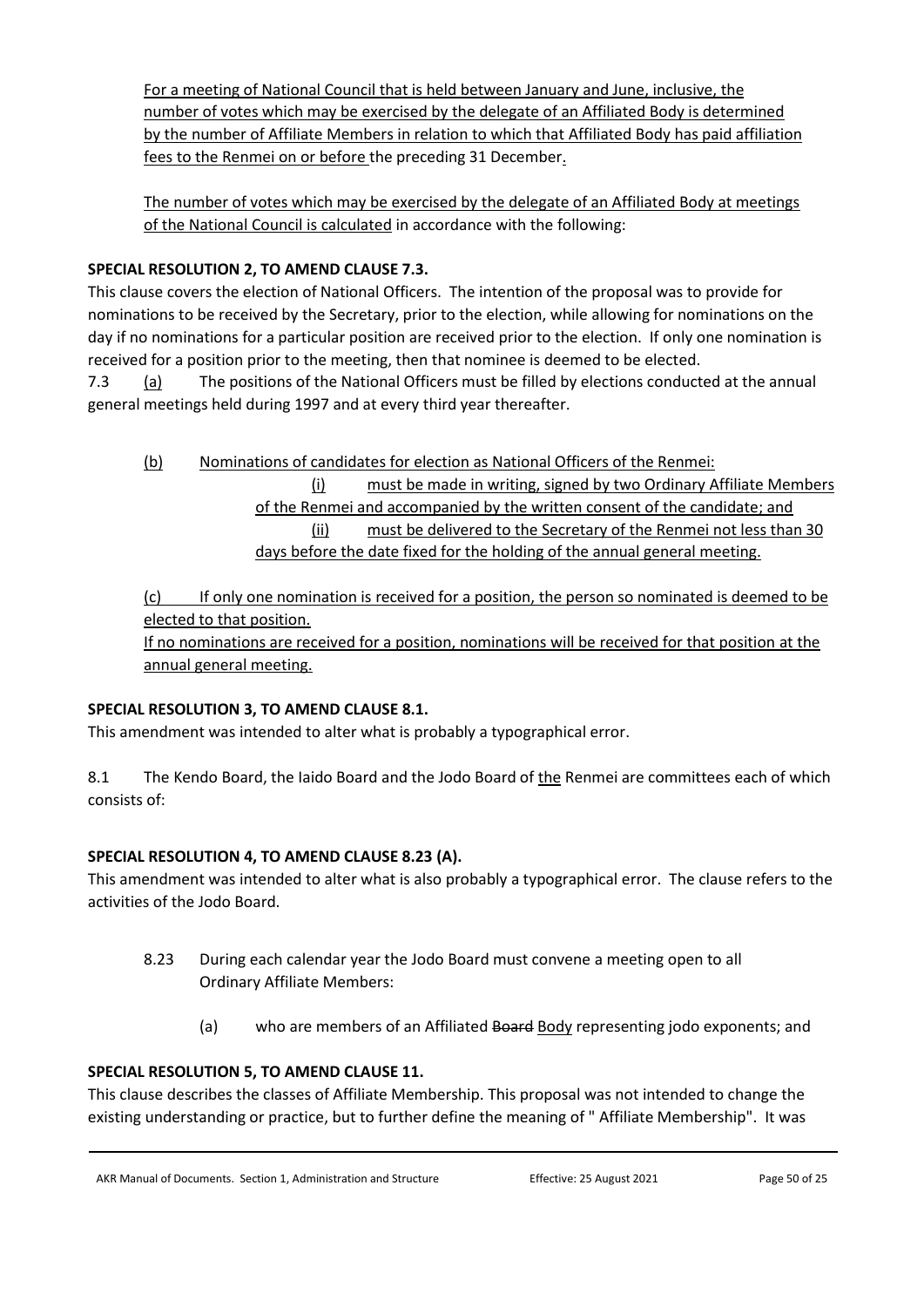<u>For a meeting of National Council that is held between January and June, inclusive, the number of votes which may be exercised by the delegate of an Affiliated Body is determined by the number of Affiliate Members in relation to which that Affiliated Body has paid affiliation fees to the Renmei on or before</u> the preceding 31 December<u>.</u>

<u>The number of votes which may be exercised by the delegate of an Affiliated Body at meetings of the National Council is calculated</u> in accordance with the following:

**SPECIAL RESOLUTION 2, TO AMEND CLAUSE 7.3.**

This clause covers the election of National Officers. The intention of the proposal was to provide for nominations to be received by the Secretary, prior to the election, while allowing for nominations on the day if no nominations for a particular position are received prior to the election. If only one nomination is received for a position prior to the meeting, then that nominee is deemed to be elected.

7.3 <u>(a)</u> The positions of the National Officers must be filled by elections conducted at the annual general meetings held during 1997 and at every third year thereafter.

<u>(b) Nominations of candidates for election as National Officers of the Renmei:</u>

<u>(i) must be made in writing, signed by two Ordinary Affiliate Members of the Renmei and accompanied by the written consent of the candidate; and</u>

<u>(ii) must be delivered to the Secretary of the Renmei not less than 30 days before the date fixed for the holding of the annual general meeting.</u>

<u>(c) If only one nomination is received for a position, the person so nominated is deemed to be elected to that position.</u>

<u>If no nominations are received for a position, nominations will be received for that position at the annual general meeting.</u>

**SPECIAL RESOLUTION 3, TO AMEND CLAUSE 8.1.**

This amendment was intended to alter what is probably a typographical error.

8.1 The Kendo Board, the Iaido Board and the Jodo Board of <u>the</u> Renmei are committees each of which consists of:

**SPECIAL RESOLUTION 4, TO AMEND CLAUSE 8.23 (A).**

This amendment was intended to alter what is also probably a typographical error. The clause refers to the activities of the Jodo Board.

8.23 During each calendar year the Jodo Board must convene a meeting open to all Ordinary Affiliate Members:

(a) who are members of an Affiliated ~~Board~~ <u>Body</u> representing jodo exponents; and

**SPECIAL RESOLUTION 5, TO AMEND CLAUSE 11.**

This clause describes the classes of Affiliate Membership. This proposal was not intended to change the existing understanding or practice, but to further define the meaning of " Affiliate Membership". It was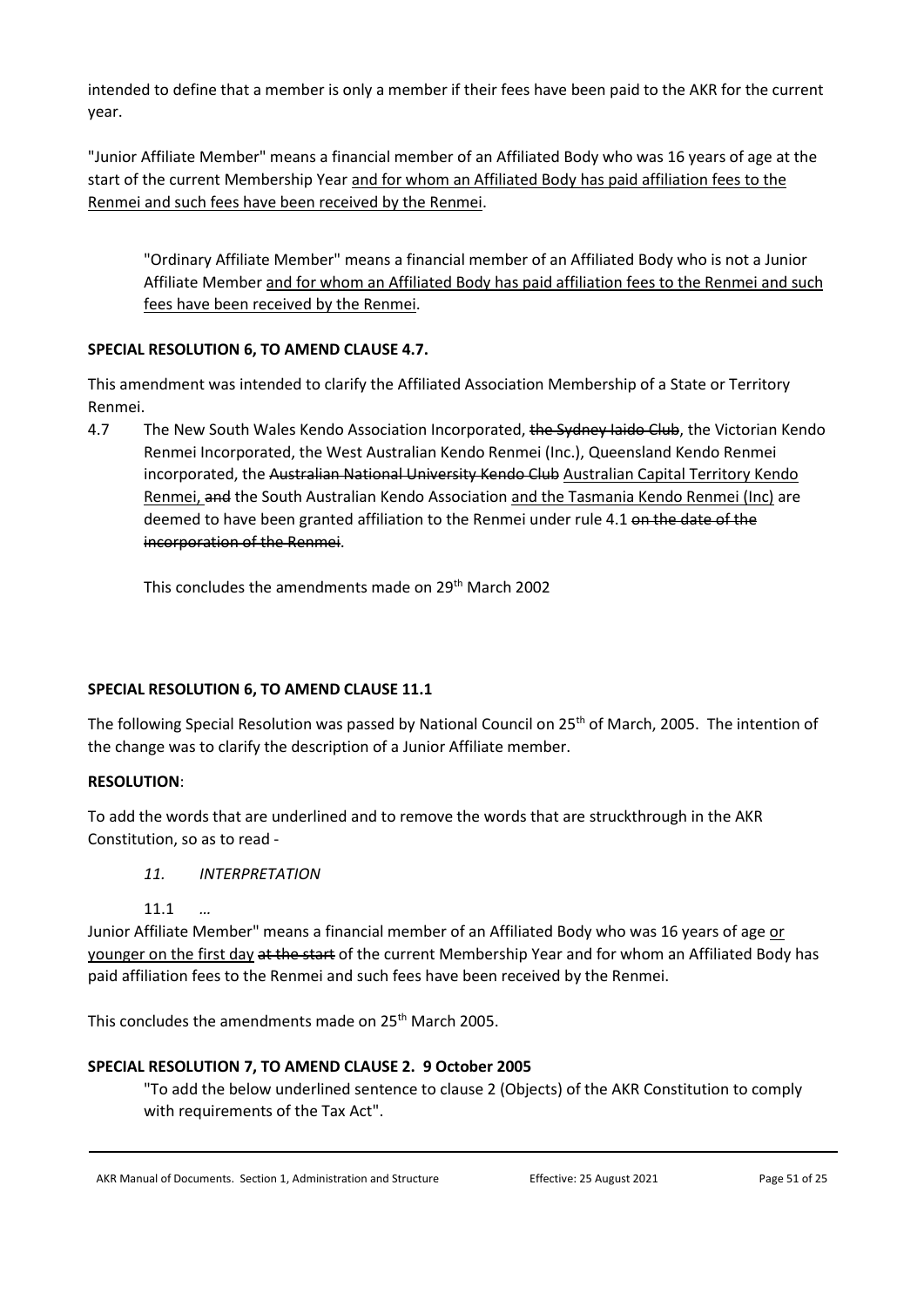intended to define that a member is only a member if their fees have been paid to the AKR for the current year.

"Junior Affiliate Member" means a financial member of an Affiliated Body who was 16 years of age at the start of the current Membership Year <u>and for whom an Affiliated Body has paid affiliation fees to the Renmei and such fees have been received by the Renmei</u>.

> "Ordinary Affiliate Member" means a financial member of an Affiliated Body who is not a Junior Affiliate Member <u>and for whom an Affiliated Body has paid affiliation fees to the Renmei and such fees have been received by the Renmei</u>.

**SPECIAL RESOLUTION 6, TO AMEND CLAUSE 4.7.**

This amendment was intended to clarify the Affiliated Association Membership of a State or Territory Renmei.

4.7 The New South Wales Kendo Association Incorporated, ~~the Sydney Iaido Club~~, the Victorian Kendo Renmei Incorporated, the West Australian Kendo Renmei (Inc.), Queensland Kendo Renmei incorporated, the ~~Australian National University Kendo Club~~ <u>Australian Capital Territory Kendo Renmei,</u> ~~and~~ the South Australian Kendo Association <u>and the Tasmania Kendo Renmei (Inc)</u> are deemed to have been granted affiliation to the Renmei under rule 4.1 ~~on the date of the incorporation of the Renmei~~.

> This concludes the amendments made on 29th March 2002

**SPECIAL RESOLUTION 6, TO AMEND CLAUSE 11.1**

The following Special Resolution was passed by National Council on 25th of March, 2005. The intention of the change was to clarify the description of a Junior Affiliate member.

**RESOLUTION**:

To add the words that are underlined and to remove the words that are struckthrough in the AKR Constitution, so as to read -

> *11. INTERPRETATION*
>
> 11.1 *…*

Junior Affiliate Member" means a financial member of an Affiliated Body who was 16 years of age <u>or younger on the first day</u> ~~at the start~~ of the current Membership Year and for whom an Affiliated Body has paid affiliation fees to the Renmei and such fees have been received by the Renmei.

This concludes the amendments made on 25th March 2005.

**SPECIAL RESOLUTION 7, TO AMEND CLAUSE 2. 9 October 2005**

> "To add the below underlined sentence to clause 2 (Objects) of the AKR Constitution to comply with requirements of the Tax Act".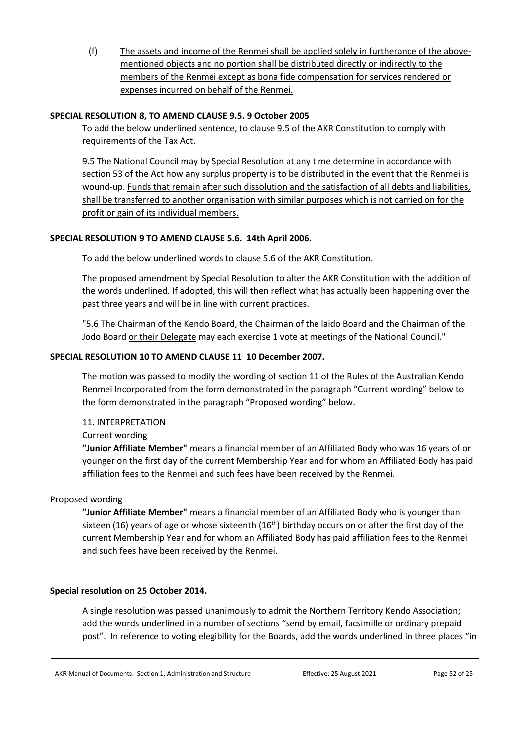(f) <u>The assets and income of the Renmei shall be applied solely in furtherance of the above-mentioned objects and no portion shall be distributed directly or indirectly to the members of the Renmei except as bona fide compensation for services rendered or expenses incurred on behalf of the Renmei.</u>

**SPECIAL RESOLUTION 8, TO AMEND CLAUSE 9.5. 9 October 2005**

To add the below underlined sentence, to clause 9.5 of the AKR Constitution to comply with requirements of the Tax Act.

9.5 The National Council may by Special Resolution at any time determine in accordance with section 53 of the Act how any surplus property is to be distributed in the event that the Renmei is wound-up. <u>Funds that remain after such dissolution and the satisfaction of all debts and liabilities, shall be transferred to another organisation with similar purposes which is not carried on for the profit or gain of its individual members.</u>

**SPECIAL RESOLUTION 9 TO AMEND CLAUSE 5.6. 14th April 2006.**

To add the below underlined words to clause 5.6 of the AKR Constitution.

The proposed amendment by Special Resolution to alter the AKR Constitution with the addition of the words underlined. If adopted, this will then reflect what has actually been happening over the past three years and will be in line with current practices.

"5.6 The Chairman of the Kendo Board, the Chairman of the laido Board and the Chairman of the Jodo Board <u>or their Delegate</u> may each exercise 1 vote at meetings of the National Council."

**SPECIAL RESOLUTION 10 TO AMEND CLAUSE 11 10 December 2007.**

The motion was passed to modify the wording of section 11 of the Rules of the Australian Kendo Renmei Incorporated from the form demonstrated in the paragraph "Current wording" below to the form demonstrated in the paragraph "Proposed wording" below.

11. INTERPRETATION

Current wording

**"Junior Affiliate Member"** means a financial member of an Affiliated Body who was 16 years of or younger on the first day of the current Membership Year and for whom an Affiliated Body has paid affiliation fees to the Renmei and such fees have been received by the Renmei.

Proposed wording

**"Junior Affiliate Member"** means a financial member of an Affiliated Body who is younger than sixteen (16) years of age or whose sixteenth (16th) birthday occurs on or after the first day of the current Membership Year and for whom an Affiliated Body has paid affiliation fees to the Renmei and such fees have been received by the Renmei.

**Special resolution on 25 October 2014.**

A single resolution was passed unanimously to admit the Northern Territory Kendo Association; add the words underlined in a number of sections "send by email, facsimille or ordinary prepaid post". In reference to voting elegibility for the Boards, add the words underlined in three places "in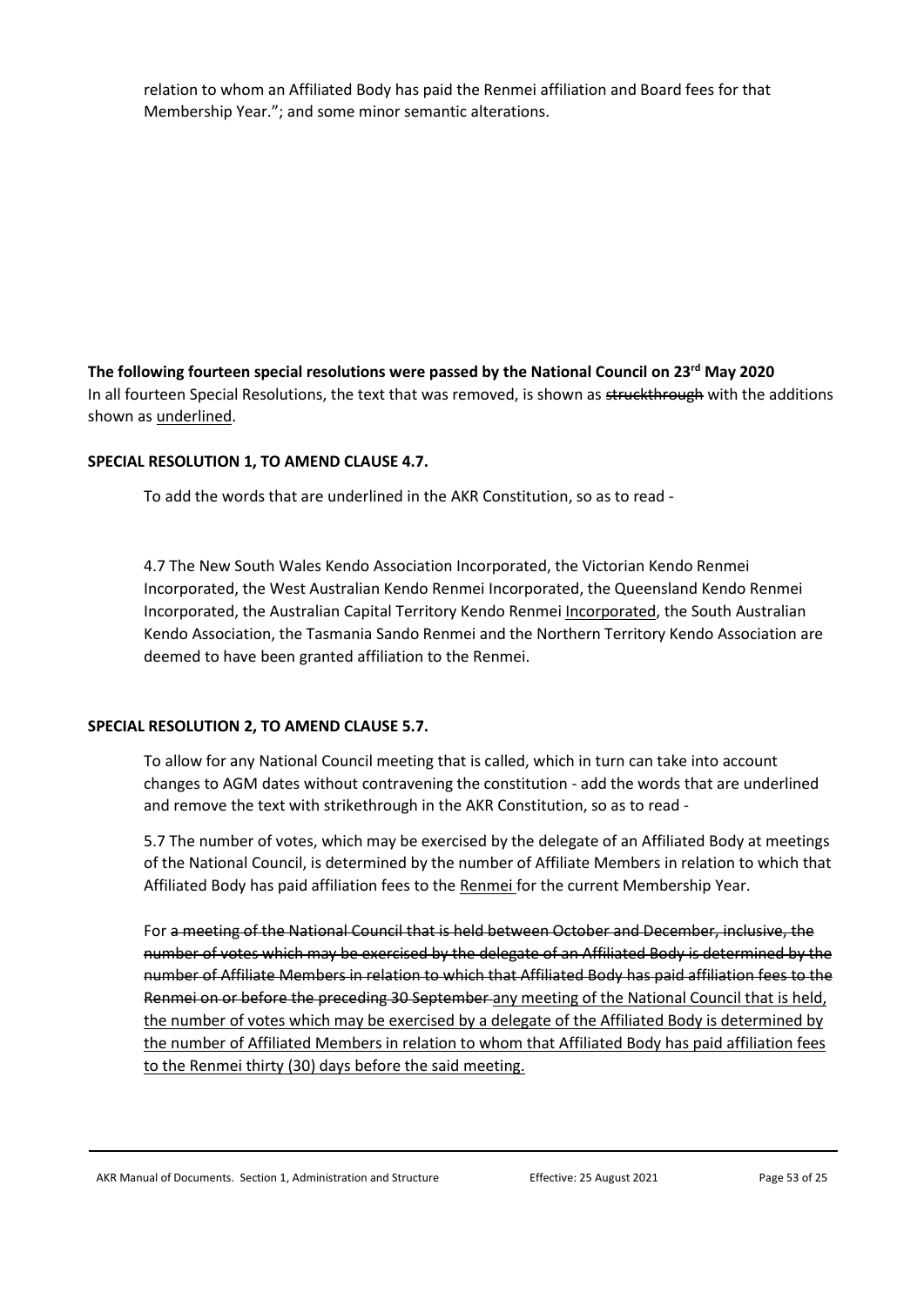relation to whom an Affiliated Body has paid the Renmei affiliation and Board fees for that Membership Year."; and some minor semantic alterations.

**The following fourteen special resolutions were passed by the National Council on 23rd May 2020**
In all fourteen Special Resolutions, the text that was removed, is shown as ~~struckthrough~~ with the additions shown as <u>underlined</u>.

**SPECIAL RESOLUTION 1, TO AMEND CLAUSE 4.7.**

To add the words that are underlined in the AKR Constitution, so as to read -

4.7 The New South Wales Kendo Association Incorporated, the Victorian Kendo Renmei Incorporated, the West Australian Kendo Renmei Incorporated, the Queensland Kendo Renmei Incorporated, the Australian Capital Territory Kendo Renmei <u>Incorporated</u>, the South Australian Kendo Association, the Tasmania Sando Renmei and the Northern Territory Kendo Association are deemed to have been granted affiliation to the Renmei.

**SPECIAL RESOLUTION 2, TO AMEND CLAUSE 5.7.**

To allow for any National Council meeting that is called, which in turn can take into account changes to AGM dates without contravening the constitution - add the words that are underlined and remove the text with strikethrough in the AKR Constitution, so as to read -

5.7 The number of votes, which may be exercised by the delegate of an Affiliated Body at meetings of the National Council, is determined by the number of Affiliate Members in relation to which that Affiliated Body has paid affiliation fees to the <u>Renmei</u> for the current Membership Year.

For ~~a meeting of the National Council that is held between October and December, inclusive, the number of votes which may be exercised by the delegate of an Affiliated Body is determined by the number of Affiliate Members in relation to which that Affiliated Body has paid affiliation fees to the Renmei on or before the preceding 30 September~~ <u>any meeting of the National Council that is held, the number of votes which may be exercised by a delegate of the Affiliated Body is determined by the number of Affiliated Members in relation to whom that Affiliated Body has paid affiliation fees to the Renmei thirty (30) days before the said meeting.</u>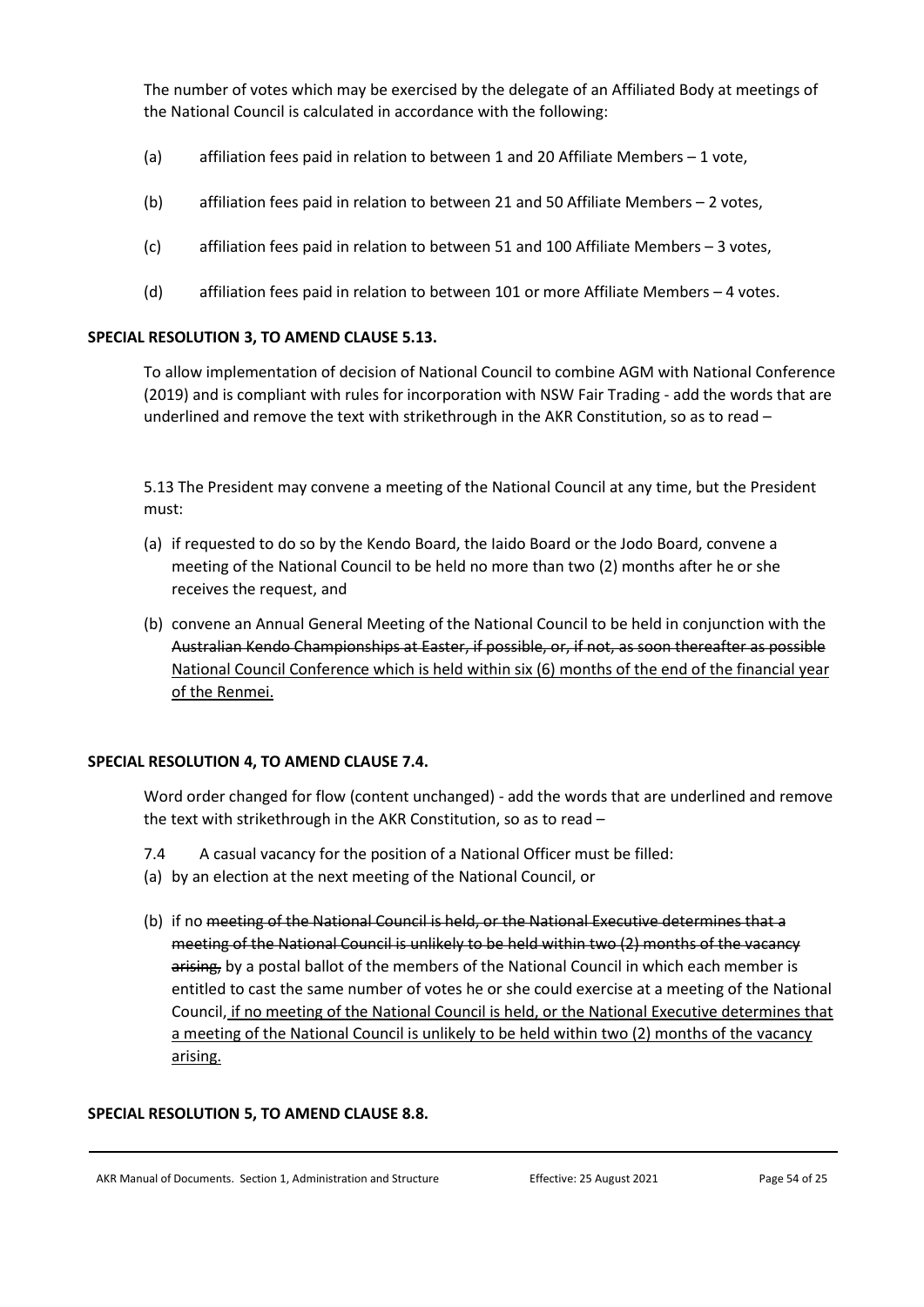The number of votes which may be exercised by the delegate of an Affiliated Body at meetings of the National Council is calculated in accordance with the following:

(a) affiliation fees paid in relation to between 1 and 20 Affiliate Members – 1 vote,

(b) affiliation fees paid in relation to between 21 and 50 Affiliate Members – 2 votes,

(c) affiliation fees paid in relation to between 51 and 100 Affiliate Members – 3 votes,

(d) affiliation fees paid in relation to between 101 or more Affiliate Members – 4 votes.

**SPECIAL RESOLUTION 3, TO AMEND CLAUSE 5.13.**

To allow implementation of decision of National Council to combine AGM with National Conference (2019) and is compliant with rules for incorporation with NSW Fair Trading - add the words that are underlined and remove the text with strikethrough in the AKR Constitution, so as to read –

5.13 The President may convene a meeting of the National Council at any time, but the President must:

(a) if requested to do so by the Kendo Board, the Iaido Board or the Jodo Board, convene a meeting of the National Council to be held no more than two (2) months after he or she receives the request, and

(b) convene an Annual General Meeting of the National Council to be held in conjunction with the ~~Australian Kendo Championships at Easter, if possible, or, if not, as soon thereafter as possible~~ <u>National Council Conference which is held within six (6) months of the end of the financial year of the Renmei.</u>

**SPECIAL RESOLUTION 4, TO AMEND CLAUSE 7.4.**

Word order changed for flow (content unchanged) - add the words that are underlined and remove the text with strikethrough in the AKR Constitution, so as to read –

7.4 A casual vacancy for the position of a National Officer must be filled:

(a) by an election at the next meeting of the National Council, or

(b) if no ~~meeting of the National Council is held, or the National Executive determines that a meeting of the National Council is unlikely to be held within two (2) months of the vacancy arising,~~ by a postal ballot of the members of the National Council in which each member is entitled to cast the same number of votes he or she could exercise at a meeting of the National Council<u>, if no meeting of the National Council is held, or the National Executive determines that a meeting of the National Council is unlikely to be held within two (2) months of the vacancy arising.</u>

**SPECIAL RESOLUTION 5, TO AMEND CLAUSE 8.8.**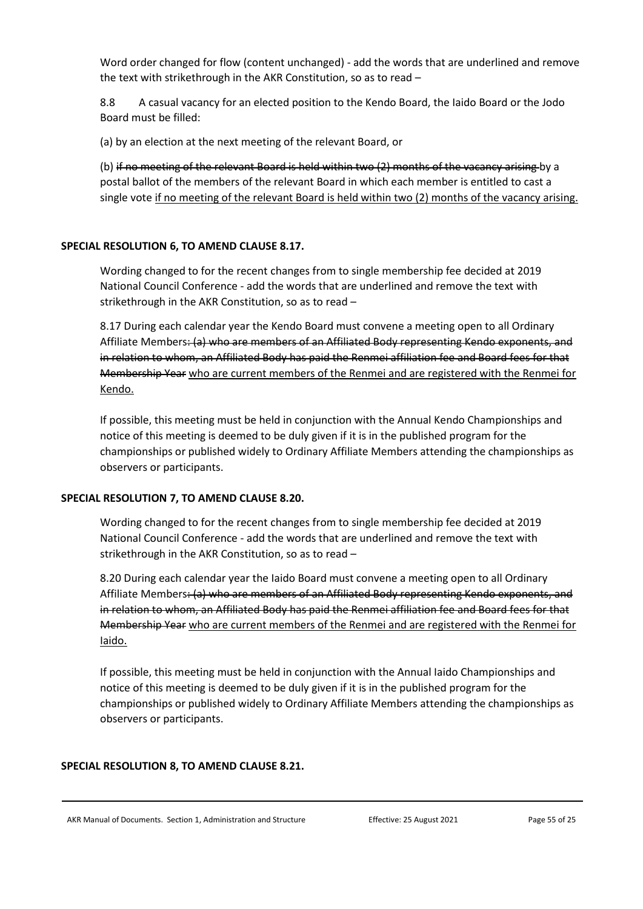Word order changed for flow (content unchanged) - add the words that are underlined and remove the text with strikethrough in the AKR Constitution, so as to read –

8.8 A casual vacancy for an elected position to the Kendo Board, the Iaido Board or the Jodo Board must be filled:

(a) by an election at the next meeting of the relevant Board, or

(b) ~~if no meeting of the relevant Board is held within two (2) months of the vacancy arising~~ by a postal ballot of the members of the relevant Board in which each member is entitled to cast a single vote <u>if no meeting of the relevant Board is held within two (2) months of the vacancy arising.</u>

**SPECIAL RESOLUTION 6, TO AMEND CLAUSE 8.17.**

Wording changed to for the recent changes from to single membership fee decided at 2019 National Council Conference - add the words that are underlined and remove the text with strikethrough in the AKR Constitution, so as to read –

8.17 During each calendar year the Kendo Board must convene a meeting open to all Ordinary Affiliate Members~~: (a) who are members of an Affiliated Body representing Kendo exponents, and in relation to whom, an Affiliated Body has paid the Renmei affiliation fee and Board fees for that Membership Year~~ <u>who are current members of the Renmei and are registered with the Renmei for Kendo.</u>

If possible, this meeting must be held in conjunction with the Annual Kendo Championships and notice of this meeting is deemed to be duly given if it is in the published program for the championships or published widely to Ordinary Affiliate Members attending the championships as observers or participants.

**SPECIAL RESOLUTION 7, TO AMEND CLAUSE 8.20.**

Wording changed to for the recent changes from to single membership fee decided at 2019 National Council Conference - add the words that are underlined and remove the text with strikethrough in the AKR Constitution, so as to read –

8.20 During each calendar year the Iaido Board must convene a meeting open to all Ordinary Affiliate Members~~: (a) who are members of an Affiliated Body representing Kendo exponents, and in relation to whom, an Affiliated Body has paid the Renmei affiliation fee and Board fees for that Membership Year~~ <u>who are current members of the Renmei and are registered with the Renmei for Iaido.</u>

If possible, this meeting must be held in conjunction with the Annual Iaido Championships and notice of this meeting is deemed to be duly given if it is in the published program for the championships or published widely to Ordinary Affiliate Members attending the championships as observers or participants.

**SPECIAL RESOLUTION 8, TO AMEND CLAUSE 8.21.**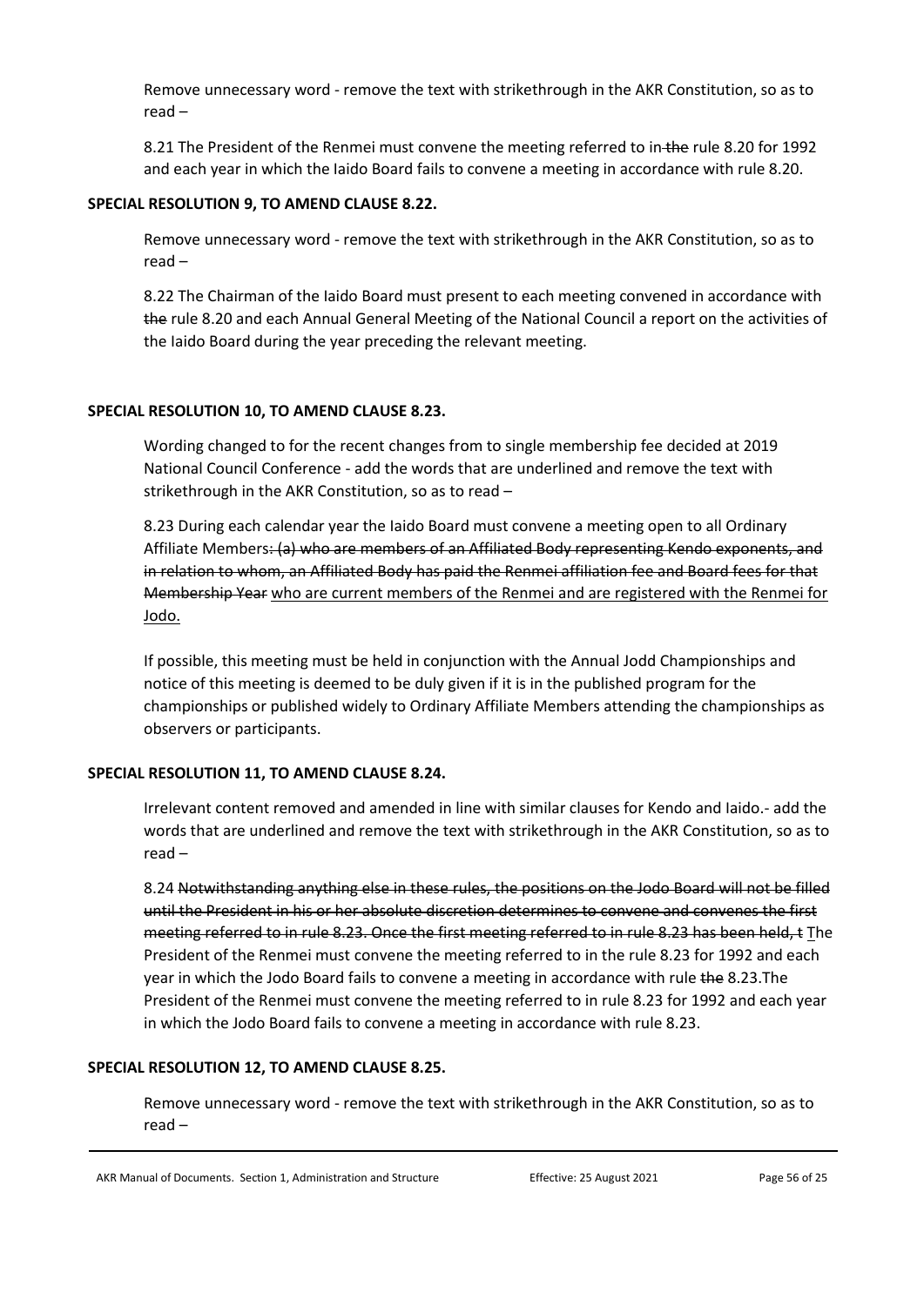Remove unnecessary word - remove the text with strikethrough in the AKR Constitution, so as to read –

8.21 The President of the Renmei must convene the meeting referred to in ~~the~~ rule 8.20 for 1992 and each year in which the Iaido Board fails to convene a meeting in accordance with rule 8.20.

**SPECIAL RESOLUTION 9, TO AMEND CLAUSE 8.22.**

Remove unnecessary word - remove the text with strikethrough in the AKR Constitution, so as to read –

8.22 The Chairman of the Iaido Board must present to each meeting convened in accordance with ~~the~~ rule 8.20 and each Annual General Meeting of the National Council a report on the activities of the Iaido Board during the year preceding the relevant meeting.

**SPECIAL RESOLUTION 10, TO AMEND CLAUSE 8.23.**

Wording changed to for the recent changes from to single membership fee decided at 2019 National Council Conference - add the words that are underlined and remove the text with strikethrough in the AKR Constitution, so as to read –

8.23 During each calendar year the Iaido Board must convene a meeting open to all Ordinary Affiliate Members~~: (a) who are members of an Affiliated Body representing Kendo exponents, and in relation to whom, an Affiliated Body has paid the Renmei affiliation fee and Board fees for that Membership Year~~ <u>who are current members of the Renmei and are registered with the Renmei for Jodo.</u>

If possible, this meeting must be held in conjunction with the Annual Jodd Championships and notice of this meeting is deemed to be duly given if it is in the published program for the championships or published widely to Ordinary Affiliate Members attending the championships as observers or participants.

**SPECIAL RESOLUTION 11, TO AMEND CLAUSE 8.24.**

Irrelevant content removed and amended in line with similar clauses for Kendo and Iaido.- add the words that are underlined and remove the text with strikethrough in the AKR Constitution, so as to read –

8.24 ~~Notwithstanding anything else in these rules, the positions on the Jodo Board will not be filled until the President in his or her absolute discretion determines to convene and convenes the first meeting referred to in rule 8.23. Once the first meeting referred to in rule 8.23 has been held, t~~ <u>T</u>he President of the Renmei must convene the meeting referred to in the rule 8.23 for 1992 and each year in which the Jodo Board fails to convene a meeting in accordance with rule ~~the~~ 8.23.The President of the Renmei must convene the meeting referred to in rule 8.23 for 1992 and each year in which the Jodo Board fails to convene a meeting in accordance with rule 8.23.

**SPECIAL RESOLUTION 12, TO AMEND CLAUSE 8.25.**

Remove unnecessary word - remove the text with strikethrough in the AKR Constitution, so as to read –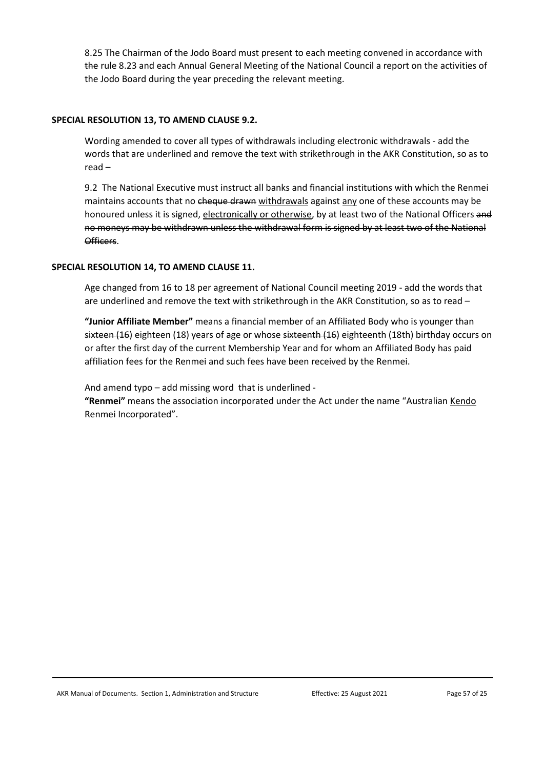8.25 The Chairman of the Jodo Board must present to each meeting convened in accordance with ~~the~~ rule 8.23 and each Annual General Meeting of the National Council a report on the activities of the Jodo Board during the year preceding the relevant meeting.

**SPECIAL RESOLUTION 13, TO AMEND CLAUSE 9.2.**

Wording amended to cover all types of withdrawals including electronic withdrawals - add the words that are underlined and remove the text with strikethrough in the AKR Constitution, so as to read –

9.2 The National Executive must instruct all banks and financial institutions with which the Renmei maintains accounts that no ~~cheque drawn~~ <u>withdrawals</u> against <u>any</u> one of these accounts may be honoured unless it is signed, <u>electronically or otherwise</u>, by at least two of the National Officers ~~and no moneys may be withdrawn unless the withdrawal form is signed by at least two of the National Officers~~.

**SPECIAL RESOLUTION 14, TO AMEND CLAUSE 11.**

Age changed from 16 to 18 per agreement of National Council meeting 2019 - add the words that are underlined and remove the text with strikethrough in the AKR Constitution, so as to read –

**"Junior Affiliate Member"** means a financial member of an Affiliated Body who is younger than ~~sixteen (16)~~ eighteen (18) years of age or whose ~~sixteenth (16)~~ eighteenth (18th) birthday occurs on or after the first day of the current Membership Year and for whom an Affiliated Body has paid affiliation fees for the Renmei and such fees have been received by the Renmei.

And amend typo – add missing word that is underlined -
**"Renmei"** means the association incorporated under the Act under the name "Australian <u>Kendo</u> Renmei Incorporated".